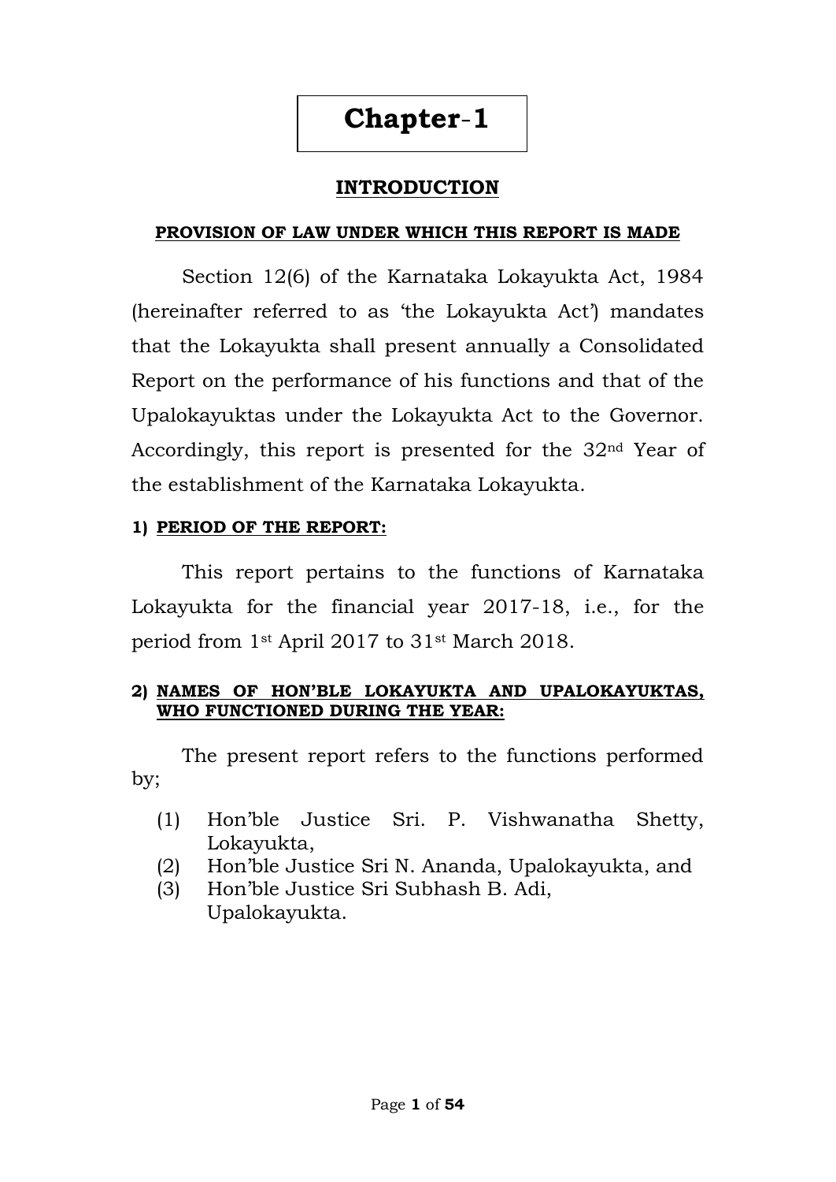# Chapter-1

## INTRODUCTION

### PROVISION OF LAW UNDER WHICH THIS REPORT IS MADE

Section 12(6) of the Karnataka Lokayukta Act, 1984 (hereinafter referred to as 'the Lokayukta Act') mandates that the Lokayukta shall present annually a Consolidated Report on the performance of his functions and that of the Upalokayuktas under the Lokayukta Act to the Governor. Accordingly, this report is presented for the 32nd Year of the establishment of the Karnataka Lokayukta.

#### 1) PERIOD OF THE REPORT:

This report pertains to the functions of Karnataka Lokayukta for the financial year 2017-18, i.e., for the period from 1st April 2017 to 31st March 2018.

#### 2) NAMES OF HON'BLE LOKAYUKTA AND UPALOKAYUKTAS, WHO FUNCTIONED DURING THE YEAR:

The present report refers to the functions performed by;

(1) Hon'ble Justice Sri. P. Vishwanatha Shetty, Lokayukta,
(2) Hon'ble Justice Sri N. Ananda, Upalokayukta, and
(3) Hon'ble Justice Sri Subhash B. Adi, Upalokayukta.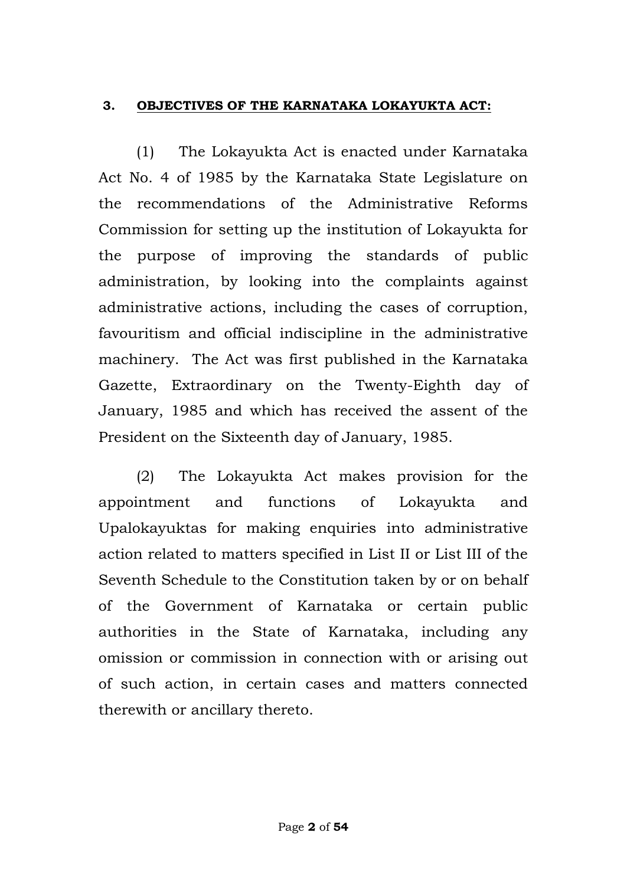## 3. OBJECTIVES OF THE KARNATAKA LOKAYUKTA ACT:

(1) The Lokayukta Act is enacted under Karnataka Act No. 4 of 1985 by the Karnataka State Legislature on the recommendations of the Administrative Reforms Commission for setting up the institution of Lokayukta for the purpose of improving the standards of public administration, by looking into the complaints against administrative actions, including the cases of corruption, favouritism and official indiscipline in the administrative machinery. The Act was first published in the Karnataka Gazette, Extraordinary on the Twenty-Eighth day of January, 1985 and which has received the assent of the President on the Sixteenth day of January, 1985.

(2) The Lokayukta Act makes provision for the appointment and functions of Lokayukta and Upalokayuktas for making enquiries into administrative action related to matters specified in List II or List III of the Seventh Schedule to the Constitution taken by or on behalf of the Government of Karnataka or certain public authorities in the State of Karnataka, including any omission or commission in connection with or arising out of such action, in certain cases and matters connected therewith or ancillary thereto.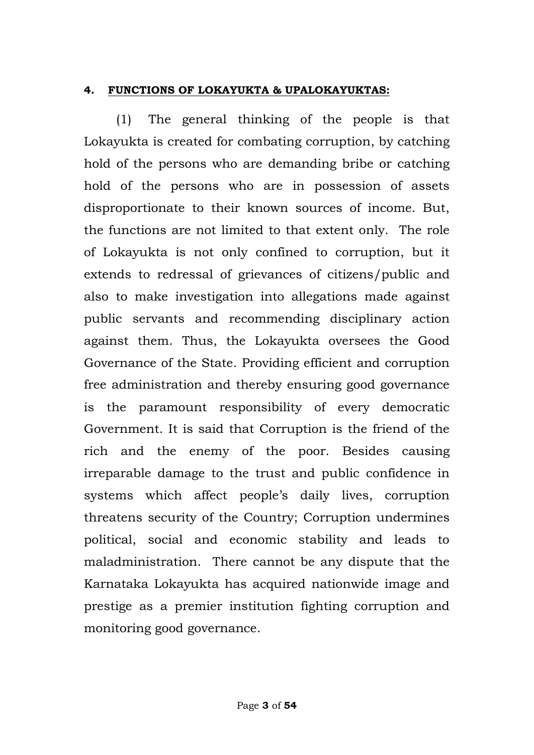## 4. FUNCTIONS OF LOKAYUKTA & UPALOKAYUKTAS:

(1) The general thinking of the people is that Lokayukta is created for combating corruption, by catching hold of the persons who are demanding bribe or catching hold of the persons who are in possession of assets disproportionate to their known sources of income. But, the functions are not limited to that extent only. The role of Lokayukta is not only confined to corruption, but it extends to redressal of grievances of citizens/public and also to make investigation into allegations made against public servants and recommending disciplinary action against them. Thus, the Lokayukta oversees the Good Governance of the State. Providing efficient and corruption free administration and thereby ensuring good governance is the paramount responsibility of every democratic Government. It is said that Corruption is the friend of the rich and the enemy of the poor. Besides causing irreparable damage to the trust and public confidence in systems which affect people's daily lives, corruption threatens security of the Country; Corruption undermines political, social and economic stability and leads to maladministration. There cannot be any dispute that the Karnataka Lokayukta has acquired nationwide image and prestige as a premier institution fighting corruption and monitoring good governance.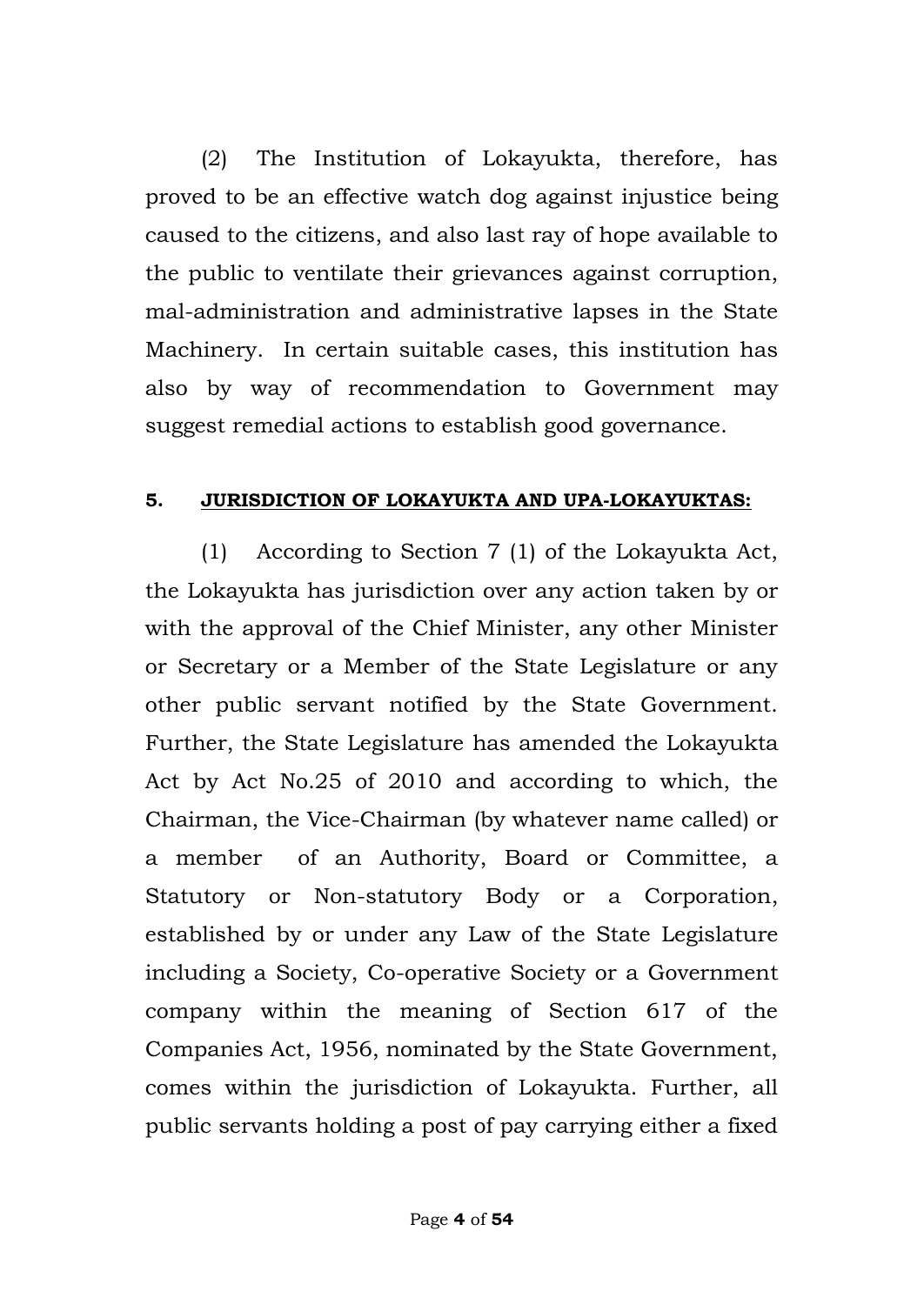(2) The Institution of Lokayukta, therefore, has proved to be an effective watch dog against injustice being caused to the citizens, and also last ray of hope available to the public to ventilate their grievances against corruption, mal-administration and administrative lapses in the State Machinery. In certain suitable cases, this institution has also by way of recommendation to Government may suggest remedial actions to establish good governance.

**5. <u>JURISDICTION OF LOKAYUKTA AND UPA-LOKAYUKTAS:</u>**

(1) According to Section 7 (1) of the Lokayukta Act, the Lokayukta has jurisdiction over any action taken by or with the approval of the Chief Minister, any other Minister or Secretary or a Member of the State Legislature or any other public servant notified by the State Government. Further, the State Legislature has amended the Lokayukta Act by Act No.25 of 2010 and according to which, the Chairman, the Vice-Chairman (by whatever name called) or a member of an Authority, Board or Committee, a Statutory or Non-statutory Body or a Corporation, established by or under any Law of the State Legislature including a Society, Co-operative Society or a Government company within the meaning of Section 617 of the Companies Act, 1956, nominated by the State Government, comes within the jurisdiction of Lokayukta. Further, all public servants holding a post of pay carrying either a fixed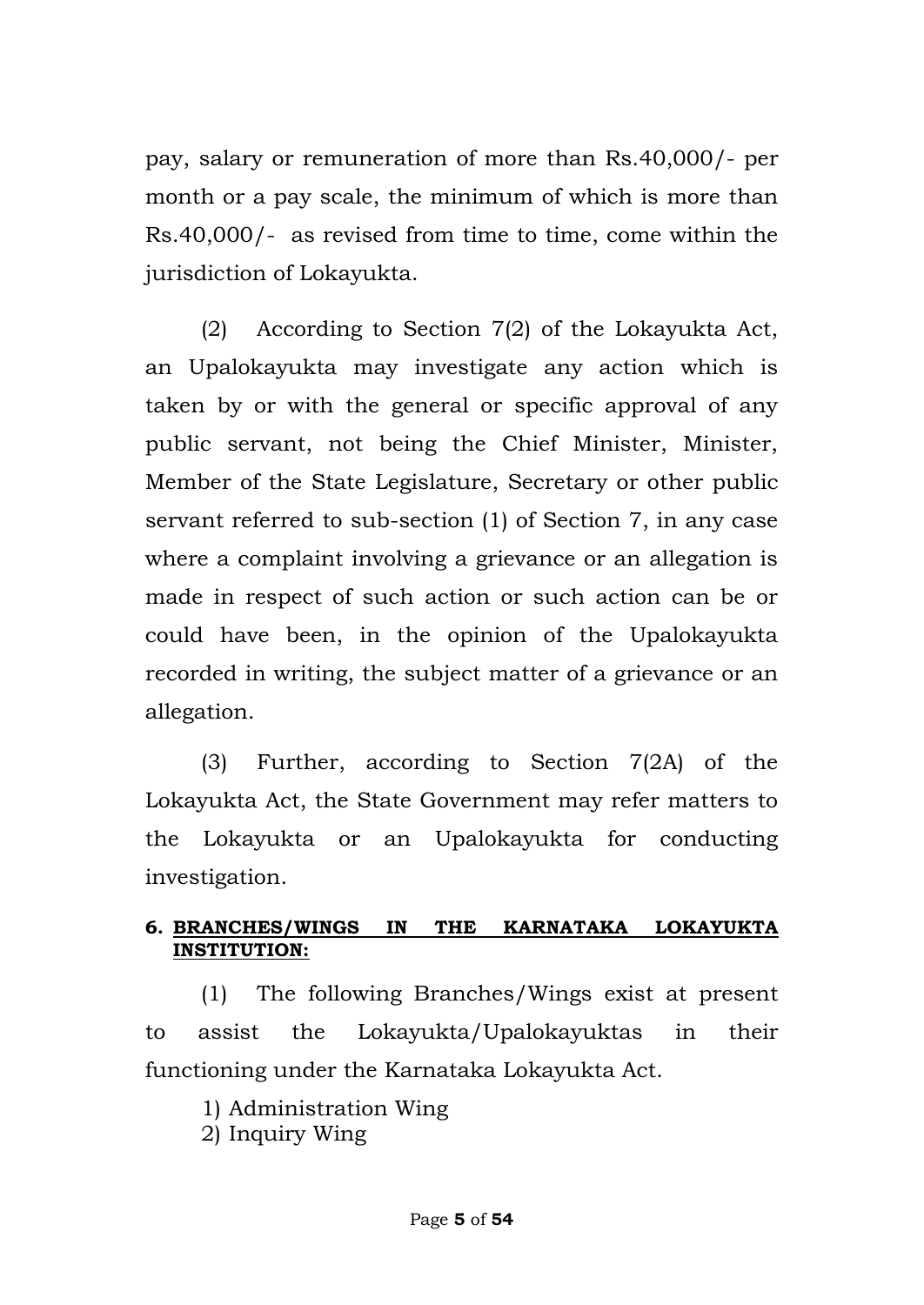pay, salary or remuneration of more than Rs.40,000/- per month or a pay scale, the minimum of which is more than Rs.40,000/- as revised from time to time, come within the jurisdiction of Lokayukta.

(2) According to Section 7(2) of the Lokayukta Act, an Upalokayukta may investigate any action which is taken by or with the general or specific approval of any public servant, not being the Chief Minister, Minister, Member of the State Legislature, Secretary or other public servant referred sub-section (1) of Section 7, in any case where a complaint involving a grievance or an allegation is made in respect of such action or such action can be or could have been, in the opinion of the Upalokayukta recorded in writing, the subject matter of a grievance or an allegation.

(3) Further, according to Section 7(2A) of the Lokayukta Act, the State Government may refer matters to the Lokayukta or an Upalokayukta for conducting investigation.

### 6. <u>BRANCHES/WINGS IN THE KARNATAKA LOKAYUKTA INSTITUTION:</u>

(1) The following Branches/Wings exist at present to assist the Lokayukta/Upalokayuktas in their functioning under the Karnataka Lokayukta Act.

1) Administration Wing
2) Inquiry Wing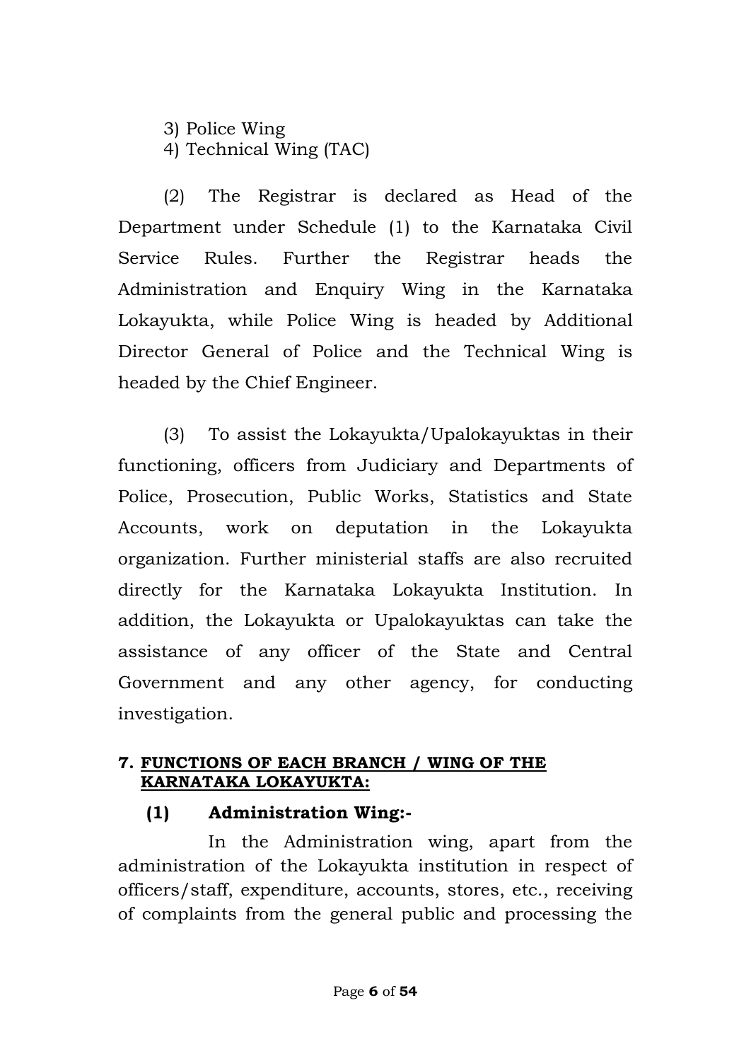3) Police Wing
4) Technical Wing (TAC)

(2) The Registrar is declared as Head of the Department under Schedule (1) to the Karnataka Civil Service Rules. Further the Registrar heads the Administration and Enquiry Wing in the Karnataka Lokayukta, while Police Wing is headed by Additional Director General of Police and the Technical Wing is headed by the Chief Engineer.

(3) To assist the Lokayukta/Upalokayuktas in their functioning, officers from Judiciary and Departments of Police, Prosecution, Public Works, Statistics and State Accounts, work on deputation in the Lokayukta organization. Further ministerial staffs are also recruited directly for the Karnataka Lokayukta Institution. In addition, the Lokayukta or Upalokayuktas can take the assistance of any officer of the State and Central Government and any other agency, for conducting investigation.

## 7. <u>FUNCTIONS OF EACH BRANCH / WING OF THE KARNATAKA LOKAYUKTA:</u>

### (1) Administration Wing:-

In the Administration wing, apart from the administration of the Lokayukta institution in respect of officers/staff, expenditure, accounts, stores, etc., receiving of complaints from the general public and processing the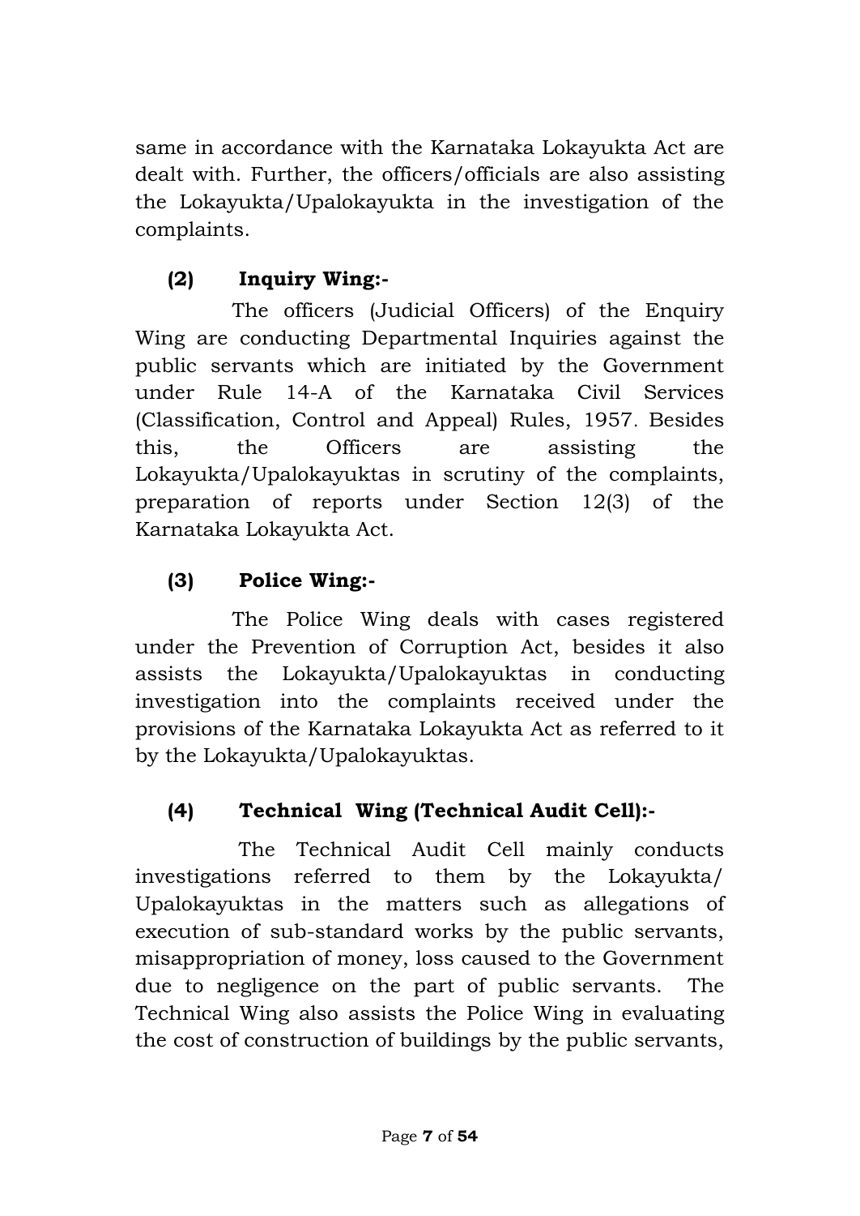same in accordance with the Karnataka Lokayukta Act are dealt with. Further, the officers/officials are also assisting the Lokayukta/Upalokayukta in the investigation of the complaints.

### (2) Inquiry Wing:-

The officers (Judicial Officers) of the Enquiry Wing are conducting Departmental Inquiries against the public servants which are initiated by the Government under Rule 14-A of the Karnataka Civil Services (Classification, Control and Appeal) Rules, 1957. Besides this, the Officers are assisting the Lokayukta/Upalokayuktas in scrutiny of the complaints, preparation of reports under Section 12(3) of the Karnataka Lokayukta Act.

### (3) Police Wing:-

The Police Wing deals with cases registered under the Prevention of Corruption Act, besides it also assists the Lokayukta/Upalokayuktas in conducting investigation into the complaints received under the provisions of the Karnataka Lokayukta Act as referred to it by the Lokayukta/Upalokayuktas.

### (4) Technical Wing (Technical Audit Cell):-

The Technical Audit Cell mainly conducts investigations referred to them by the Lokayukta/ Upalokayuktas in the matters such as allegations of execution of sub-standard works by the public servants, misappropriation of money, loss caused to the Government due to negligence on the part of public servants. The Technical Wing also assists the Police Wing in evaluating the cost of construction of buildings by the public servants,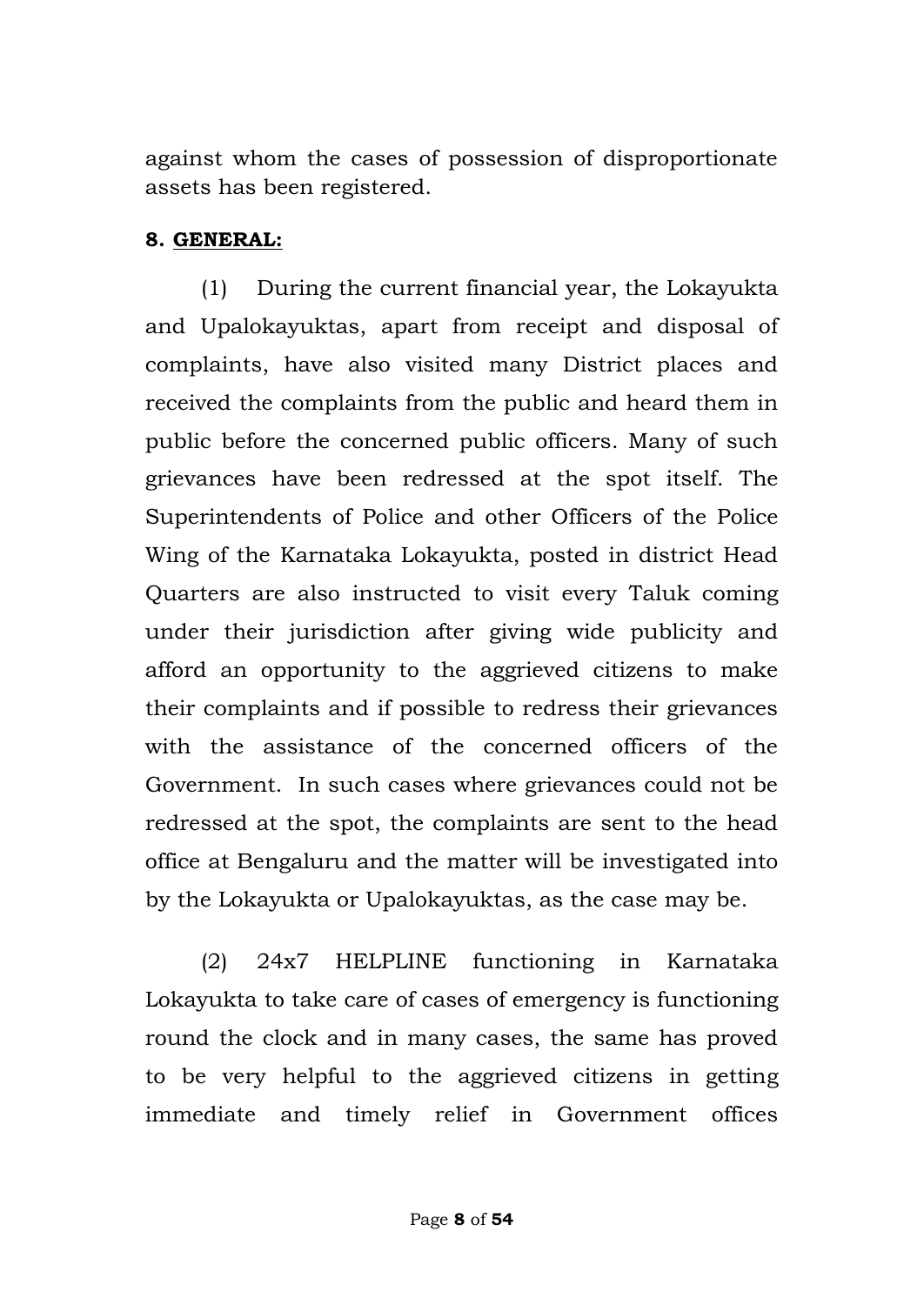against whom the cases of possession of disproportionate assets has been registered.

**8. GENERAL:**

(1) During the current financial year, the Lokayukta and Upalokayuktas, apart from receipt and disposal of complaints, have also visited many District places and received the complaints from the public and heard them in public before the concerned public officers. Many of such grievances have been redressed at the spot itself. The Superintendents of Police and other Officers of the Police Wing of the Karnataka Lokayukta, posted in district Head Quarters are also instructed to visit every Taluk coming under their jurisdiction after giving wide publicity and afford an opportunity to the aggrieved citizens to make their complaints and if possible to redress their grievances with the assistance of the concerned officers of the Government. In such cases where grievances could not be redressed at the spot, the complaints are sent to the head office at Bengaluru and the matter will be investigated into by the Lokayukta or Upalokayuktas, as the case may be.

(2) 24x7 HELPLINE functioning in Karnataka Lokayukta to take care of cases of emergency is functioning round the clock and in many cases, the same has proved to be very helpful to the aggrieved citizens in getting immediate and timely relief in Government offices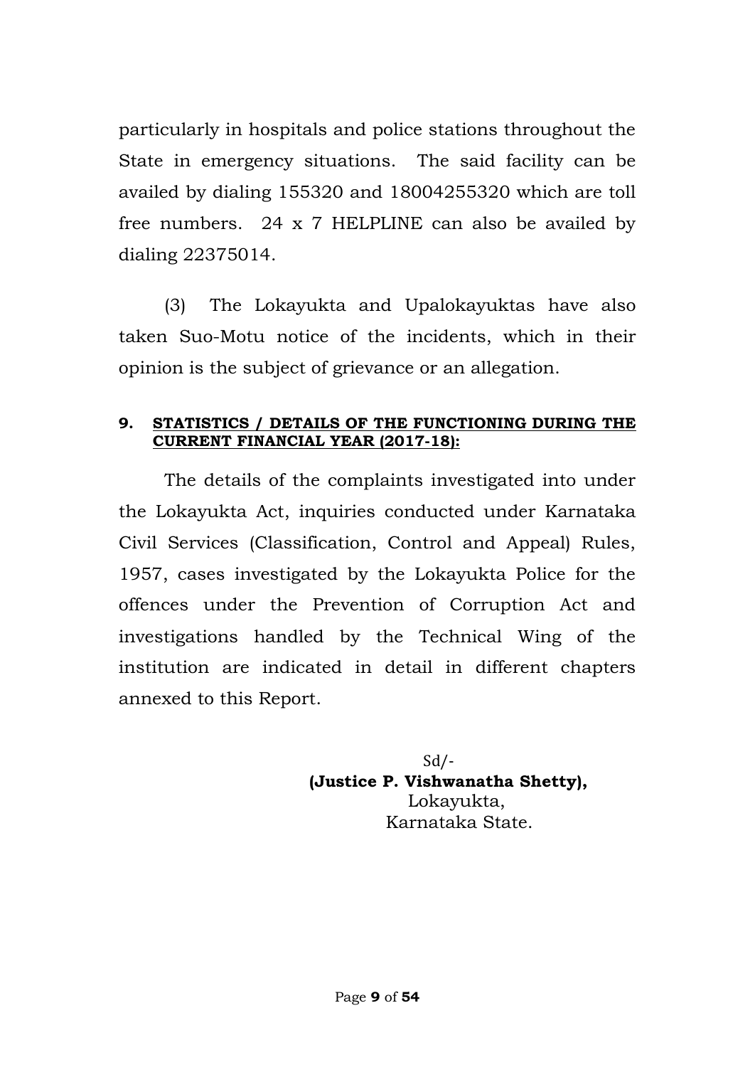particularly in hospitals and police stations throughout the State in emergency situations. The said facility can be availed by dialing 155320 and 18004255320 which are toll free numbers. 24 x 7 HELPLINE can also be availed by dialing 22375014.

(3) The Lokayukta and Upalokayuktas have also taken Suo-Motu notice of the incidents, which in their opinion is the subject of grievance or an allegation.

## 9. STATISTICS / DETAILS OF THE FUNCTIONING DURING THE CURRENT FINANCIAL YEAR (2017-18):

The details of the complaints investigated into under the Lokayukta Act, inquiries conducted under Karnataka Civil Services (Classification, Control and Appeal) Rules, 1957, cases investigated by the Lokayukta Police for the offences under the Prevention of Corruption Act and investigations handled by the Technical Wing of the institution are indicated in detail in different chapters annexed to this Report.

Sd/-
**(Justice P. Vishwanatha Shetty),**
Lokayukta,
Karnataka State.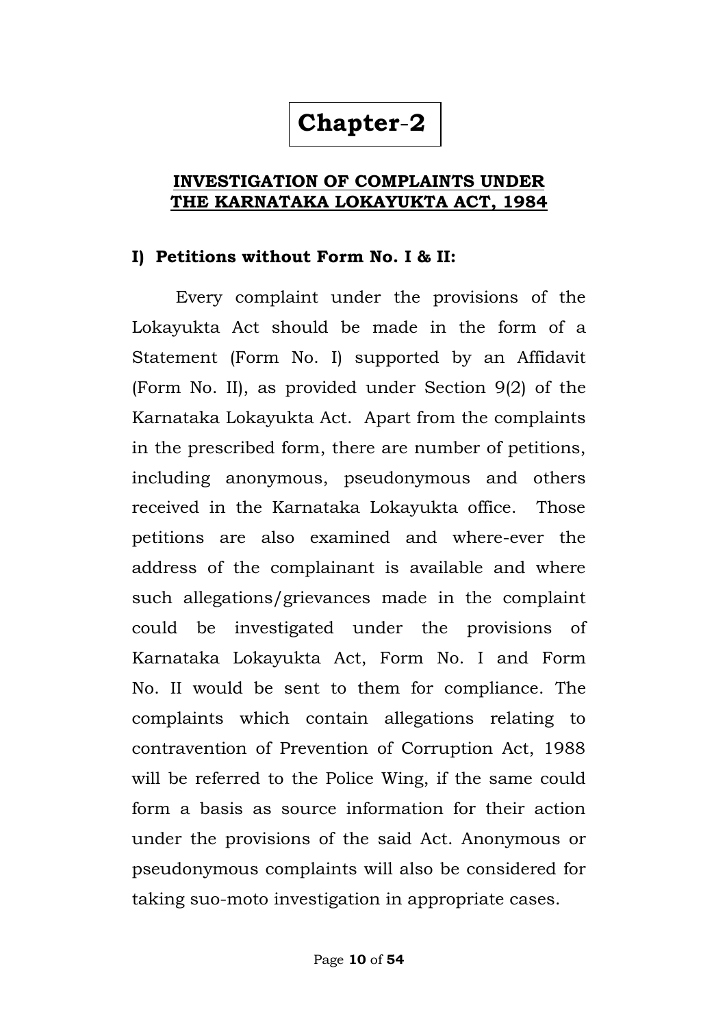# Chapter-2

## INVESTIGATION OF COMPLAINTS UNDER THE KARNATAKA LOKAYUKTA ACT, 1984

### I) Petitions without Form No. I & II:

Every complaint under the provisions of the Lokayukta Act should be made in the form of a Statement (Form No. I) supported by an Affidavit (Form No. II), as provided under Section 9(2) of the Karnataka Lokayukta Act. Apart from the complaints in the prescribed form, there are number of petitions, including anonymous, pseudonymous and others received in the Karnataka Lokayukta office. Those petitions are also examined and where-ever the address of the complainant is available and where such allegations/grievances made in the complaint could be investigated under the provisions of Karnataka Lokayukta Act, Form No. I and Form No. II would be sent to them for compliance. The complaints which contain allegations relating to contravention of Prevention of Corruption Act, 1988 will be referred to the Police Wing, if the same could form a basis as source information for their action under the provisions of the said Act. Anonymous or pseudonymous complaints will also be considered for taking suo-moto investigation in appropriate cases.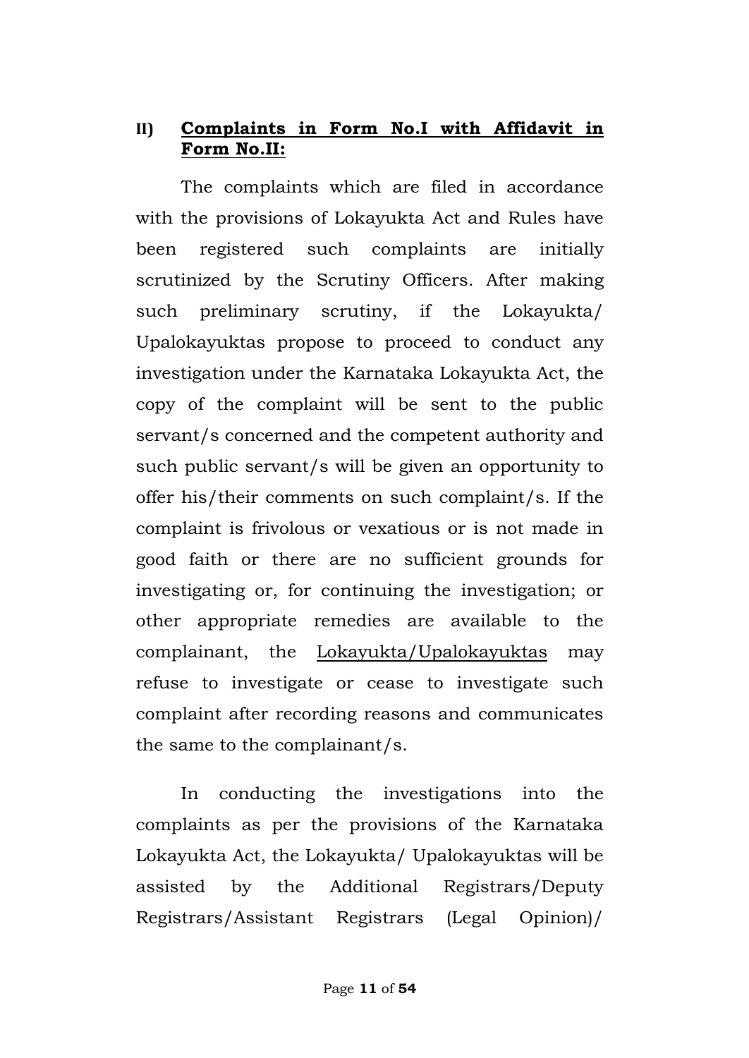**II) <u>Complaints in Form No.I with Affidavit in Form No.II:</u>**

The complaints which are filed in accordance with the provisions of Lokayukta Act and Rules have been registered such complaints are initially scrutinized by the Scrutiny Officers. After making such preliminary scrutiny, if the Lokayukta/ Upalokayuktas propose to proceed to conduct any investigation under the Karnataka Lokayukta Act, the copy of the complaint will be sent to the public servant/s concerned and the competent authority and such public servant/s will be given an opportunity to offer his/their comments on such complaint/s. If the complaint is frivolous or vexatious or is not made in good faith or there are no sufficient grounds for investigating or, for continuing the investigation; or other appropriate remedies are available to the complainant, the <u>Lokayukta/Upalokayuktas</u> may refuse to investigate or cease to investigate such complaint after recording reasons and communicates the same to the complainant/s.

In conducting the investigations into the complaints as per the provisions of the Karnataka Lokayukta Act, the Lokayukta/ Upalokayuktas will be assisted by the Additional Registrars/Deputy Registrars/Assistant Registrars (Legal Opinion)/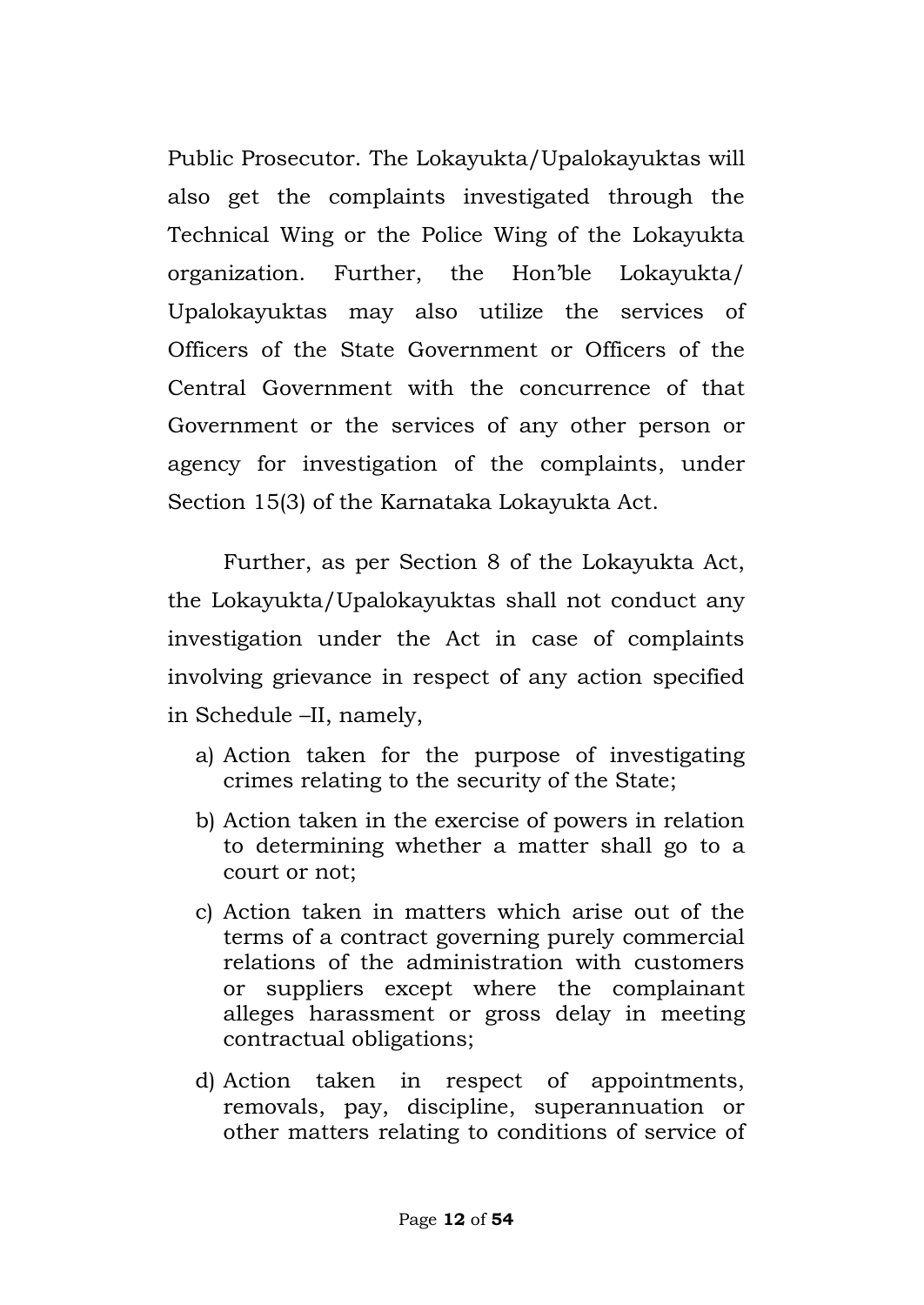Public Prosecutor. The Lokayukta/Upalokayuktas will also get the complaints investigated through the Technical Wing or the Police Wing of the Lokayukta organization. Further, the Hon'ble Lokayukta/ Upalokayuktas may also utilize the services of Officers of the State Government or Officers of the Central Government with the concurrence of that Government or the services of any other person or agency for investigation of the complaints, under Section 15(3) of the Karnataka Lokayukta Act.

Further, as per Section 8 of the Lokayukta Act, the Lokayukta/Upalokayuktas shall not conduct any investigation under the Act in case of complaints involving grievance in respect of any action specified in Schedule –II, namely,

a) Action taken for the purpose of investigating crimes relating to the security of the State;

b) Action taken in the exercise of powers in relation to determining whether a matter shall go to a court or not;

c) Action taken in matters which arise out of the terms of a contract governing purely commercial relations of the administration with customers or suppliers except where the complainant alleges harassment or gross delay in meeting contractual obligations;

d) Action taken in respect of appointments, removals, pay, discipline, superannuation or other matters relating to conditions of service of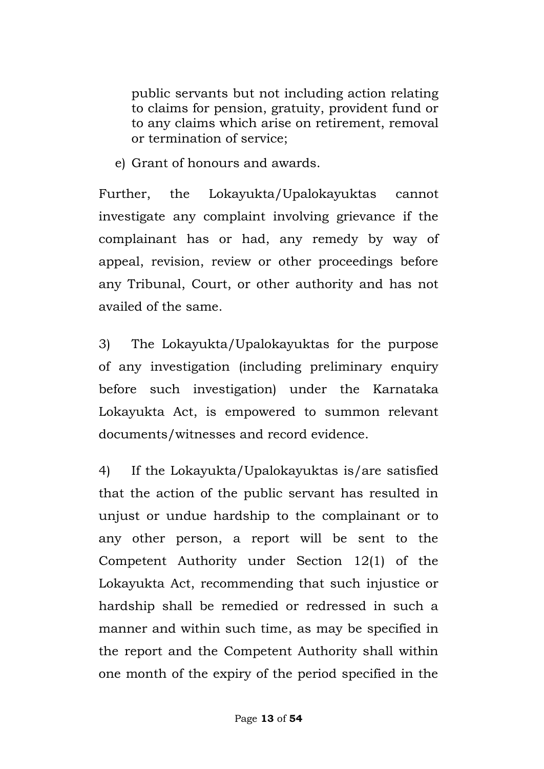public servants but not including action relating to claims for pension, gratuity, provident fund or to any claims which arise on retirement, removal or termination of service;

e) Grant of honours and awards.

Further, the Lokayukta/Upalokayuktas cannot investigate any complaint involving grievance if the complainant has or had, any remedy by way of appeal, revision, review or other proceedings before any Tribunal, Court, or other authority and has not availed of the same.

3) The Lokayukta/Upalokayuktas for the purpose of any investigation (including preliminary enquiry before such investigation) under the Karnataka Lokayukta Act, is empowered to summon relevant documents/witnesses and record evidence.

4) If the Lokayukta/Upalokayuktas is/are satisfied that the action of the public servant has resulted in unjust or undue hardship to the complainant or to any other person, a report will be sent to the Competent Authority under Section 12(1) of the Lokayukta Act, recommending that such injustice or hardship shall be remedied or redressed in such a manner and within such time, as may be specified in the report and the Competent Authority shall within one month of the expiry of the period specified in the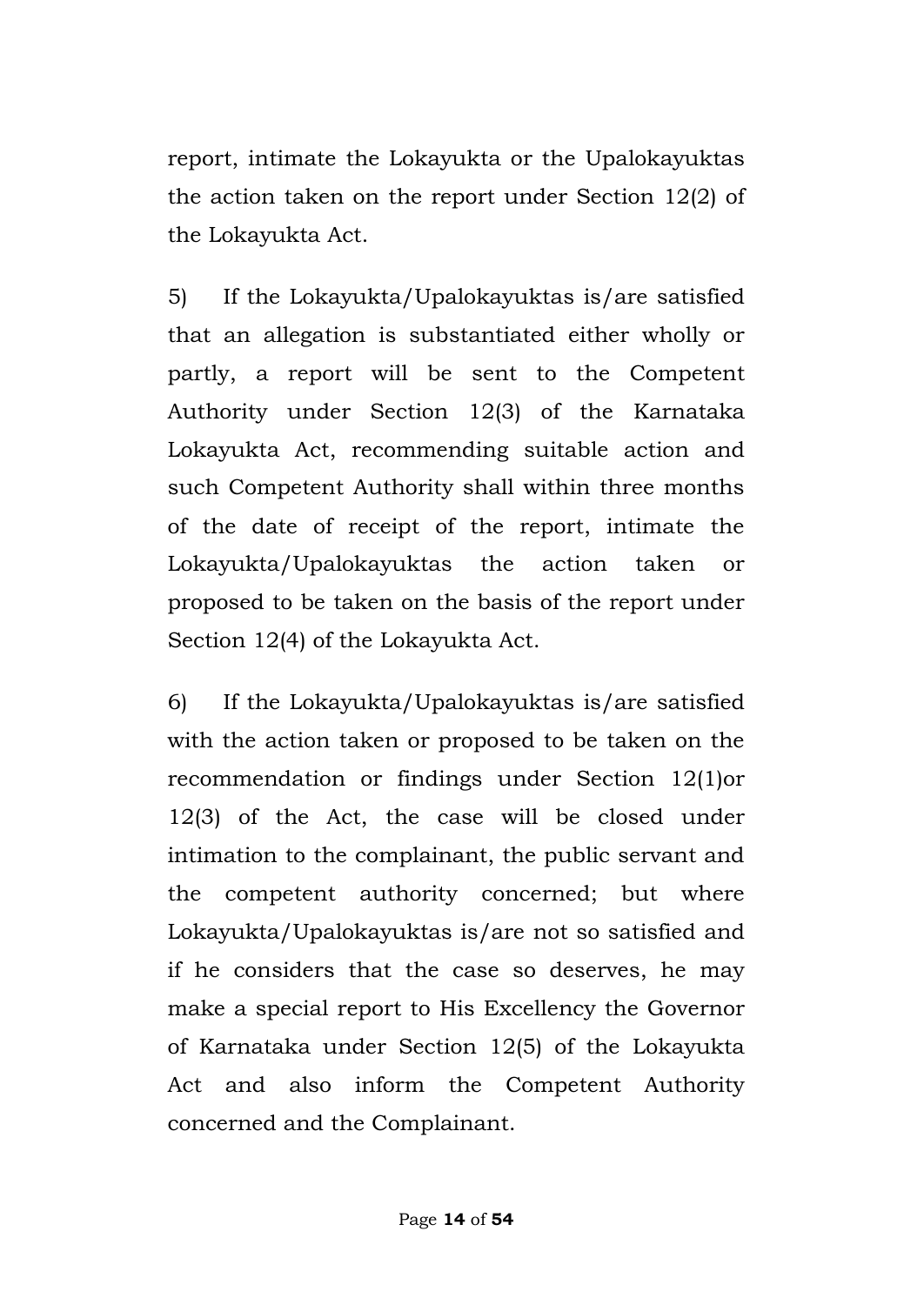report, intimate the Lokayukta or the Upalokayuktas the action taken on the report under Section 12(2) of the Lokayukta Act.

5) If the Lokayukta/Upalokayuktas is/are satisfied that an allegation is substantiated either wholly or partly, a report will be sent to the Competent Authority under Section 12(3) of the Karnataka Lokayukta Act, recommending suitable action and such Competent Authority shall within three months of the date of receipt of the report, intimate the Lokayukta/Upalokayuktas the action taken or proposed to be taken on the basis of the report under Section 12(4) of the Lokayukta Act.

6) If the Lokayukta/Upalokayuktas is/are satisfied with the action taken or proposed to be taken on the recommendation or findings under Section 12(1)or 12(3) of the Act, the case will be closed under intimation to the complainant, the public servant and the competent authority concerned; but where Lokayukta/Upalokayuktas is/are not so satisfied and if he considers that the case so deserves, he may make a special report to His Excellency the Governor of Karnataka under Section 12(5) of the Lokayukta Act and also inform the Competent Authority concerned and the Complainant.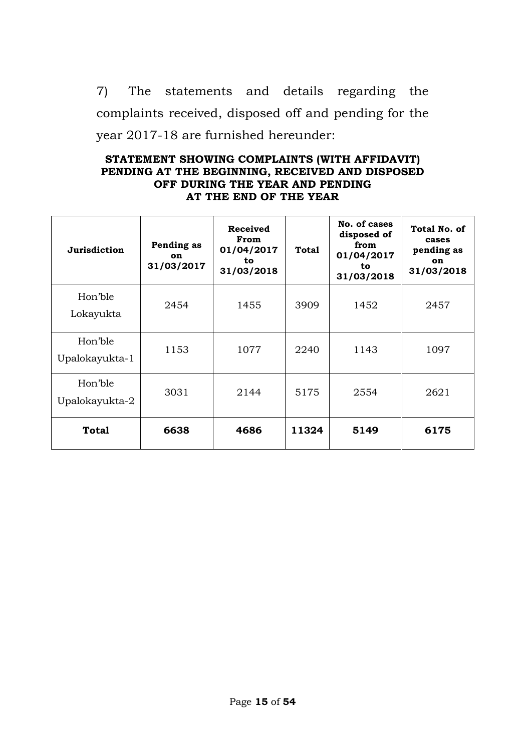7) The statements and details regarding the complaints received, disposed off and pending for the year 2017-18 are furnished hereunder:

**STATEMENT SHOWING COMPLAINTS (WITH AFFIDAVIT) PENDING AT THE BEGINNING, RECEIVED AND DISPOSED OFF DURING THE YEAR AND PENDING AT THE END OF THE YEAR**

| Jurisdiction | Pending as on 31/03/2017 | Received From 01/04/2017 to 31/03/2018 | Total | No. of cases disposed of from 01/04/2017 to 31/03/2018 | Total No. of cases pending as on 31/03/2018 |
|---|---|---|---|---|---|
| Hon'ble Lokayukta | 2454 | 1455 | 3909 | 1452 | 2457 |
| Hon'ble Upalokayukta-1 | 1153 | 1077 | 2240 | 1143 | 1097 |
| Hon'ble Upalokayukta-2 | 3031 | 2144 | 5175 | 2554 | 2621 |
| **Total** | **6638** | **4686** | **11324** | **5149** | **6175** |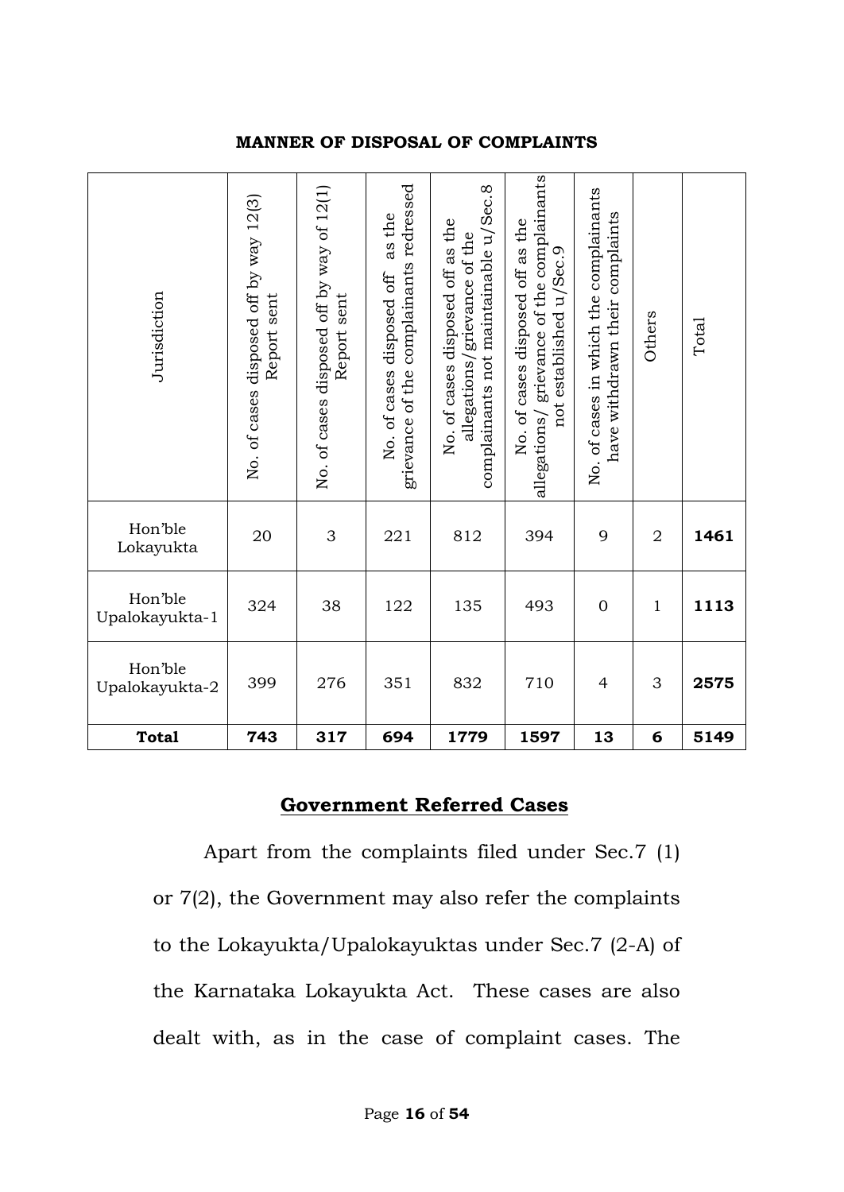**MANNER OF DISPOSAL OF COMPLAINTS**

| Jurisdiction | No. of cases disposed off by way 12(3) Report sent | No. of cases disposed off by way of 12(1) Report sent | No. of cases disposed off as the grievance of the complainants redressed | No. of cases disposed off as the allegations/grievance of the complainants not maintainable u/Sec.8 | No. of cases disposed off as the allegations/ grievance of the complainants not established u/Sec.9 | No. of cases in which the complainants have withdrawn their complaints | Others | Total |
|---|---|---|---|---|---|---|---|---|
| Hon'ble Lokayukta | 20 | 3 | 221 | 812 | 394 | 9 | 2 | **1461** |
| Hon'ble Upalokayukta-1 | 324 | 38 | 122 | 135 | 493 | 0 | 1 | **1113** |
| Hon'ble Upalokayukta-2 | 399 | 276 | 351 | 832 | 710 | 4 | 3 | **2575** |
| **Total** | **743** | **317** | **694** | **1779** | **1597** | **13** | **6** | **5149** |

## Government Referred Cases

Apart from the complaints filed under Sec.7 (1) or 7(2), the Government may also refer the complaints to the Lokayukta/Upalokayuktas under Sec.7 (2-A) of the Karnataka Lokayukta Act. These cases are also dealt with, as in the case of complaint cases. The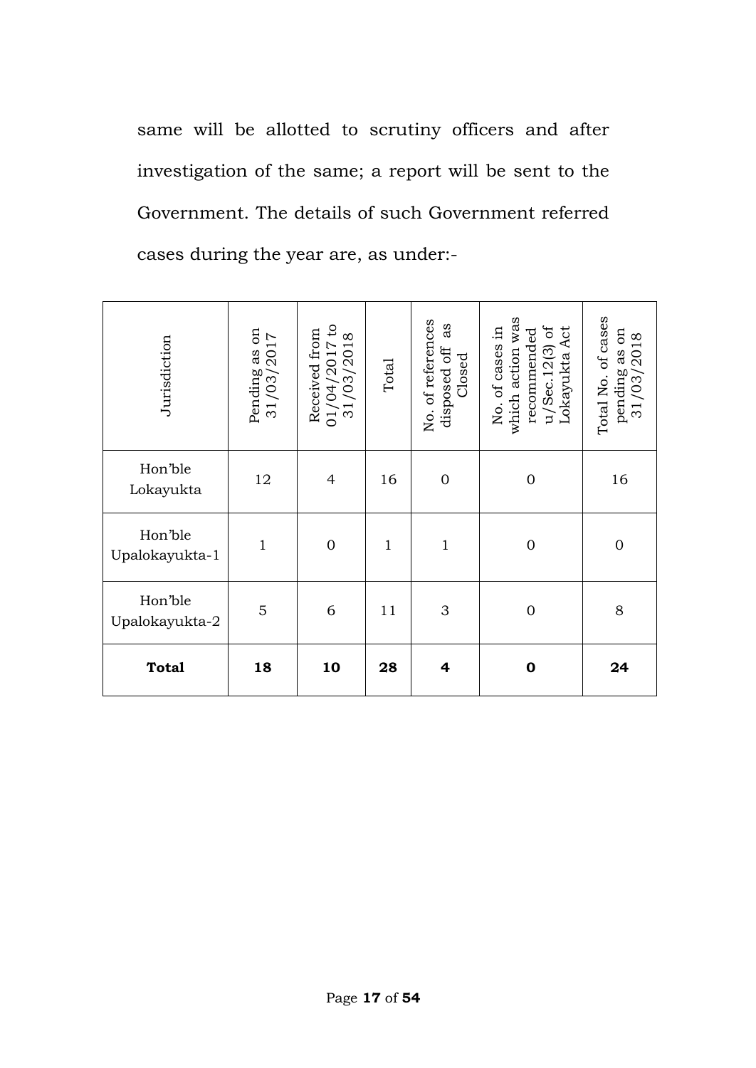same will be allotted to scrutiny officers and after investigation of the same; a report will be sent to the Government. The details of such Government referred cases during the year are, as under:-

| Jurisdiction | Pending as on 31/03/2017 | Received from 01/04/2017 to 31/03/2018 | Total | No. of references disposed off as Closed | No. of cases in which action was recommended u/Sec.12(3) of Lokayukta Act | Total No. of cases pending as on 31/03/2018 |
|---|---|---|---|---|---|---|
| Hon'ble Lokayukta | 12 | 4 | 16 | 0 | 0 | 16 |
| Hon'ble Upalokayukta-1 | 1 | 0 | 1 | 1 | 0 | 0 |
| Hon'ble Upalokayukta-2 | 5 | 6 | 11 | 3 | 0 | 8 |
| **Total** | **18** | **10** | **28** | **4** | **0** | **24** |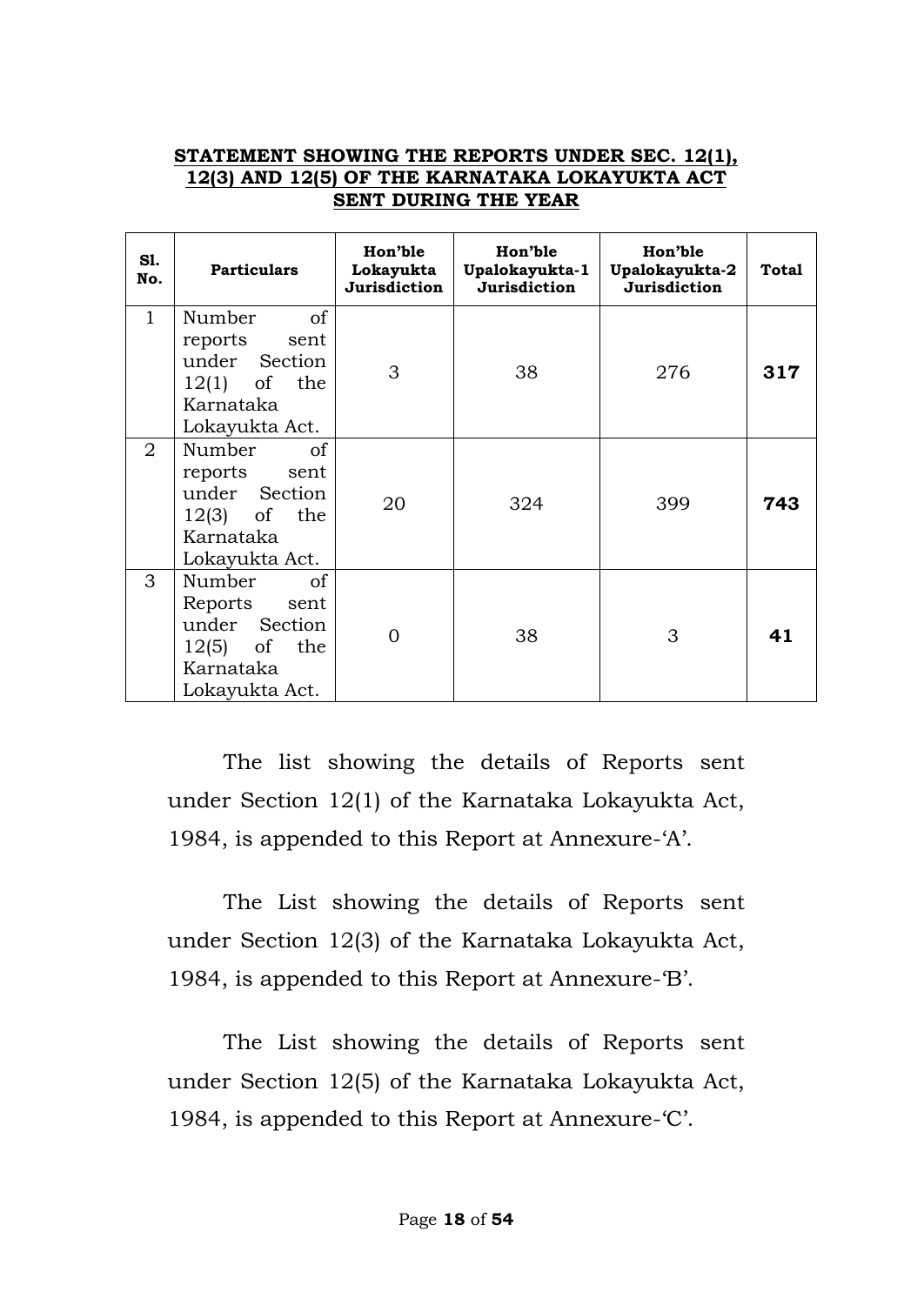**STATEMENT SHOWING THE REPORTS UNDER SEC. 12(1), 12(3) AND 12(5) OF THE KARNATAKA LOKAYUKTA ACT SENT DURING THE YEAR**

| Sl. No. | Particulars | Hon'ble Lokayukta Jurisdiction | Hon'ble Upalokayukta-1 Jurisdiction | Hon'ble Upalokayukta-2 Jurisdiction | Total |
|---|---|---|---|---|---|
| 1 | Number of reports sent under Section 12(1) of the Karnataka Lokayukta Act. | 3 | 38 | 276 | **317** |
| 2 | Number of reports sent under Section 12(3) of the Karnataka Lokayukta Act. | 20 | 324 | 399 | **743** |
| 3 | Number of Reports sent under Section 12(5) of the Karnataka Lokayukta Act. | 0 | 38 | 3 | **41** |

The list showing the details of Reports sent under Section 12(1) of the Karnataka Lokayukta Act, 1984, is appended to this Report at Annexure-'A'.

The List showing the details of Reports sent under Section 12(3) of the Karnataka Lokayukta Act, 1984, is appended to this Report at Annexure-'B'.

The List showing the details of Reports sent under Section 12(5) of the Karnataka Lokayukta Act, 1984, is appended to this Report at Annexure-'C'.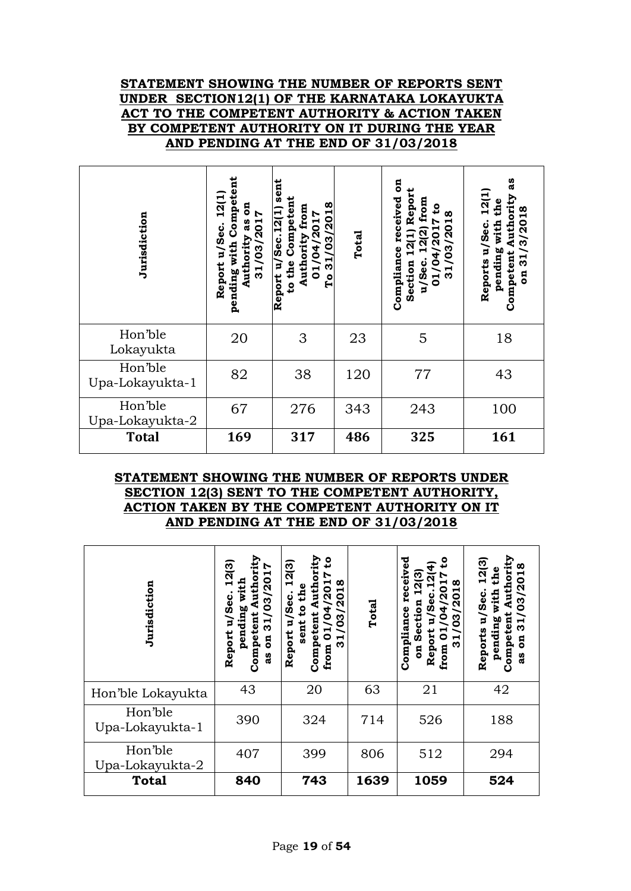**STATEMENT SHOWING THE NUMBER OF REPORTS SENT UNDER SECTION12(1) OF THE KARNATAKA LOKAYUKTA ACT TO THE COMPETENT AUTHORITY & ACTION TAKEN BY COMPETENT AUTHORITY ON IT DURING THE YEAR AND PENDING AT THE END OF 31/03/2018**

| Jurisdiction | Report u/Sec. 12(1) pending with Competent Authority as on 31/03/2017 | Report u/Sec.12(1) sent to the Competent Authority from 01/04/2017 To 31/03/2018 | Total | Compliance received on Section 12(1) Report u/Sec. 12(2) from 01/04/2017 to 31/03/2018 | Reports u/Sec. 12(1) pending with the Competent Authority as on 31/3/2018 |
|---|---|---|---|---|---|
| Hon'ble Lokayukta | 20 | 3 | 23 | 5 | 18 |
| Hon'ble Upa-Lokayukta-1 | 82 | 38 | 120 | 77 | 43 |
| Hon'ble Upa-Lokayukta-2 | 67 | 276 | 343 | 243 | 100 |
| **Total** | **169** | **317** | **486** | **325** | **161** |

**STATEMENT SHOWING THE NUMBER OF REPORTS UNDER SECTION 12(3) SENT TO THE COMPETENT AUTHORITY, ACTION TAKEN BY THE COMPETENT AUTHORITY ON IT AND PENDING AT THE END OF 31/03/2018**

| Jurisdiction | Report u/Sec. 12(3) pending with Competent Authority as on 31/03/2017 | Report u/Sec. 12(3) sent to the Competent Authority from 01/04/2017 to 31/03/2018 | Total | Compliance received on Section 12(3) Report u/Sec.12(4) from 01/04/2017 to 31/03/2018 | Reports u/Sec. 12(3) pending with the Competent Authority as on 31/03/2018 |
|---|---|---|---|---|---|
| Hon'ble Lokayukta | 43 | 20 | 63 | 21 | 42 |
| Hon'ble Upa-Lokayukta-1 | 390 | 324 | 714 | 526 | 188 |
| Hon'ble Upa-Lokayukta-2 | 407 | 399 | 806 | 512 | 294 |
| **Total** | **840** | **743** | **1639** | **1059** | **524** |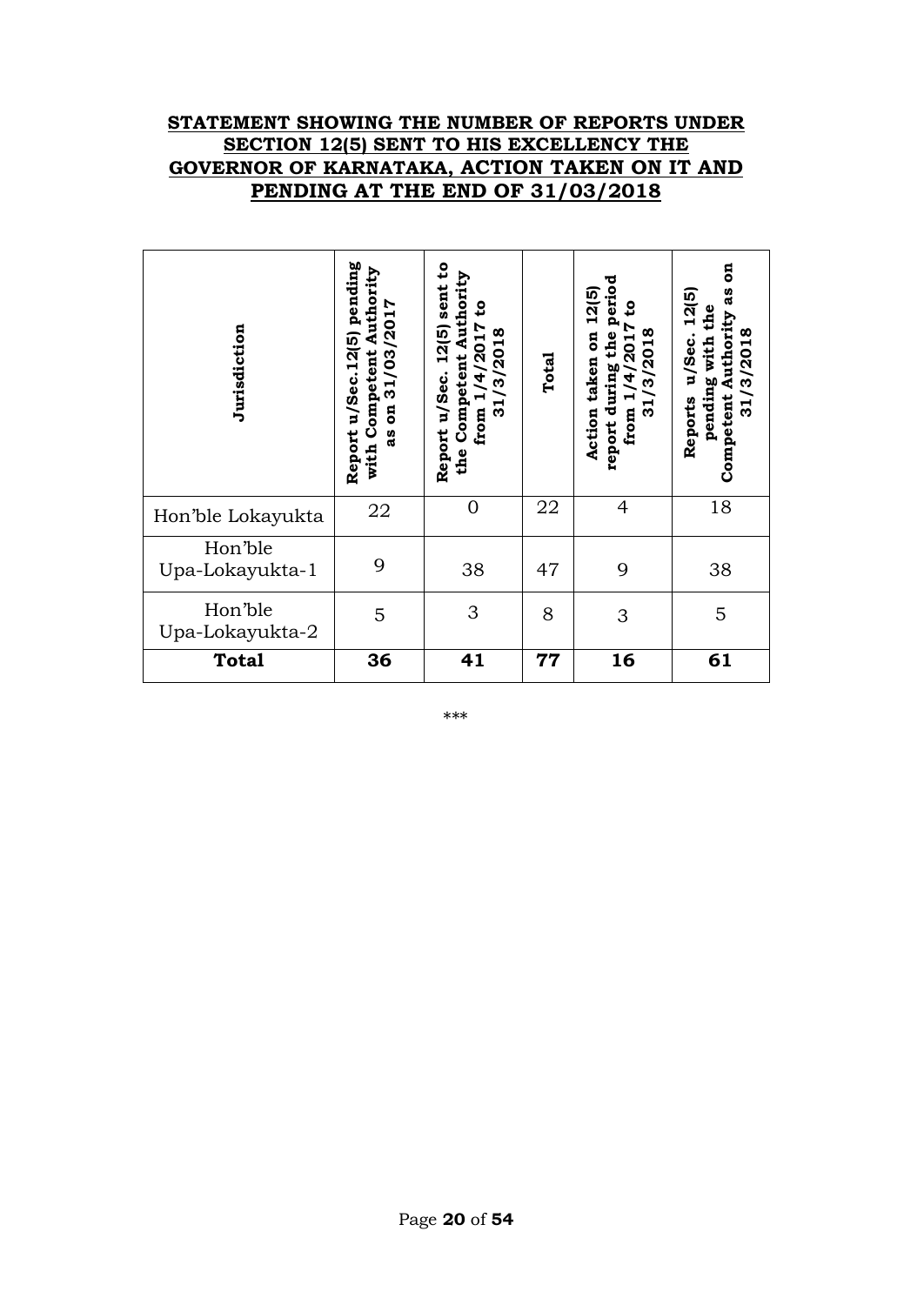**STATEMENT SHOWING THE NUMBER OF REPORTS UNDER SECTION 12(5) SENT TO HIS EXCELLENCY THE GOVERNOR OF KARNATAKA, ACTION TAKEN ON IT AND PENDING AT THE END OF 31/03/2018**

| Jurisdiction | Report u/Sec.12(5) pending with Competent Authority as on 31/03/2017 | Report u/Sec. 12(5) sent to the Competent Authority from 1/4/2017 to 31/3/2018 | Total | Action taken on 12(5) report during the period from 1/4/2017 to 31/3/2018 | Reports u/Sec. 12(5) pending with the Competent Authority as on 31/3/2018 |
|---|---|---|---|---|---|
| Hon'ble Lokayukta | 22 | 0 | 22 | 4 | 18 |
| Hon'ble Upa-Lokayukta-1 | 9 | 38 | 47 | 9 | 38 |
| Hon'ble Upa-Lokayukta-2 | 5 | 3 | 8 | 3 | 5 |
| **Total** | **36** | **41** | **77** | **16** | **61** |

***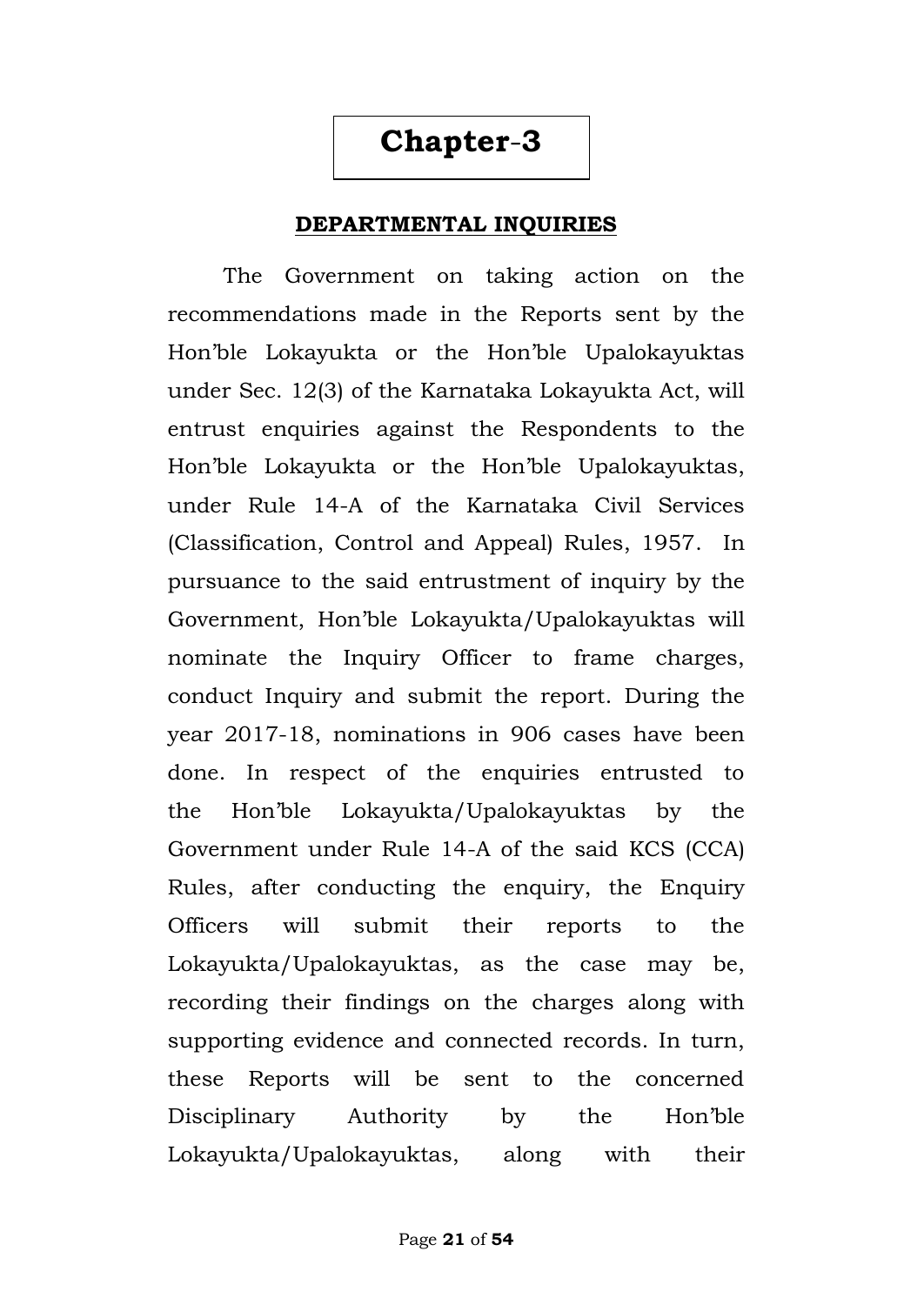# Chapter-3

## DEPARTMENTAL INQUIRIES

The Government on taking action on the recommendations made in the Reports sent by the Hon'ble Lokayukta or the Hon'ble Upalokayuktas under Sec. 12(3) of the Karnataka Lokayukta Act, will entrust enquiries against the Respondents to the Hon'ble Lokayukta or the Hon'ble Upalokayuktas, under Rule 14-A of the Karnataka Civil Services (Classification, Control and Appeal) Rules, 1957. In pursuance to the said entrustment of inquiry by the Government, Hon'ble Lokayukta/Upalokayuktas will nominate the Inquiry Officer to frame charges, conduct Inquiry and submit the report. During the year 2017-18, nominations in 906 cases have been done. In respect of the enquiries entrusted to the Hon'ble Lokayukta/Upalokayuktas by the Government under Rule 14-A of the said KCS (CCA) Rules, after conducting the enquiry, the Enquiry Officers will submit their reports to the Lokayukta/Upalokayuktas, as the case may be, recording their findings on the charges along with supporting evidence and connected records. In turn, these Reports will be sent to the concerned Disciplinary Authority by the Hon'ble Lokayukta/Upalokayuktas, along with their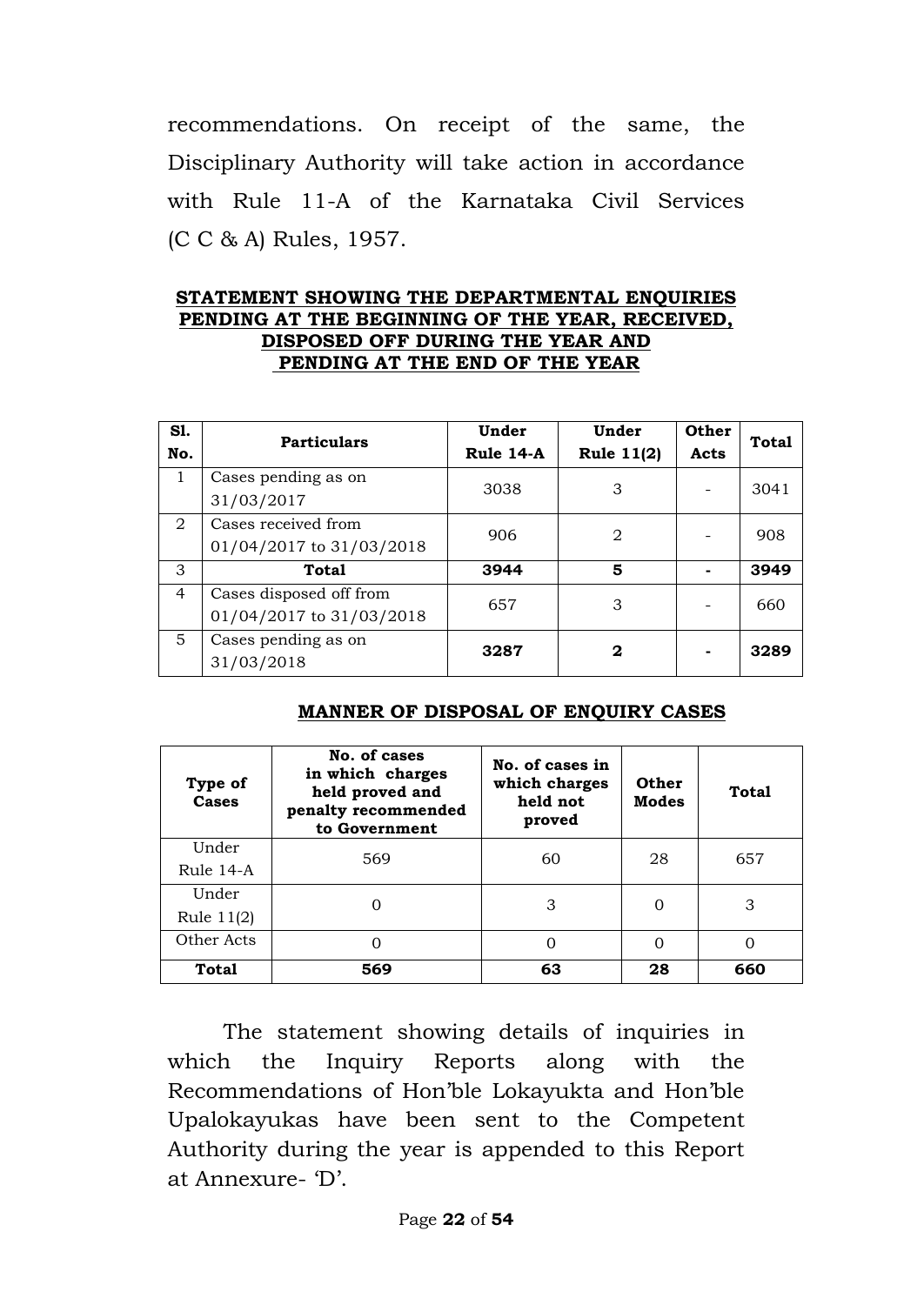recommendations. On receipt of the same, the Disciplinary Authority will take action in accordance with Rule 11-A of the Karnataka Civil Services (C C & A) Rules, 1957.

**STATEMENT SHOWING THE DEPARTMENTAL ENQUIRIES PENDING AT THE BEGINNING OF THE YEAR, RECEIVED, DISPOSED OFF DURING THE YEAR AND PENDING AT THE END OF THE YEAR**

| Sl. No. | Particulars | Under Rule 14-A | Under Rule 11(2) | Other Acts | Total |
|---|---|---|---|---|---|
| 1 | Cases pending as on 31/03/2017 | 3038 | 3 | - | 3041 |
| 2 | Cases received from 01/04/2017 to 31/03/2018 | 906 | 2 | - | 908 |
| 3 | **Total** | **3944** | **5** | **-** | **3949** |
| 4 | Cases disposed off from 01/04/2017 to 31/03/2018 | 657 | 3 | - | 660 |
| 5 | Cases pending as on 31/03/2018 | **3287** | **2** | **-** | **3289** |

**MANNER OF DISPOSAL OF ENQUIRY CASES**

| Type of Cases | No. of cases in which charges held proved and penalty recommended to Government | No. of cases in which charges held not proved | Other Modes | Total |
|---|---|---|---|---|
| Under Rule 14-A | 569 | 60 | 28 | 657 |
| Under Rule 11(2) | 0 | 3 | 0 | 3 |
| Other Acts | 0 | 0 | 0 | 0 |
| **Total** | **569** | **63** | **28** | **660** |

The statement showing details of inquiries in which the Inquiry Reports along with the Recommendations of Hon'ble Lokayukta and Hon'ble Upalokayukas have been sent to the Competent Authority during the year is appended to this Report at Annexure- 'D'.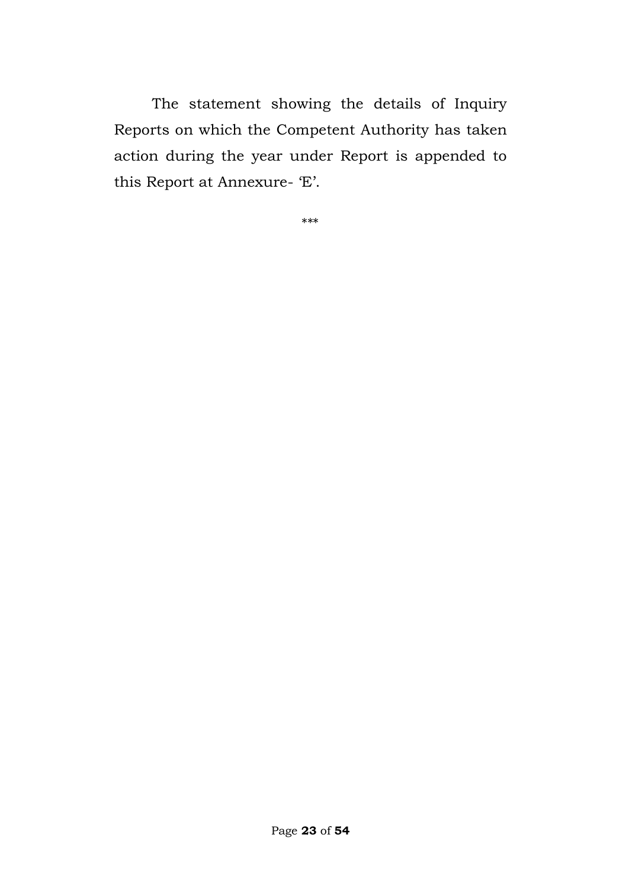The statement showing the details of Inquiry Reports on which the Competent Authority has taken action during the year under Report is appended to this Report at Annexure- 'E'.

***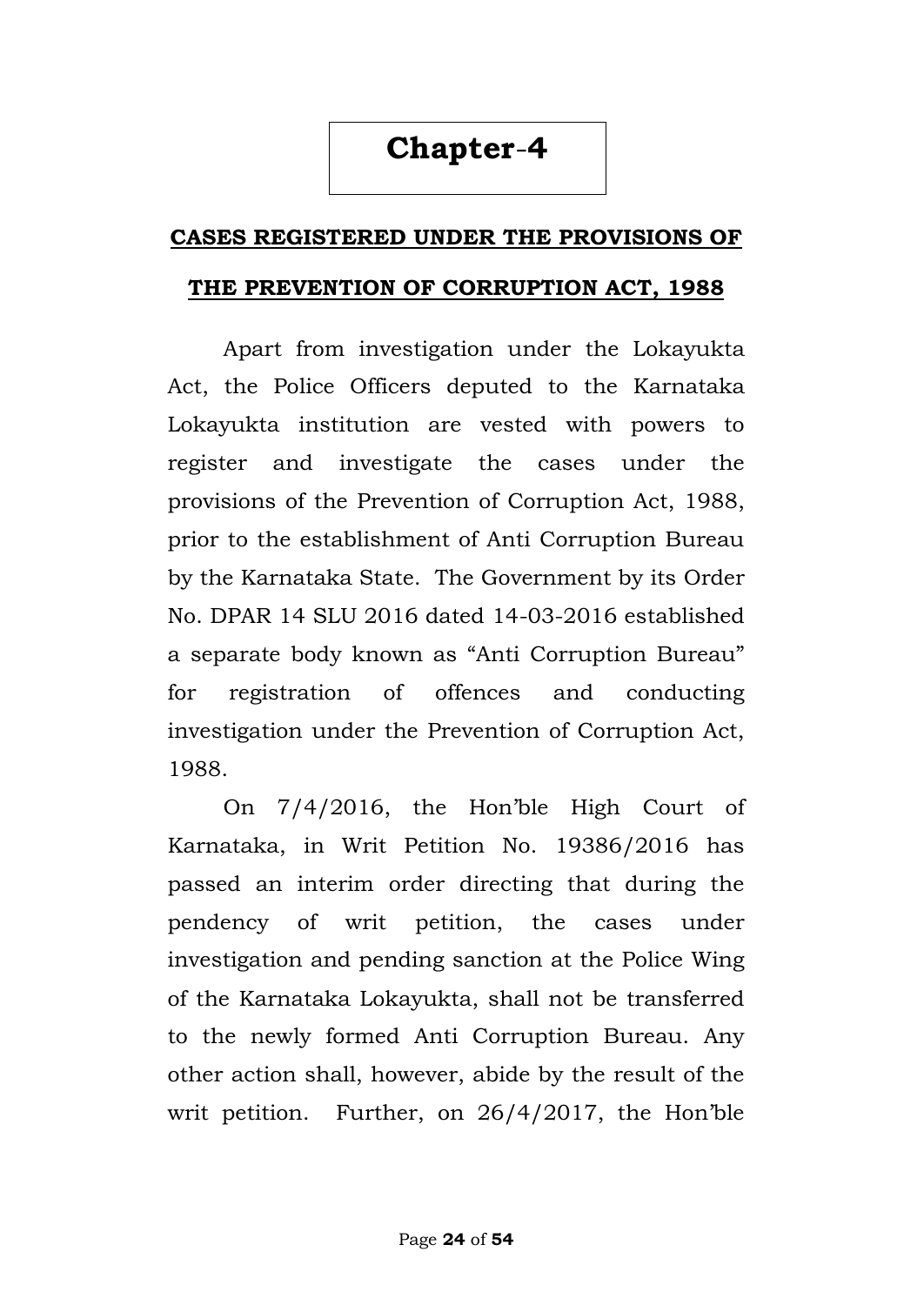# Chapter-4

## CASES REGISTERED UNDER THE PROVISIONS OF THE PREVENTION OF CORRUPTION ACT, 1988

Apart from investigation under the Lokayukta Act, the Police Officers deputed to the Karnataka Lokayukta institution are vested with powers to register and investigate the cases under the provisions of the Prevention of Corruption Act, 1988, prior to the establishment of Anti Corruption Bureau by the Karnataka State. The Government by its Order No. DPAR 14 SLU 2016 dated 14-03-2016 established a separate body known as "Anti Corruption Bureau" for registration of offences and conducting investigation under the Prevention of Corruption Act, 1988.

On 7/4/2016, the Hon'ble High Court of Karnataka, in Writ Petition No. 19386/2016 has passed an interim order directing that during the pendency of writ petition, the cases under investigation and pending sanction at the Police Wing of the Karnataka Lokayukta, shall not be transferred to the newly formed Anti Corruption Bureau. Any other action shall, however, abide by the result of the writ petition. Further, on 26/4/2017, the Hon'ble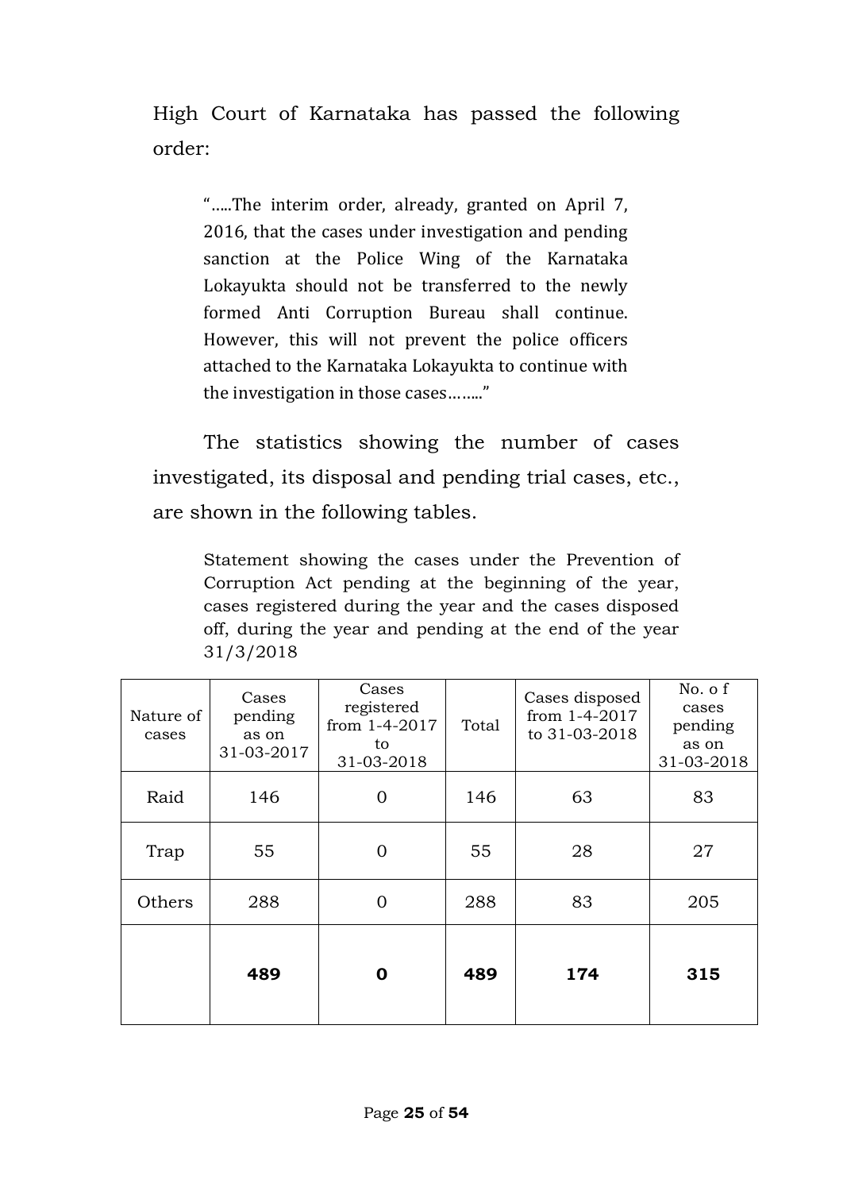High Court of Karnataka has passed the following order:

> "…..The interim order, already, granted on April 7, 2016, that the cases under investigation and pending sanction at the Police Wing of the Karnataka Lokayukta should not be transferred to the newly formed Anti Corruption Bureau shall continue. However, this will not prevent the police officers attached to the Karnataka Lokayukta to continue with the investigation in those cases……."

The statistics showing the number of cases investigated, its disposal and pending trial cases, etc., are shown in the following tables.

Statement showing the cases under the Prevention of Corruption Act pending at the beginning of the year, cases registered during the year and the cases disposed off, during the year and pending at the end of the year 31/3/2018

| Nature of cases | Cases pending as on 31-03-2017 | Cases registered from 1-4-2017 to 31-03-2018 | Total | Cases disposed from 1-4-2017 to 31-03-2018 | No. o f cases pending as on 31-03-2018 |
|---|---|---|---|---|---|
| Raid | 146 | 0 | 146 | 63 | 83 |
| Trap | 55 | 0 | 55 | 28 | 27 |
| Others | 288 | 0 | 288 | 83 | 205 |
| | **489** | **0** | **489** | **174** | **315** |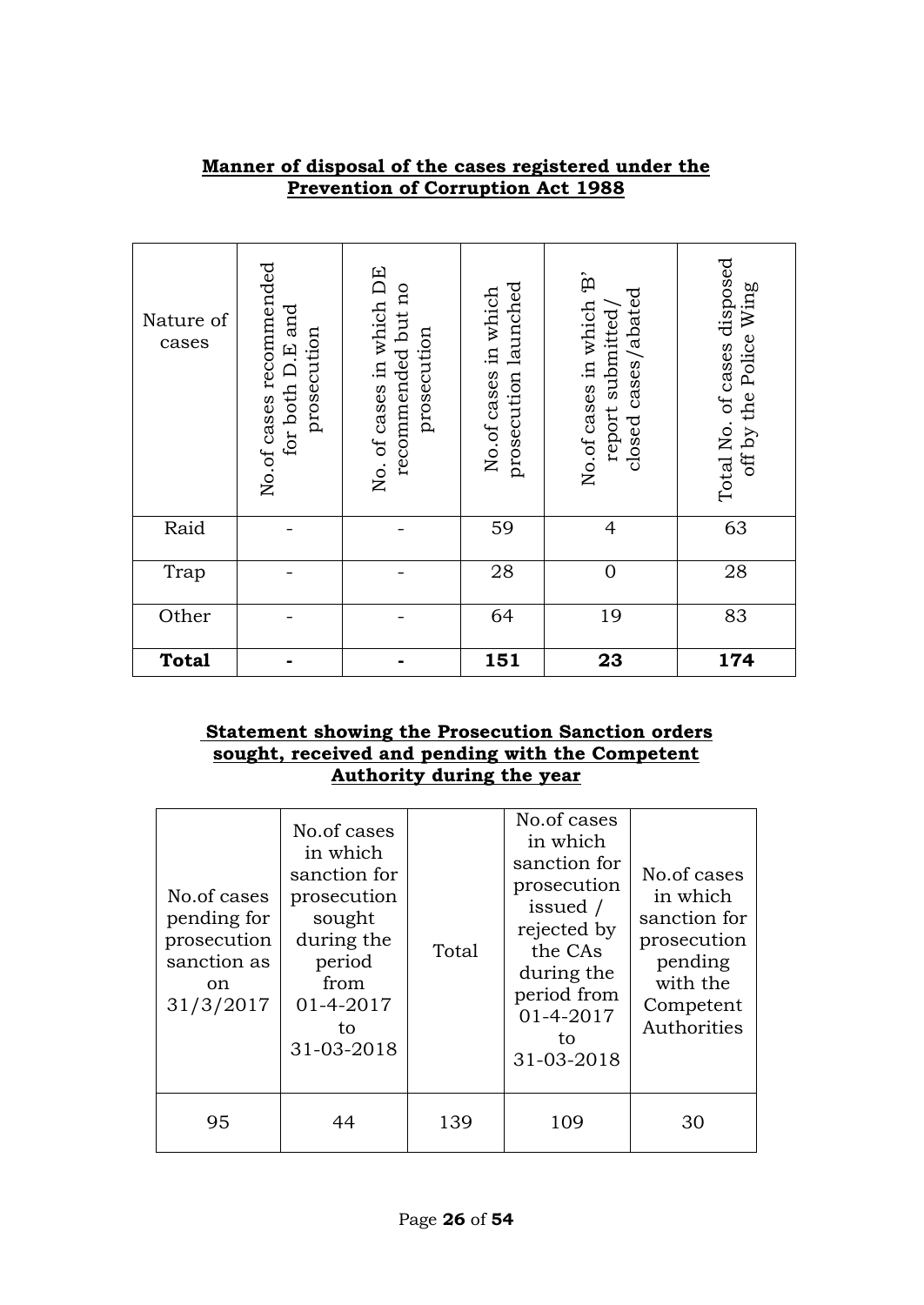**Manner of disposal of the cases registered under the Prevention of Corruption Act 1988**

| Nature of cases | No.of cases recommended for both D.E and prosecution | No. of cases in which DE recommended but no prosecution | No.of cases in which prosecution launched | No.of cases in which 'B' report submitted/ closed cases/abated | Total No. of cases disposed off by the Police Wing |
|---|---|---|---|---|---|
| Raid | - | - | 59 | 4 | 63 |
| Trap | - | - | 28 | 0 | 28 |
| Other | - | - | 64 | 19 | 83 |
| **Total** | **-** | **-** | **151** | **23** | **174** |

**Statement showing the Prosecution Sanction orders sought, received and pending with the Competent Authority during the year**

| No.of cases pending for prosecution sanction as on 31/3/2017 | No.of cases in which sanction for prosecution sought during the period from 01-4-2017 to 31-03-2018 | Total | No.of cases in which sanction for prosecution issued / rejected by the CAs during the period from 01-4-2017 to 31-03-2018 | No.of cases in which sanction for prosecution pending with the Competent Authorities |
|---|---|---|---|---|
| 95 | 44 | 139 | 109 | 30 |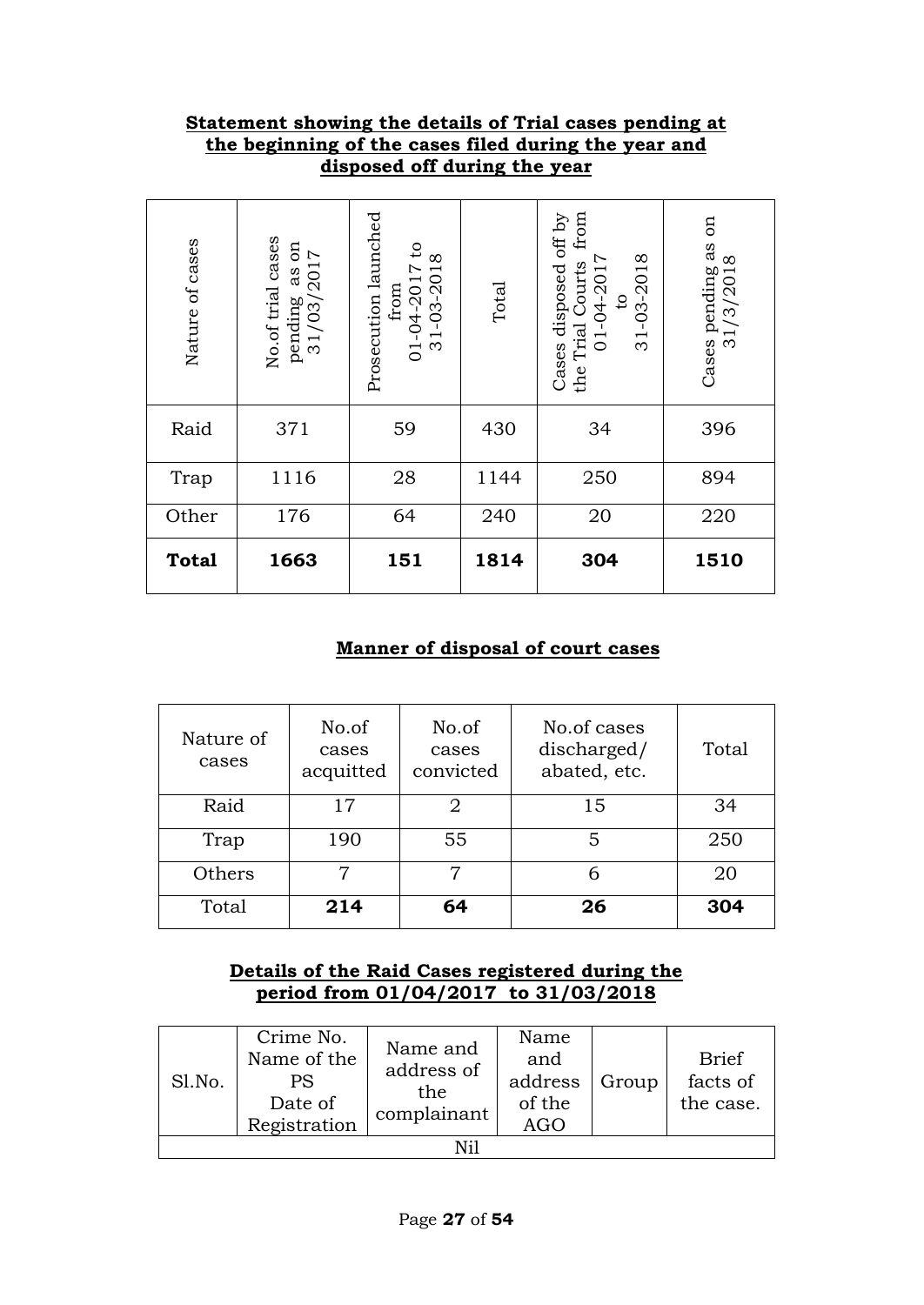**Statement showing the details of Trial cases pending at the beginning of the cases filed during the year and disposed off during the year**

| Nature of cases | No.of trial cases pending as on 31/03/2017 | Prosecution launched from 01-04-2017 to 31-03-2018 | Total | Cases disposed off by the Trial Courts from 01-04-2017 to 31-03-2018 | Cases pending as on 31/3/2018 |
|---|---|---|---|---|---|
| Raid | 371 | 59 | 430 | 34 | 396 |
| Trap | 1116 | 28 | 1144 | 250 | 894 |
| Other | 176 | 64 | 240 | 20 | 220 |
| **Total** | **1663** | **151** | **1814** | **304** | **1510** |

**Manner of disposal of court cases**

| Nature of cases | No.of cases acquitted | No.of cases convicted | No.of cases discharged/ abated, etc. | Total |
|---|---|---|---|---|
| Raid | 17 | 2 | 15 | 34 |
| Trap | 190 | 55 | 5 | 250 |
| Others | 7 | 7 | 6 | 20 |
| Total | **214** | **64** | **26** | **304** |

**Details of the Raid Cases registered during the period from 01/04/2017 to 31/03/2018**

| Sl.No. | Crime No. Name of the PS Date of Registration | Name and address of the complainant | Name and address of the AGO | Group | Brief facts of the case. |
|---|---|---|---|---|---|
| Nil | | | | | |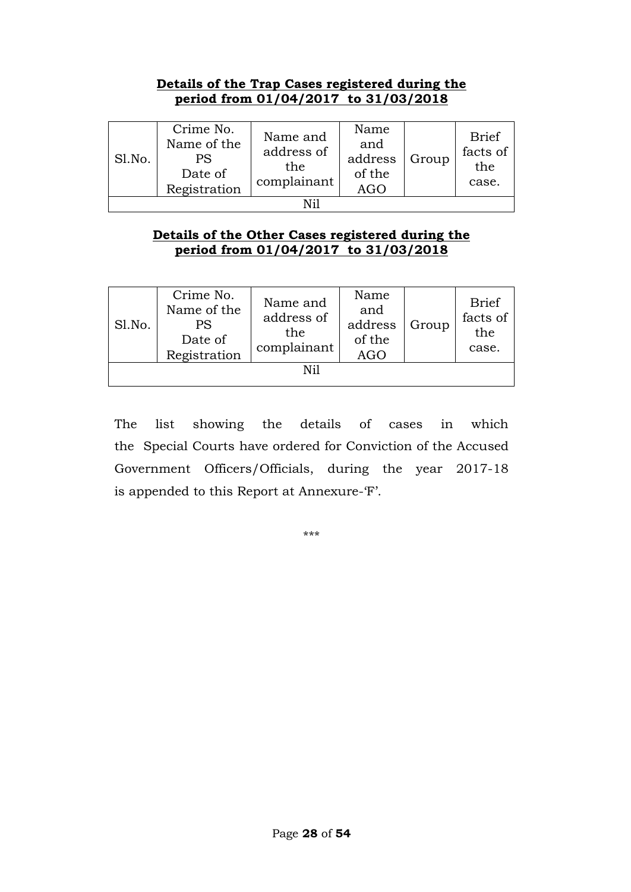**Details of the Trap Cases registered during the period from 01/04/2017 to 31/03/2018**

| Sl.No. | Crime No. Name of the PS Date of Registration | Name and address of the complainant | Name and address of the AGO | Group | Brief facts of the case. |
|---|---|---|---|---|---|
| Nil | | | | | |

**Details of the Other Cases registered during the period from 01/04/2017 to 31/03/2018**

| Sl.No. | Crime No. Name of the PS Date of Registration | Name and address of the complainant | Name and address of the AGO | Group | Brief facts of the case. |
|---|---|---|---|---|---|
| Nil | | | | | |

The list showing the details of cases in which the Special Courts have ordered for Conviction of the Accused Government Officers/Officials, during the year 2017-18 is appended to this Report at Annexure-'F'.

***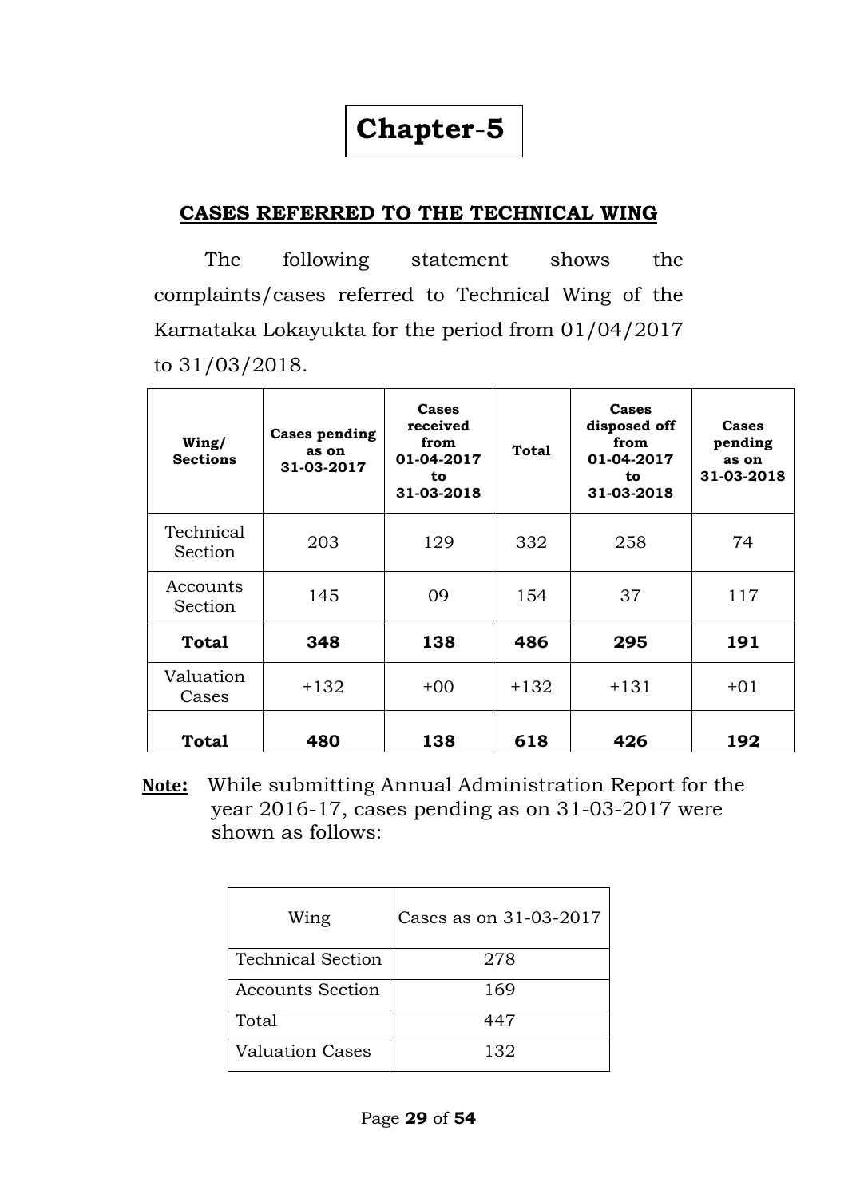# Chapter-5

## CASES REFERRED TO THE TECHNICAL WING

The following statement shows the complaints/cases referred to Technical Wing of the Karnataka Lokayukta for the period from 01/04/2017 to 31/03/2018.

| Wing/ Sections | Cases pending as on 31-03-2017 | Cases received from 01-04-2017 to 31-03-2018 | Total | Cases disposed off from 01-04-2017 to 31-03-2018 | Cases pending as on 31-03-2018 |
|---|---|---|---|---|---|
| Technical Section | 203 | 129 | 332 | 258 | 74 |
| Accounts Section | 145 | 09 | 154 | 37 | 117 |
| **Total** | **348** | **138** | **486** | **295** | **191** |
| Valuation Cases | +132 | +00 | +132 | +131 | +01 |
| **Total** | **480** | **138** | **618** | **426** | **192** |

**Note:** While submitting Annual Administration Report for the year 2016-17, cases pending as on 31-03-2017 were shown as follows:

| Wing | Cases as on 31-03-2017 |
|---|---|
| Technical Section | 278 |
| Accounts Section | 169 |
| Total | 447 |
| Valuation Cases | 132 |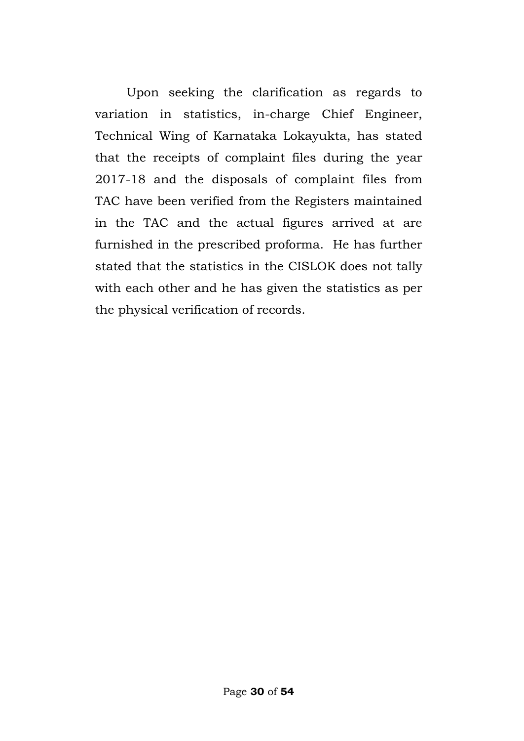Upon seeking the clarification as regards to variation in statistics, in-charge Chief Engineer, Technical Wing of Karnataka Lokayukta, has stated that the receipts of complaint files during the year 2017-18 and the disposals of complaint files from TAC have been verified from the Registers maintained in the TAC and the actual figures arrived at are furnished in the prescribed proforma. He has further stated that the statistics in the CISLOK does not tally with each other and he has given the statistics as per the physical verification of records.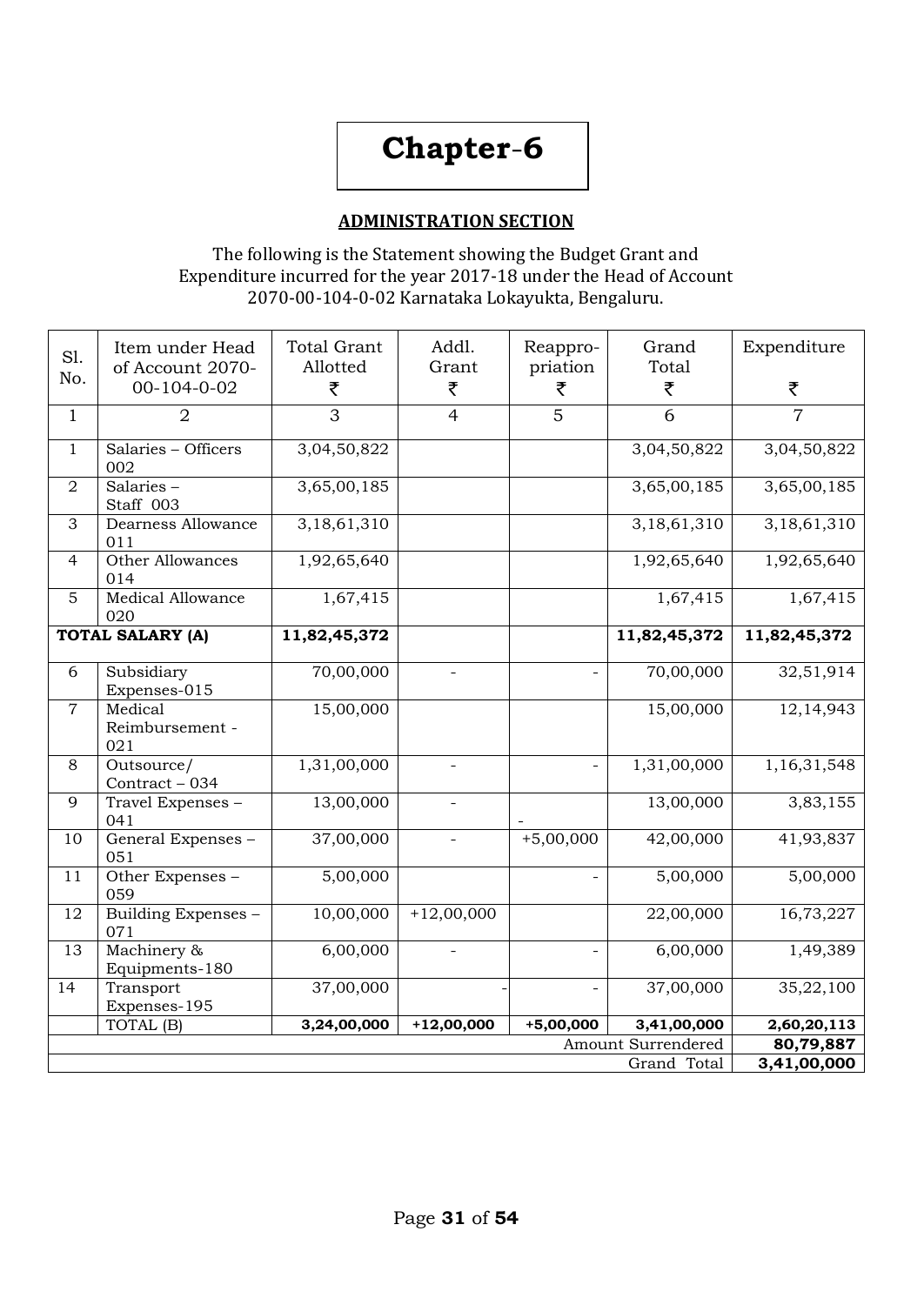# Chapter-6

## ADMINISTRATION SECTION

The following is the Statement showing the Budget Grant and Expenditure incurred for the year 2017-18 under the Head of Account 2070-00-104-0-02 Karnataka Lokayukta, Bengaluru.

| Sl. No. | Item under Head of Account 2070-00-104-0-02 | Total Grant Allotted ₹ | Addl. Grant ₹ | Reappro-priation ₹ | Grand Total ₹ | Expenditure ₹ |
|---|---|---|---|---|---|---|
| 1 | 2 | 3 | 4 | 5 | 6 | 7 |
| 1 | Salaries – Officers 002 | 3,04,50,822 | | | 3,04,50,822 | 3,04,50,822 |
| 2 | Salaries – Staff 003 | 3,65,00,185 | | | 3,65,00,185 | 3,65,00,185 |
| 3 | Dearness Allowance 011 | 3,18,61,310 | | | 3,18,61,310 | 3,18,61,310 |
| 4 | Other Allowances 014 | 1,92,65,640 | | | 1,92,65,640 | 1,92,65,640 |
| 5 | Medical Allowance 020 | 1,67,415 | | | 1,67,415 | 1,67,415 |
| **TOTAL SALARY (A)** | | **11,82,45,372** | | | **11,82,45,372** | **11,82,45,372** |
| 6 | Subsidiary Expenses-015 | 70,00,000 | - | - | 70,00,000 | 32,51,914 |
| 7 | Medical Reimbursement - 021 | 15,00,000 | | | 15,00,000 | 12,14,943 |
| 8 | Outsource/ Contract – 034 | 1,31,00,000 | - | - | 1,31,00,000 | 1,16,31,548 |
| 9 | Travel Expenses – 041 | 13,00,000 | - | - | 13,00,000 | 3,83,155 |
| 10 | General Expenses – 051 | 37,00,000 | - | +5,00,000 | 42,00,000 | 41,93,837 |
| 11 | Other Expenses – 059 | 5,00,000 | | - | 5,00,000 | 5,00,000 |
| 12 | Building Expenses – 071 | 10,00,000 | +12,00,000 | | 22,00,000 | 16,73,227 |
| 13 | Machinery & Equipments-180 | 6,00,000 | - | - | 6,00,000 | 1,49,389 |
| 14 | Transport Expenses-195 | 37,00,000 | - | - | 37,00,000 | 35,22,100 |
| | TOTAL (B) | **3,24,00,000** | **+12,00,000** | **+5,00,000** | **3,41,00,000** | **2,60,20,113** |
| | | | | | Amount Surrendered | **80,79,887** |
| | | | | | Grand Total | **3,41,00,000** |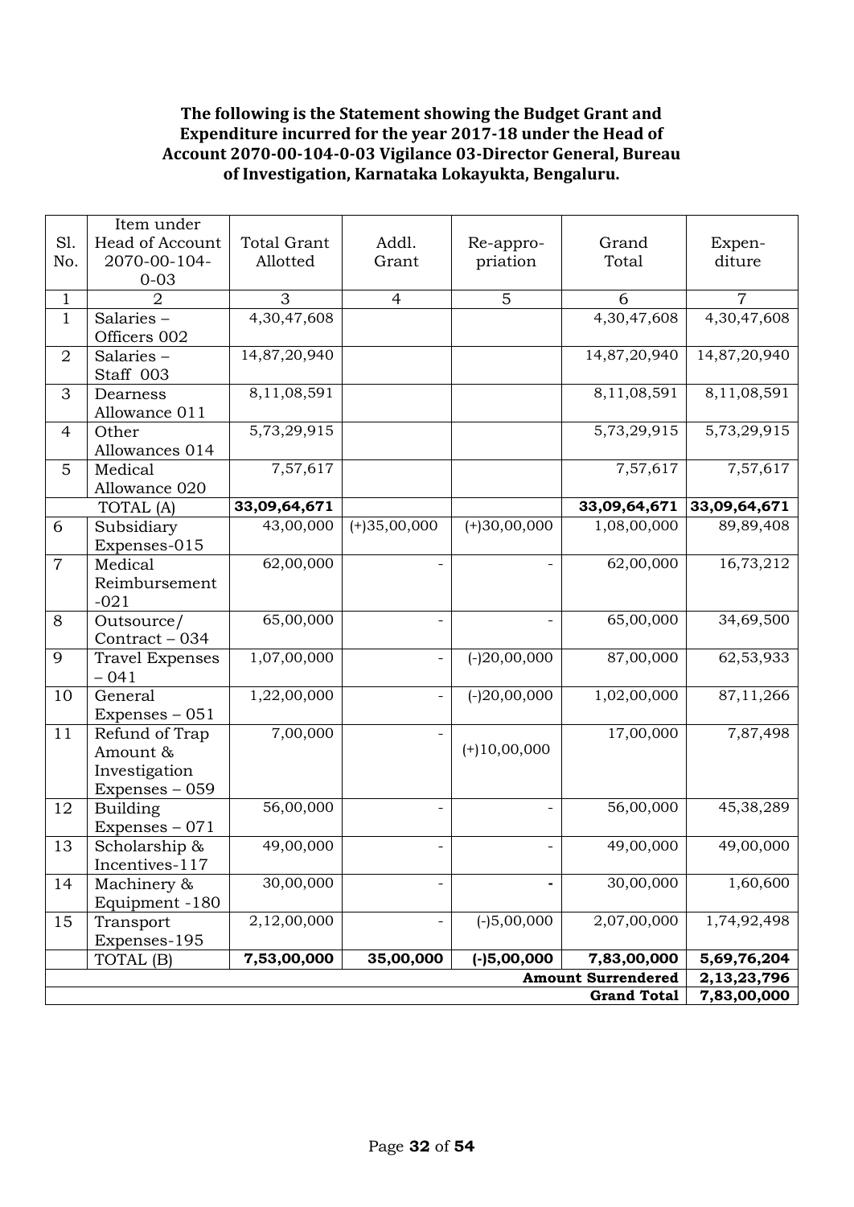**The following is the Statement showing the Budget Grant and Expenditure incurred for the year 2017-18 under the Head of Account 2070-00-104-0-03 Vigilance 03-Director General, Bureau of Investigation, Karnataka Lokayukta, Bengaluru.**

| Sl. No. | Item under Head of Account 2070-00-104-0-03 | Total Grant Allotted | Addl. Grant | Re-appro-priation | Grand Total | Expen-diture |
|---|---|---|---|---|---|---|
| 1 | 2 | 3 | 4 | 5 | 6 | 7 |
| 1 | Salaries – Officers 002 | 4,30,47,608 | | | 4,30,47,608 | 4,30,47,608 |
| 2 | Salaries – Staff 003 | 14,87,20,940 | | | 14,87,20,940 | 14,87,20,940 |
| 3 | Dearness Allowance 011 | 8,11,08,591 | | | 8,11,08,591 | 8,11,08,591 |
| 4 | Other Allowances 014 | 5,73,29,915 | | | 5,73,29,915 | 5,73,29,915 |
| 5 | Medical Allowance 020 | 7,57,617 | | | 7,57,617 | 7,57,617 |
| | TOTAL (A) | **33,09,64,671** | | | **33,09,64,671** | **33,09,64,671** |
| 6 | Subsidiary Expenses-015 | 43,00,000 | (+)35,00,000 | (+)30,00,000 | 1,08,00,000 | 89,89,408 |
| 7 | Medical Reimbursement -021 | 62,00,000 | - | - | 62,00,000 | 16,73,212 |
| 8 | Outsource/ Contract – 034 | 65,00,000 | - | - | 65,00,000 | 34,69,500 |
| 9 | Travel Expenses – 041 | 1,07,00,000 | - | (-)20,00,000 | 87,00,000 | 62,53,933 |
| 10 | General Expenses – 051 | 1,22,00,000 | - | (-)20,00,000 | 1,02,00,000 | 87,11,266 |
| 11 | Refund of Trap Amount & Investigation Expenses – 059 | 7,00,000 | - | (+)10,00,000 | 17,00,000 | 7,87,498 |
| 12 | Building Expenses – 071 | 56,00,000 | - | - | 56,00,000 | 45,38,289 |
| 13 | Scholarship & Incentives-117 | 49,00,000 | - | - | 49,00,000 | 49,00,000 |
| 14 | Machinery & Equipment -180 | 30,00,000 | - | - | 30,00,000 | 1,60,600 |
| 15 | Transport Expenses-195 | 2,12,00,000 | - | (-)5,00,000 | 2,07,00,000 | 1,74,92,498 |
| | TOTAL (B) | **7,53,00,000** | **35,00,000** | **(-)5,00,000** | **7,83,00,000** | **5,69,76,204** |
| | | | | | **Amount Surrendered** | **2,13,23,796** |
| | | | | | **Grand Total** | **7,83,00,000** |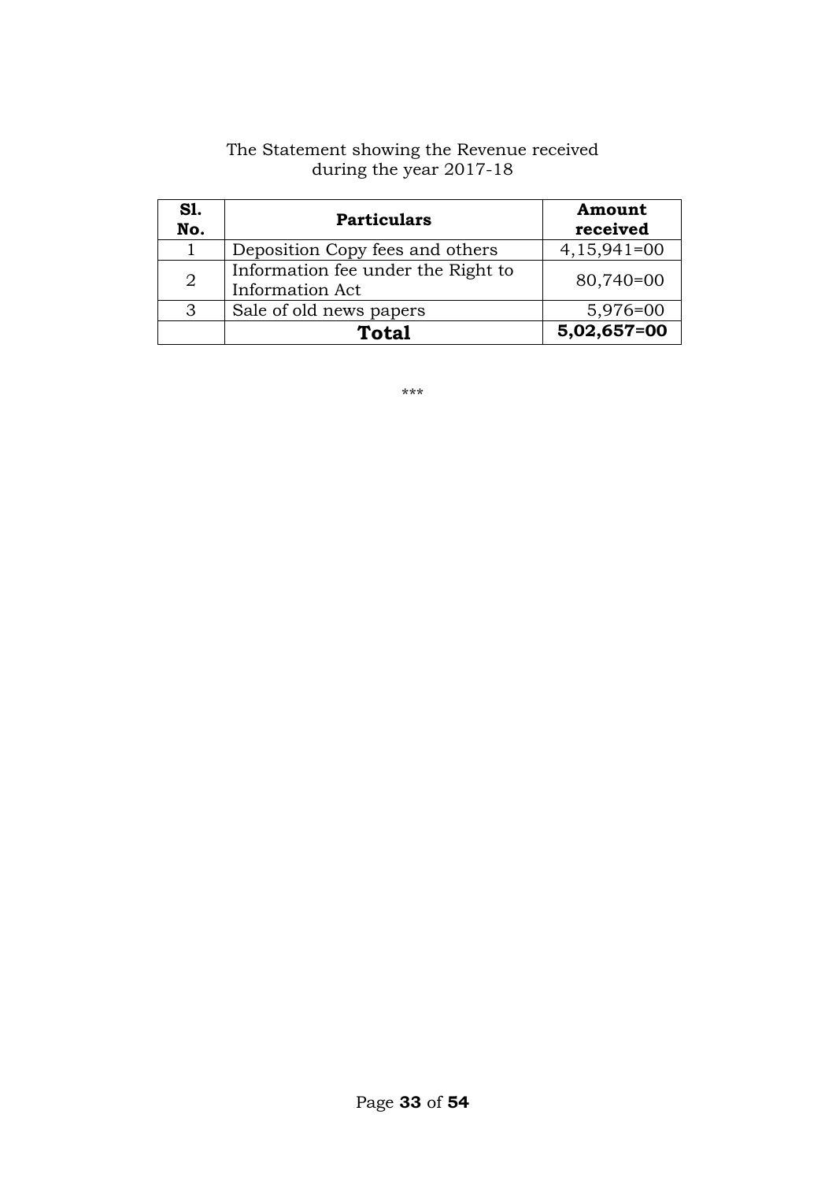The Statement showing the Revenue received during the year 2017-18

| **Sl. No.** | **Particulars** | **Amount received** |
|---|---|---|
| 1 | Deposition Copy fees and others | 4,15,941=00 |
| 2 | Information fee under the Right to Information Act | 80,740=00 |
| 3 | Sale of old news papers | 5,976=00 |
| | **Total** | **5,02,657=00** |

***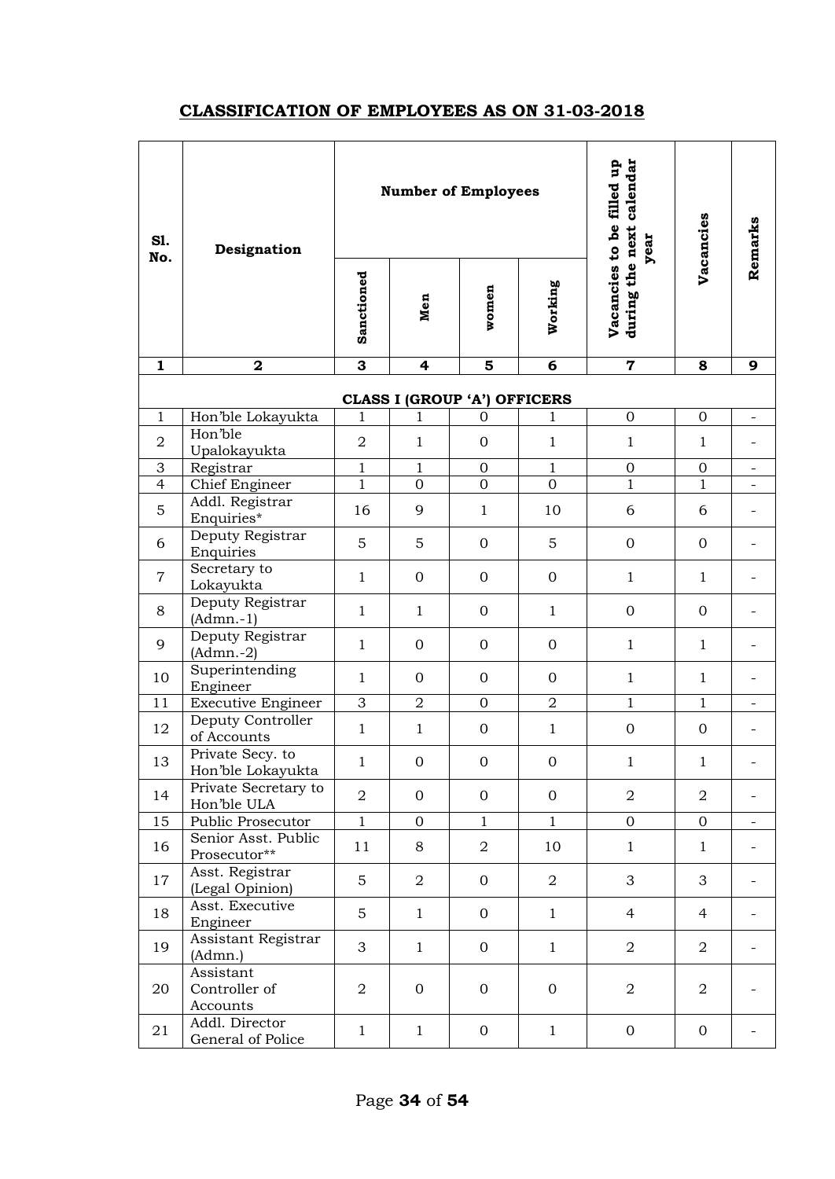## CLASSIFICATION OF EMPLOYEES AS ON 31-03-2018

| Sl. No. | Designation | Number of Employees | | | | Vacancies to be filled up during the next calendar year | Vacancies | Remarks |
|---|---|---|---|---|---|---|---|---|
| | | Sanctioned | Men | women | Working | | | |
| 1 | 2 | 3 | 4 | 5 | 6 | 7 | 8 | 9 |
| | | **CLASS I (GROUP 'A') OFFICERS** | | | | | | |
| 1 | Hon'ble Lokayukta | 1 | 1 | 0 | 1 | 0 | 0 | - |
| 2 | Hon'ble Upalokayukta | 2 | 1 | 0 | 1 | 1 | 1 | - |
| 3 | Registrar | 1 | 1 | 0 | 1 | 0 | 0 | - |
| 4 | Chief Engineer | 1 | 0 | 0 | 0 | 1 | 1 | - |
| 5 | Addl. Registrar Enquiries* | 16 | 9 | 1 | 10 | 6 | 6 | - |
| 6 | Deputy Registrar Enquiries | 5 | 5 | 0 | 5 | 0 | 0 | - |
| 7 | Secretary to Lokayukta | 1 | 0 | 0 | 0 | 1 | 1 | - |
| 8 | Deputy Registrar (Admn.-1) | 1 | 1 | 0 | 1 | 0 | 0 | - |
| 9 | Deputy Registrar (Admn.-2) | 1 | 0 | 0 | 0 | 1 | 1 | - |
| 10 | Superintending Engineer | 1 | 0 | 0 | 0 | 1 | 1 | - |
| 11 | Executive Engineer | 3 | 2 | 0 | 2 | 1 | 1 | - |
| 12 | Deputy Controller of Accounts | 1 | 1 | 0 | 1 | 0 | 0 | - |
| 13 | Private Secy. to Hon'ble Lokayukta | 1 | 0 | 0 | 0 | 1 | 1 | - |
| 14 | Private Secretary to Hon'ble ULA | 2 | 0 | 0 | 0 | 2 | 2 | - |
| 15 | Public Prosecutor | 1 | 0 | 1 | 1 | 0 | 0 | - |
| 16 | Senior Asst. Public Prosecutor** | 11 | 8 | 2 | 10 | 1 | 1 | - |
| 17 | Asst. Registrar (Legal Opinion) | 5 | 2 | 0 | 2 | 3 | 3 | - |
| 18 | Asst. Executive Engineer | 5 | 1 | 0 | 1 | 4 | 4 | - |
| 19 | Assistant Registrar (Admn.) | 3 | 1 | 0 | 1 | 2 | 2 | - |
| 20 | Assistant Controller of Accounts | 2 | 0 | 0 | 0 | 2 | 2 | - |
| 21 | Addl. Director General of Police | 1 | 1 | 0 | 1 | 0 | 0 | - |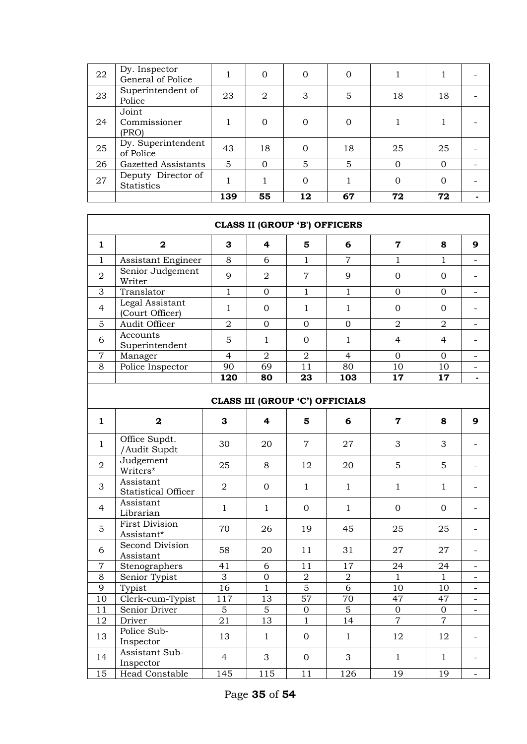| | | | | | | | | |
|---|---|---|---|---|---|---|---|---|
| 22 | Dy. Inspector General of Police | 1 | 0 | 0 | 0 | 1 | 1 | - |
| 23 | Superintendent of Police | 23 | 2 | 3 | 5 | 18 | 18 | - |
| 24 | Joint Commissioner (PRO) | 1 | 0 | 0 | 0 | 1 | 1 | - |
| 25 | Dy. Superintendent of Police | 43 | 18 | 0 | 18 | 25 | 25 | - |
| 26 | Gazetted Assistants | 5 | 0 | 5 | 5 | 0 | 0 | - |
| 27 | Deputy Director of Statistics | 1 | 1 | 0 | 1 | 0 | 0 | - |
| | | **139** | **55** | **12** | **67** | **72** | **72** | **-** |

**CLASS II (GROUP 'B') OFFICERS**

| 1 | 2 | 3 | 4 | 5 | 6 | 7 | 8 | 9 |
|---|---|---|---|---|---|---|---|---|
| 1 | Assistant Engineer | 8 | 6 | 1 | 7 | 1 | 1 | - |
| 2 | Senior Judgement Writer | 9 | 2 | 7 | 9 | 0 | 0 | - |
| 3 | Translator | 1 | 0 | 1 | 1 | 0 | 0 | - |
| 4 | Legal Assistant (Court Officer) | 1 | 0 | 1 | 1 | 0 | 0 | - |
| 5 | Audit Officer | 2 | 0 | 0 | 0 | 2 | 2 | - |
| 6 | Accounts Superintendent | 5 | 1 | 0 | 1 | 4 | 4 | - |
| 7 | Manager | 4 | 2 | 2 | 4 | 0 | 0 | - |
| 8 | Police Inspector | 90 | 69 | 11 | 80 | 10 | 10 | - |
| | | **120** | **80** | **23** | **103** | **17** | **17** | **-** |

**CLASS III (GROUP 'C') OFFICIALS**

| 1 | 2 | 3 | 4 | 5 | 6 | 7 | 8 | 9 |
|---|---|---|---|---|---|---|---|---|
| 1 | Office Supdt. /Audit Supdt | 30 | 20 | 7 | 27 | 3 | 3 | - |
| 2 | Judgement Writers* | 25 | 8 | 12 | 20 | 5 | 5 | - |
| 3 | Assistant Statistical Officer | 2 | 0 | 1 | 1 | 1 | 1 | - |
| 4 | Assistant Librarian | 1 | 1 | 0 | 1 | 0 | 0 | - |
| 5 | First Division Assistant* | 70 | 26 | 19 | 45 | 25 | 25 | - |
| 6 | Second Division Assistant | 58 | 20 | 11 | 31 | 27 | 27 | - |
| 7 | Stenographers | 41 | 6 | 11 | 17 | 24 | 24 | - |
| 8 | Senior Typist | 3 | 0 | 2 | 2 | 1 | 1 | - |
| 9 | Typist | 16 | 1 | 5 | 6 | 10 | 10 | - |
| 10 | Clerk-cum-Typist | 117 | 13 | 57 | 70 | 47 | 47 | - |
| 11 | Senior Driver | 5 | 5 | 0 | 5 | 0 | 0 | - |
| 12 | Driver | 21 | 13 | 1 | 14 | 7 | 7 | |
| 13 | Police Sub-Inspector | 13 | 1 | 0 | 1 | 12 | 12 | - |
| 14 | Assistant Sub-Inspector | 4 | 3 | 0 | 3 | 1 | 1 | - |
| 15 | Head Constable | 145 | 115 | 11 | 126 | 19 | 19 | - |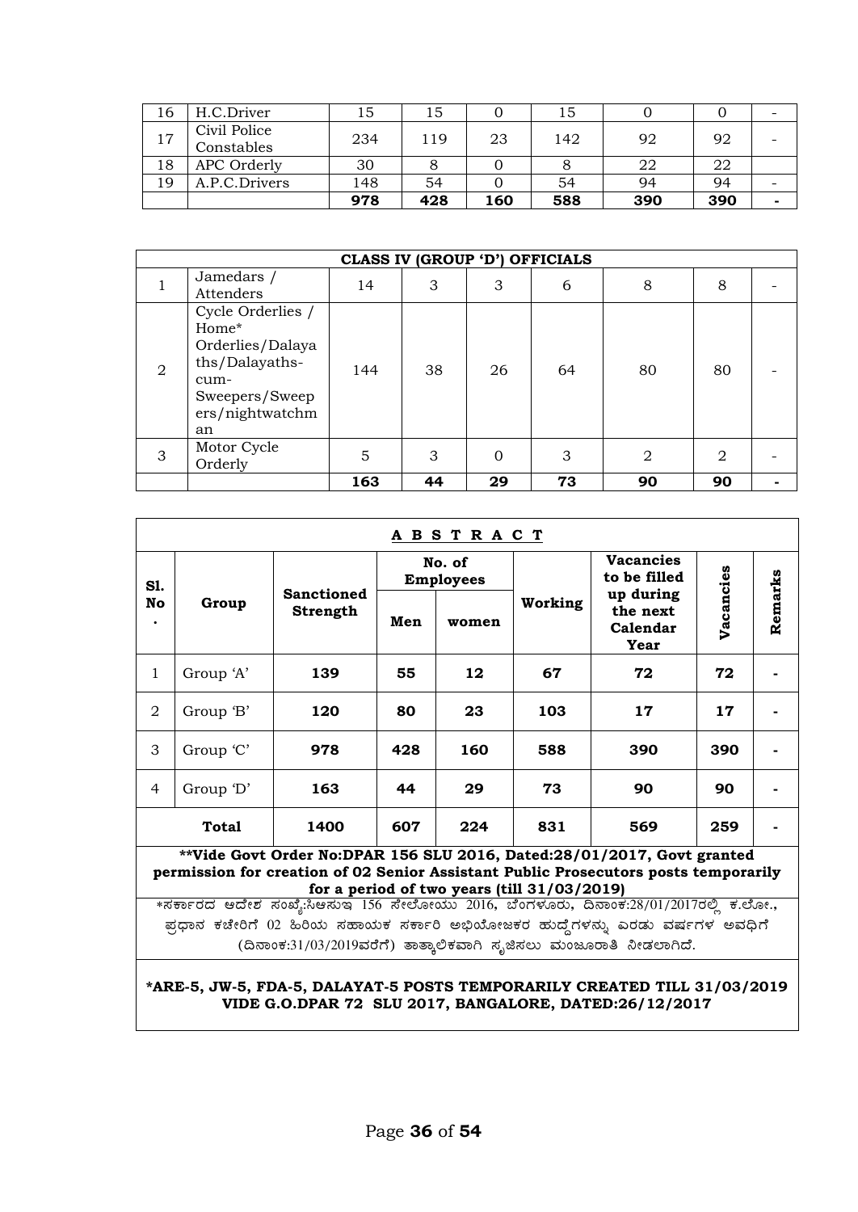| 16 | H.C.Driver | 15 | 15 | 0 | 15 | 0 | 0 | - |
|---|---|---|---|---|---|---|---|---|
| 17 | Civil Police Constables | 234 | 119 | 23 | 142 | 92 | 92 | - |
| 18 | APC Orderly | 30 | 8 | 0 | 8 | 22 | 22 | |
| 19 | A.P.C.Drivers | 148 | 54 | 0 | 54 | 94 | 94 | - |
| | | **978** | **428** | **160** | **588** | **390** | **390** | **-** |

| **CLASS IV (GROUP 'D') OFFICIALS** | | | | | | | | |
|---|---|---|---|---|---|---|---|---|
| 1 | Jamedars / Attenders | 14 | 3 | 3 | 6 | 8 | 8 | - |
| 2 | Cycle Orderlies / Home* Orderlies/Dalayaths/Dalayaths-cum-Sweepers/Sweepers/nightwatchman | 144 | 38 | 26 | 64 | 80 | 80 | - |
| 3 | Motor Cycle Orderly | 5 | 3 | 0 | 3 | 2 | 2 | - |
| | | **163** | **44** | **29** | **73** | **90** | **90** | **-** |

**A B S T R A C T**

| Sl. No. | Group | Sanctioned Strength | No. of Employees | | Working | Vacancies to be filled up during the next Calendar Year | Vacancies | Remarks |
|---|---|---|---|---|---|---|---|---|
| | | | Men | women | | | | |
| 1 | Group 'A' | **139** | **55** | **12** | **67** | **72** | **72** | **-** |
| 2 | Group 'B' | **120** | **80** | **23** | **103** | **17** | **17** | **-** |
| 3 | Group 'C' | **978** | **428** | **160** | **588** | **390** | **390** | **-** |
| 4 | Group 'D' | **163** | **44** | **29** | **73** | **90** | **90** | **-** |
| | **Total** | **1400** | **607** | **224** | **831** | **569** | **259** | **-** |

**\*\*Vide Govt Order No:DPAR 156 SLU 2016, Dated:28/01/2017, Govt granted permission for creation of 02 Senior Assistant Public Prosecutors posts temporarily for a period of two years (till 31/03/2019)**

*ಸರ್ಕಾರದ ಆದೇಶ ಸಂಖ್ಯೆ:ಸಿಆಸುಇ 156 ಸೇಲೋಯು 2016, ಬೆಂಗಳೂರು, ದಿನಾಂಕ:28/01/2017ರಲ್ಲಿ ಕ.ಲೋ., ಪ್ರಧಾನ ಕಚೇರಿಗೆ 02 ಹಿರಿಯ ಸಹಾಯಕ ಸರ್ಕಾರಿ ಅಭಿಯೋಜಕರ ಹುದ್ದೆಗಳನ್ನು ಎರಡು ವರ್ಷಗಳ ಅವಧಿಗೆ (ದಿನಾಂಕ:31/03/2019ವರೆಗೆ) ತಾತ್ಕಾಲಿಕವಾಗಿ ಸೃಜಿಸಲು ಮಂಜೂರಾತಿ ನೀಡಲಾಗಿದೆ.

**\*ARE-5, JW-5, FDA-5, DALAYAT-5 POSTS TEMPORARILY CREATED TILL 31/03/2019 VIDE G.O.DPAR 72 SLU 2017, BANGALORE, DATED:26/12/2017**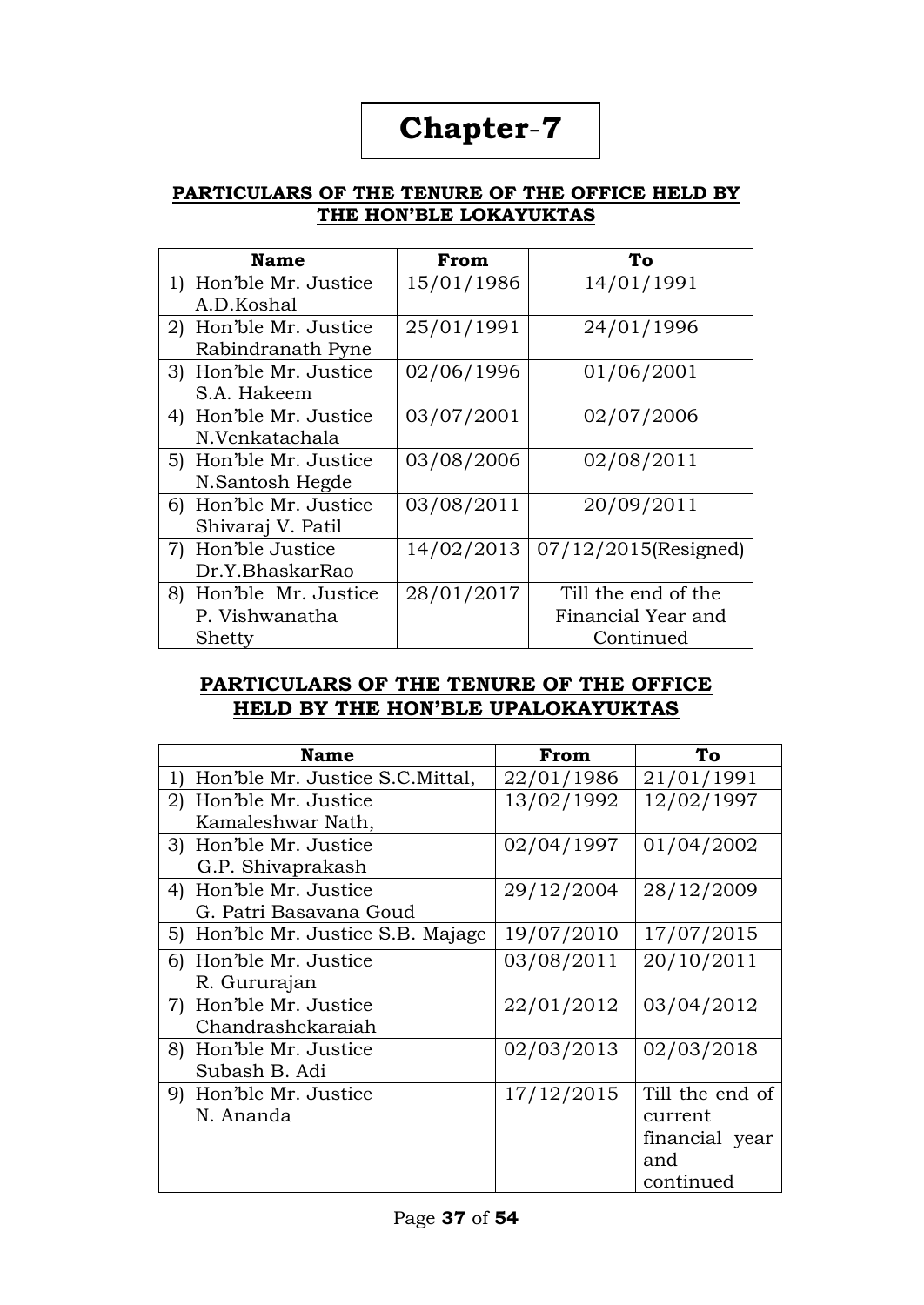# Chapter-7

## PARTICULARS OF THE TENURE OF THE OFFICE HELD BY THE HON'BLE LOKAYUKTAS

| Name | From | To |
|---|---|---|
| 1) Hon'ble Mr. Justice A.D.Koshal | 15/01/1986 | 14/01/1991 |
| 2) Hon'ble Mr. Justice Rabindranath Pyne | 25/01/1991 | 24/01/1996 |
| 3) Hon'ble Mr. Justice S.A. Hakeem | 02/06/1996 | 01/06/2001 |
| 4) Hon'ble Mr. Justice N.Venkatachala | 03/07/2001 | 02/07/2006 |
| 5) Hon'ble Mr. Justice N.Santosh Hegde | 03/08/2006 | 02/08/2011 |
| 6) Hon'ble Mr. Justice Shivaraj V. Patil | 03/08/2011 | 20/09/2011 |
| 7) Hon'ble Justice Dr.Y.BhaskarRao | 14/02/2013 | 07/12/2015(Resigned) |
| 8) Hon'ble Mr. Justice P. Vishwanatha Shetty | 28/01/2017 | Till the end of the Financial Year and Continued |

## PARTICULARS OF THE TENURE OF THE OFFICE HELD BY THE HON'BLE UPALOKAYUKTAS

| Name | From | To |
|---|---|---|
| 1) Hon'ble Mr. Justice S.C.Mittal, | 22/01/1986 | 21/01/1991 |
| 2) Hon'ble Mr. Justice Kamaleshwar Nath, | 13/02/1992 | 12/02/1997 |
| 3) Hon'ble Mr. Justice G.P. Shivaprakash | 02/04/1997 | 01/04/2002 |
| 4) Hon'ble Mr. Justice G. Patri Basavana Goud | 29/12/2004 | 28/12/2009 |
| 5) Hon'ble Mr. Justice S.B. Majage | 19/07/2010 | 17/07/2015 |
| 6) Hon'ble Mr. Justice R. Gururajan | 03/08/2011 | 20/10/2011 |
| 7) Hon'ble Mr. Justice Chandrashekaraiah | 22/01/2012 | 03/04/2012 |
| 8) Hon'ble Mr. Justice Subash B. Adi | 02/03/2013 | 02/03/2018 |
| 9) Hon'ble Mr. Justice N. Ananda | 17/12/2015 | Till the end of current financial year and continued |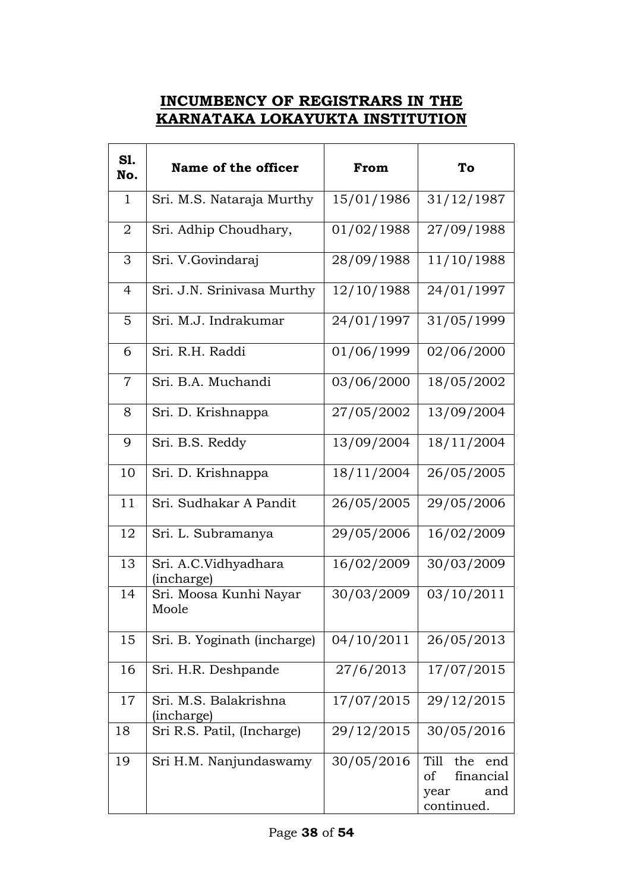# INCUMBENCY OF REGISTRARS IN THE KARNATAKA LOKAYUKTA INSTITUTION

| Sl. No. | Name of the officer | From | To |
|---|---|---|---|
| 1 | Sri. M.S. Nataraja Murthy | 15/01/1986 | 31/12/1987 |
| 2 | Sri. Adhip Choudhary, | 01/02/1988 | 27/09/1988 |
| 3 | Sri. V.Govindaraj | 28/09/1988 | 11/10/1988 |
| 4 | Sri. J.N. Srinivasa Murthy | 12/10/1988 | 24/01/1997 |
| 5 | Sri. M.J. Indrakumar | 24/01/1997 | 31/05/1999 |
| 6 | Sri. R.H. Raddi | 01/06/1999 | 02/06/2000 |
| 7 | Sri. B.A. Muchandi | 03/06/2000 | 18/05/2002 |
| 8 | Sri. D. Krishnappa | 27/05/2002 | 13/09/2004 |
| 9 | Sri. B.S. Reddy | 13/09/2004 | 18/11/2004 |
| 10 | Sri. D. Krishnappa | 18/11/2004 | 26/05/2005 |
| 11 | Sri. Sudhakar A Pandit | 26/05/2005 | 29/05/2006 |
| 12 | Sri. L. Subramanya | 29/05/2006 | 16/02/2009 |
| 13 | Sri. A.C.Vidhyadhara (incharge) | 16/02/2009 | 30/03/2009 |
| 14 | Sri. Moosa Kunhi Nayar Moole | 30/03/2009 | 03/10/2011 |
| 15 | Sri. B. Yoginath (incharge) | 04/10/2011 | 26/05/2013 |
| 16 | Sri. H.R. Deshpande | 27/6/2013 | 17/07/2015 |
| 17 | Sri. M.S. Balakrishna (incharge) | 17/07/2015 | 29/12/2015 |
| 18 | Sri R.S. Patil, (Incharge) | 29/12/2015 | 30/05/2016 |
| 19 | Sri H.M. Nanjundaswamy | 30/05/2016 | Till the end of financial year and continued. |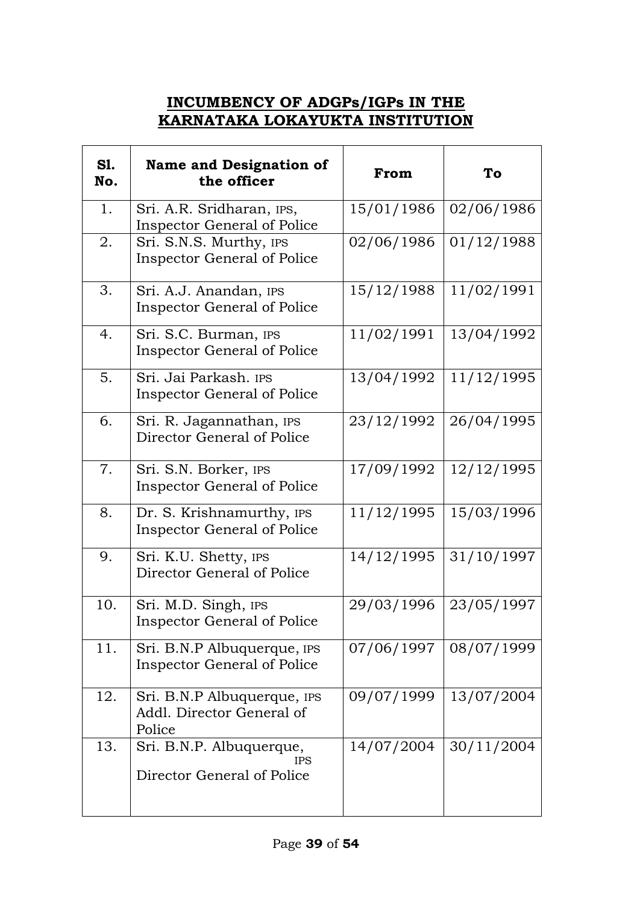**INCUMBENCY OF ADGPs/IGPs IN THE KARNATAKA LOKAYUKTA INSTITUTION**

| Sl. No. | Name and Designation of the officer | From | To |
|---|---|---|---|
| 1. | Sri. A.R. Sridharan, IPS, Inspector General of Police | 15/01/1986 | 02/06/1986 |
| 2. | Sri. S.N.S. Murthy, IPS Inspector General of Police | 02/06/1986 | 01/12/1988 |
| 3. | Sri. A.J. Anandan, IPS Inspector General of Police | 15/12/1988 | 11/02/1991 |
| 4. | Sri. S.C. Burman, IPS Inspector General of Police | 11/02/1991 | 13/04/1992 |
| 5. | Sri. Jai Parkash. IPS Inspector General of Police | 13/04/1992 | 11/12/1995 |
| 6. | Sri. R. Jagannathan, IPS Director General of Police | 23/12/1992 | 26/04/1995 |
| 7. | Sri. S.N. Borker, IPS Inspector General of Police | 17/09/1992 | 12/12/1995 |
| 8. | Dr. S. Krishnamurthy, IPS Inspector General of Police | 11/12/1995 | 15/03/1996 |
| 9. | Sri. K.U. Shetty, IPS Director General of Police | 14/12/1995 | 31/10/1997 |
| 10. | Sri. M.D. Singh, IPS Inspector General of Police | 29/03/1996 | 23/05/1997 |
| 11. | Sri. B.N.P Albuquerque, IPS Inspector General of Police | 07/06/1997 | 08/07/1999 |
| 12. | Sri. B.N.P Albuquerque, IPS Addl. Director General of Police | 09/07/1999 | 13/07/2004 |
| 13. | Sri. B.N.P. Albuquerque, IPS Director General of Police | 14/07/2004 | 30/11/2004 |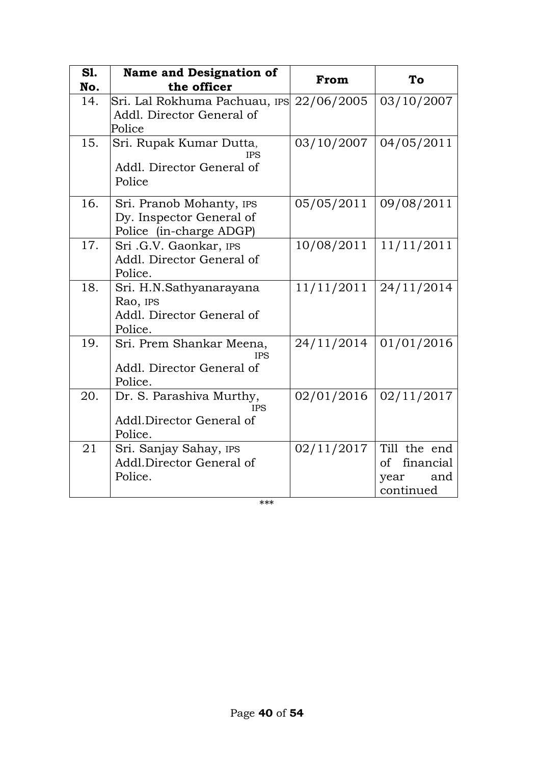| Sl. No. | Name and Designation of the officer | From | To |
|---|---|---|---|
| 14. | Sri. Lal Rokhuma Pachuau, IPS Addl. Director General of Police | 22/06/2005 | 03/10/2007 |
| 15. | Sri. Rupak Kumar Dutta, IPS Addl. Director General of Police | 03/10/2007 | 04/05/2011 |
| 16. | Sri. Pranob Mohanty, IPS Dy. Inspector General of Police (in-charge ADGP) | 05/05/2011 | 09/08/2011 |
| 17. | Sri .G.V. Gaonkar, IPS Addl. Director General of Police. | 10/08/2011 | 11/11/2011 |
| 18. | Sri. H.N.Sathyanarayana Rao, IPS Addl. Director General of Police. | 11/11/2011 | 24/11/2014 |
| 19. | Sri. Prem Shankar Meena, IPS Addl. Director General of Police. | 24/11/2014 | 01/01/2016 |
| 20. | Dr. S. Parashiva Murthy, IPS Addl.Director General of Police. | 02/01/2016 | 02/11/2017 |
| 21 | Sri. Sanjay Sahay, IPS Addl.Director General of Police. | 02/11/2017 | Till the end of financial year and continued |

***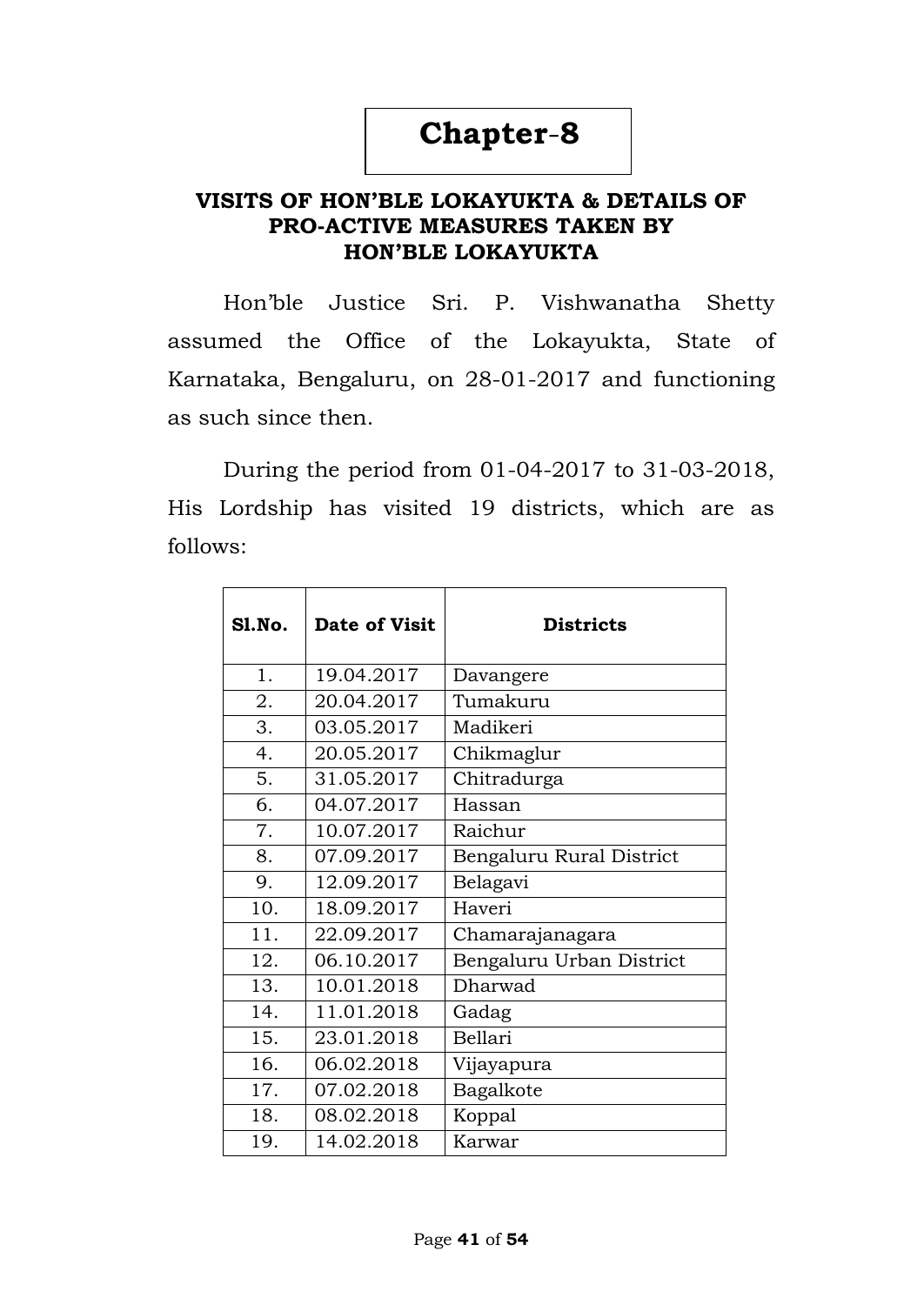# Chapter-8

## VISITS OF HON'BLE LOKAYUKTA & DETAILS OF PRO-ACTIVE MEASURES TAKEN BY HON'BLE LOKAYUKTA

Hon'ble Justice Sri. P. Vishwanatha Shetty assumed the Office of the Lokayukta, State of Karnataka, Bengaluru, on 28-01-2017 and functioning as such since then.

During the period from 01-04-2017 to 31-03-2018, His Lordship has visited 19 districts, which are as follows:

| Sl.No. | Date of Visit | Districts |
|---|---|---|
| 1. | 19.04.2017 | Davangere |
| 2. | 20.04.2017 | Tumakuru |
| 3. | 03.05.2017 | Madikeri |
| 4. | 20.05.2017 | Chikmaglur |
| 5. | 31.05.2017 | Chitradurga |
| 6. | 04.07.2017 | Hassan |
| 7. | 10.07.2017 | Raichur |
| 8. | 07.09.2017 | Bengaluru Rural District |
| 9. | 12.09.2017 | Belagavi |
| 10. | 18.09.2017 | Haveri |
| 11. | 22.09.2017 | Chamarajanagara |
| 12. | 06.10.2017 | Bengaluru Urban District |
| 13. | 10.01.2018 | Dharwad |
| 14. | 11.01.2018 | Gadag |
| 15. | 23.01.2018 | Bellari |
| 16. | 06.02.2018 | Vijayapura |
| 17. | 07.02.2018 | Bagalkote |
| 18. | 08.02.2018 | Koppal |
| 19. | 14.02.2018 | Karwar |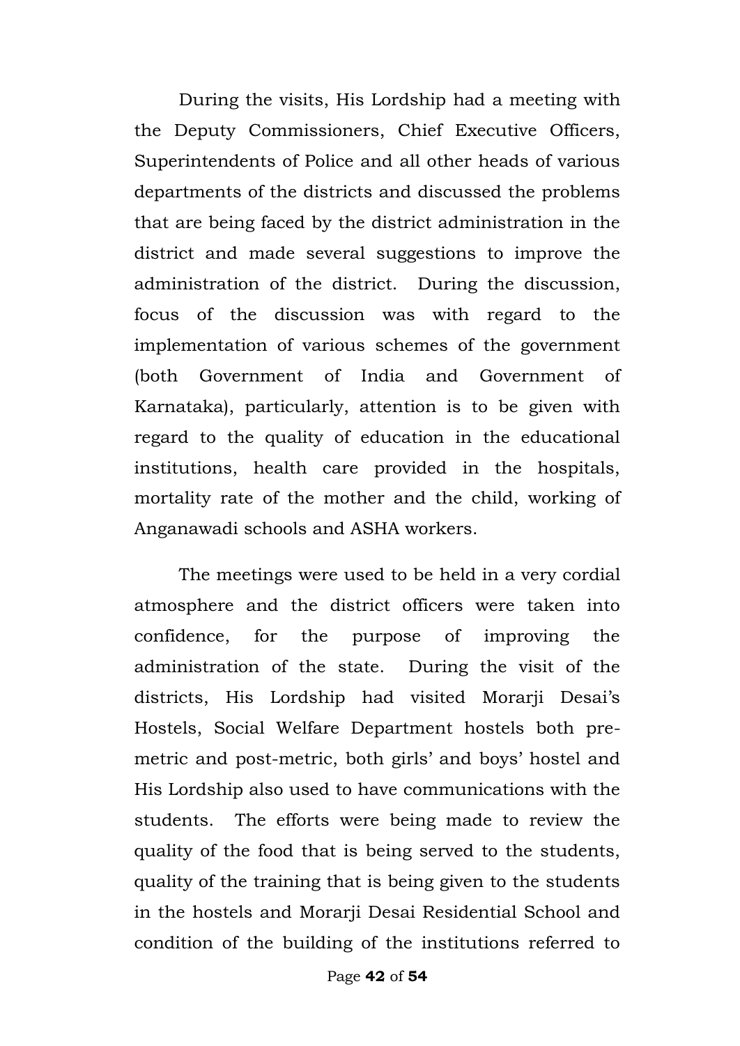During the visits, His Lordship had a meeting with the Deputy Commissioners, Chief Executive Officers, Superintendents of Police and all other heads of various departments of the districts and discussed the problems that are being faced by the district administration in the district and made several suggestions to improve the administration of the district. During the discussion, focus of the discussion was with regard to the implementation of various schemes of the government (both Government of India and Government of Karnataka), particularly, attention is to be given with regard to the quality of education in the educational institutions, health care provided in the hospitals, mortality rate of the mother and the child, working of Anganawadi schools and ASHA workers.

The meetings were used to be held in a very cordial atmosphere and the district officers were taken into confidence, for the purpose of improving the administration of the state. During the visit of the districts, His Lordship had visited Morarji Desai's Hostels, Social Welfare Department hostels both pre-metric and post-metric, both girls' and boys' hostel and His Lordship also used to have communications with the students. The efforts were being made to review the quality of the food that is being served to the students, quality of the training that is being given to the students in the hostels and Morarji Desai Residential School and condition of the building of the institutions referred to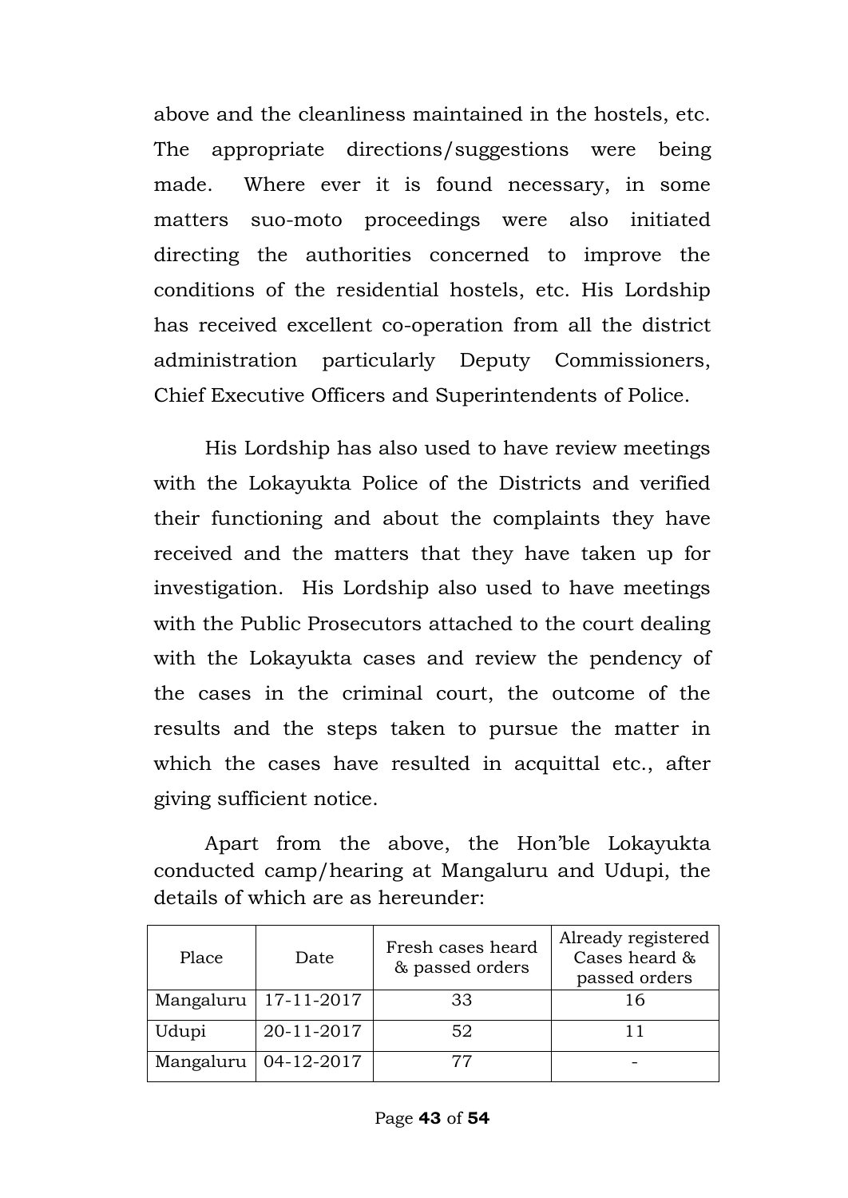above and the cleanliness maintained in the hostels, etc. The appropriate directions/suggestions were being made. Where ever it is found necessary, in some matters suo-moto proceedings were also initiated directing the authorities concerned to improve the conditions of the residential hostels, etc. His Lordship has received excellent co-operation from all the district administration particularly Deputy Commissioners, Chief Executive Officers and Superintendents of Police.

His Lordship has also used to have review meetings with the Lokayukta Police of the Districts and verified their functioning and about the complaints they have received and the matters that they have taken up for investigation. His Lordship also used to have meetings with the Public Prosecutors attached to the court dealing with the Lokayukta cases and review the pendency of the cases in the criminal court, the outcome of the results and the steps taken to pursue the matter in which the cases have resulted in acquittal etc., after giving sufficient notice.

Apart from the above, the Hon'ble Lokayukta conducted camp/hearing at Mangaluru and Udupi, the details of which are as hereunder:

| Place | Date | Fresh cases heard & passed orders | Already registered Cases heard & passed orders |
|---|---|---|---|
| Mangaluru | 17-11-2017 | 33 | 16 |
| Udupi | 20-11-2017 | 52 | 11 |
| Mangaluru | 04-12-2017 | 77 | - |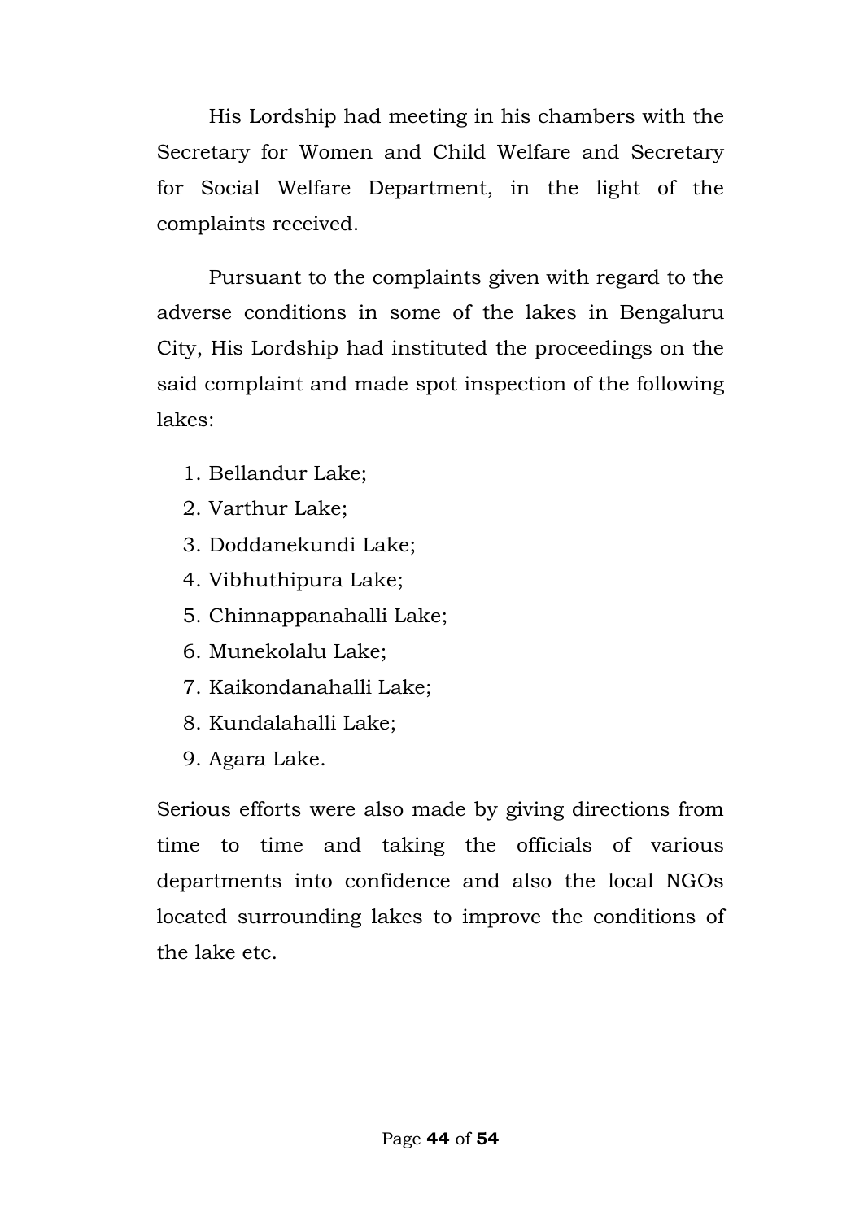His Lordship had meeting in his chambers with the Secretary for Women and Child Welfare and Secretary for Social Welfare Department, in the light of the complaints received.

Pursuant to the complaints given with regard to the adverse conditions in some of the lakes in Bengaluru City, His Lordship had instituted the proceedings on the said complaint and made spot inspection of the following lakes:

1. Bellandur Lake;
2. Varthur Lake;
3. Doddanekundi Lake;
4. Vibhuthipura Lake;
5. Chinnappanahalli Lake;
6. Munekolalu Lake;
7. Kaikondanahalli Lake;
8. Kundalahalli Lake;
9. Agara Lake.

Serious efforts were also made by giving directions from time to time and taking the officials of various departments into confidence and also the local NGOs located surrounding lakes to improve the conditions of the lake etc.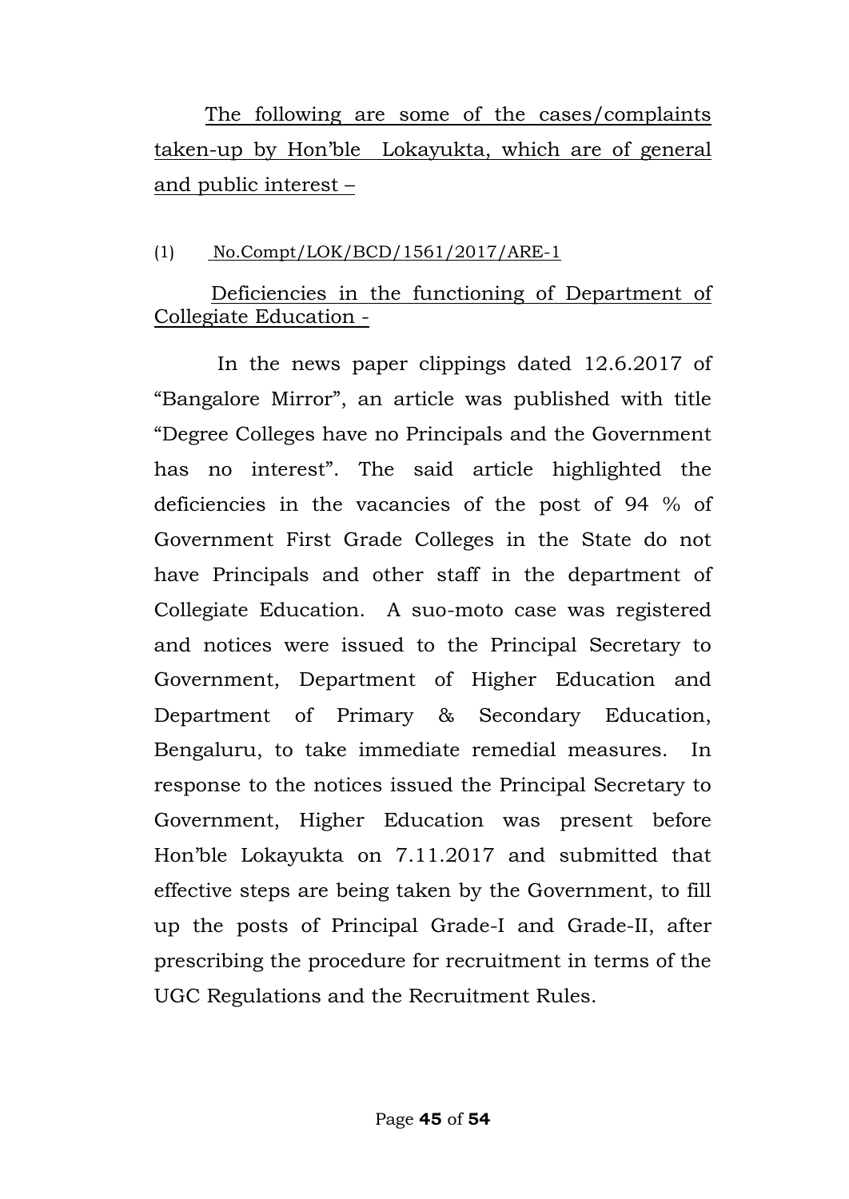<u>The following are some of the cases/complaints taken-up by Hon'ble Lokayukta, which are of general and public interest –</u>

(1) <u>No.Compt/LOK/BCD/1561/2017/ARE-1</u>

<u>Deficiencies in the functioning of Department of Collegiate Education -</u>

In the news paper clippings dated 12.6.2017 of "Bangalore Mirror", an article was published with title "Degree Colleges have no Principals and the Government has no interest". The said article highlighted the deficiencies in the vacancies of the post of 94 % of Government First Grade Colleges in the State do not have Principals and other staff in the department of Collegiate Education. A suo-moto case was registered and notices were issued to the Principal Secretary to Government, Department of Higher Education and Department of Primary & Secondary Education, Bengaluru, to take immediate remedial measures. In response to the notices issued the Principal Secretary to Government, Higher Education was present before Hon'ble Lokayukta on 7.11.2017 and submitted that effective steps are being taken by the Government, to fill up the posts of Principal Grade-I and Grade-II, after prescribing the procedure for recruitment in terms of the UGC Regulations and the Recruitment Rules.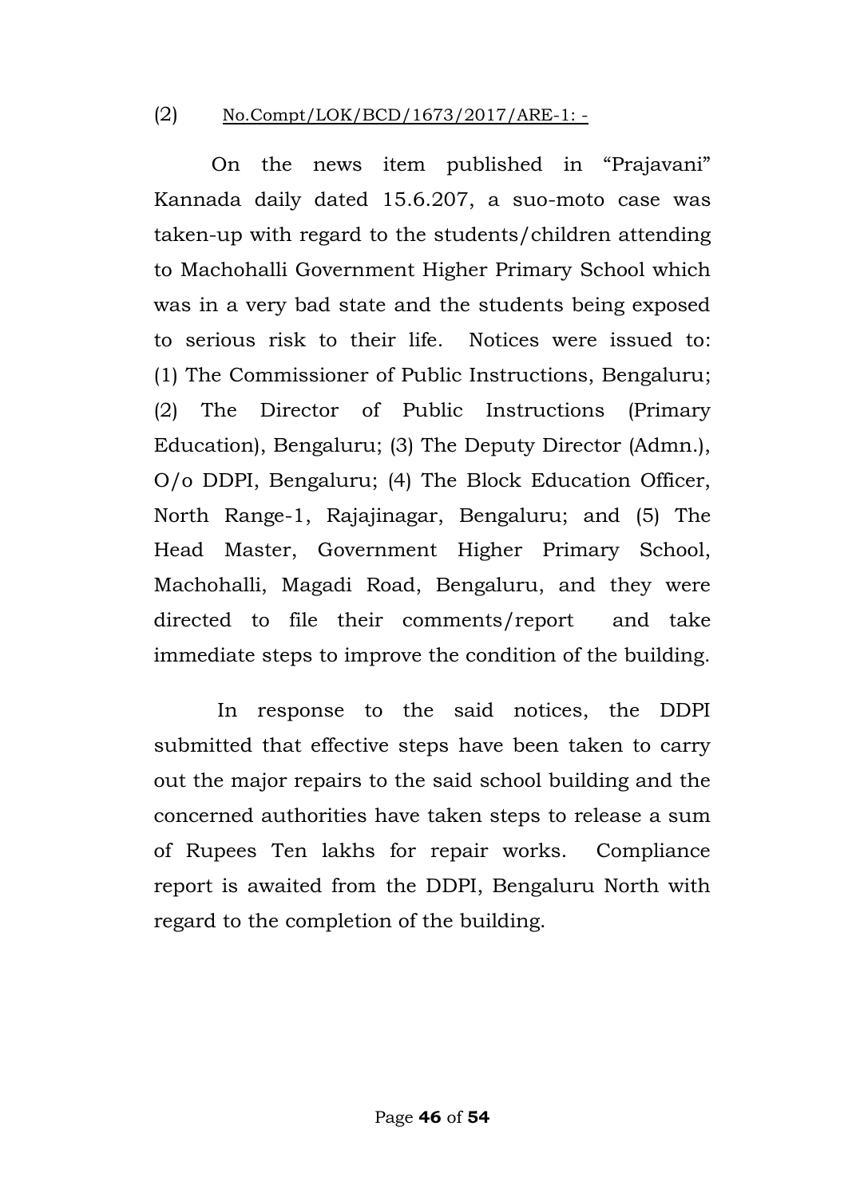(2) <u>No.Compt/LOK/BCD/1673/2017/ARE-1: -</u>

On the news item published in "Prajavani" Kannada daily dated 15.6.207, a suo-moto case was taken-up with regard to the students/children attending to Machohalli Government Higher Primary School which was in a very bad state and the students being exposed to serious risk to their life. Notices were issued to: (1) The Commissioner of Public Instructions, Bengaluru; (2) The Director of Public Instructions (Primary Education), Bengaluru; (3) The Deputy Director (Admn.), O/o DDPI, Bengaluru; (4) The Block Education Officer, North Range-1, Rajajinagar, Bengaluru; and (5) The Head Master, Government Higher Primary School, Machohalli, Magadi Road, Bengaluru, and they were directed to file their comments/report and take immediate steps to improve the condition of the building.

In response to the said notices, the DDPI submitted that effective steps have been taken to carry out the major repairs to the said school building and the concerned authorities have taken steps to release a sum of Rupees Ten lakhs for repair works. Compliance report is awaited from the DDPI, Bengaluru North with regard to the completion of the building.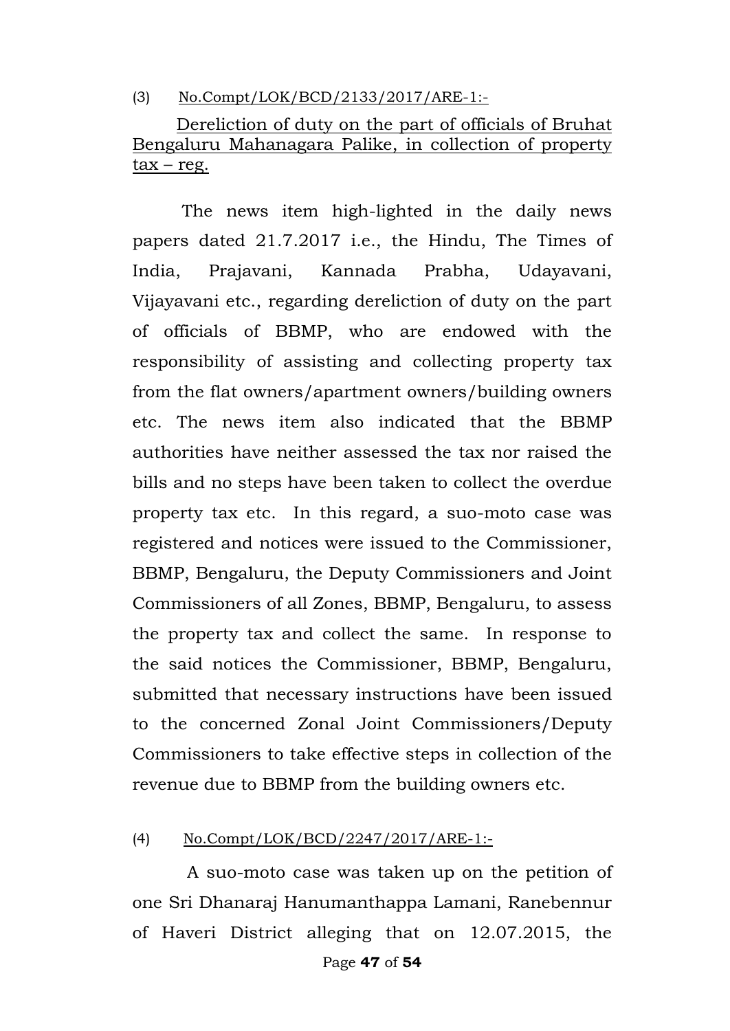(3) <u>No.Compt/LOK/BCD/2133/2017/ARE-1:-</u>

<u>Dereliction of duty on the part of officials of Bruhat Bengaluru Mahanagara Palike, in collection of property tax – reg.</u>

The news item high-lighted in the daily news papers dated 21.7.2017 i.e., the Hindu, The Times of India, Prajavani, Kannada Prabha, Udayavani, Vijayavani etc., regarding dereliction of duty on the part of officials of BBMP, who are endowed with the responsibility of assisting and collecting property tax from the flat owners/apartment owners/building owners etc. The news item also indicated that the BBMP authorities have neither assessed the tax nor raised the bills and no steps have been taken to collect the overdue property tax etc. In this regard, a suo-moto case was registered and notices were issued to the Commissioner, BBMP, Bengaluru, the Deputy Commissioners and Joint Commissioners of all Zones, BBMP, Bengaluru, to assess the property tax and collect the same. In response to the said notices the Commissioner, BBMP, Bengaluru, submitted that necessary instructions have been issued to the concerned Zonal Joint Commissioners/Deputy Commissioners to take effective steps in collection of the revenue due to BBMP from the building owners etc.

(4) <u>No.Compt/LOK/BCD/2247/2017/ARE-1:-</u>

A suo-moto case was taken up on the petition of one Sri Dhanaraj Hanumanthappa Lamani, Ranebennur of Haveri District alleging that on 12.07.2015, the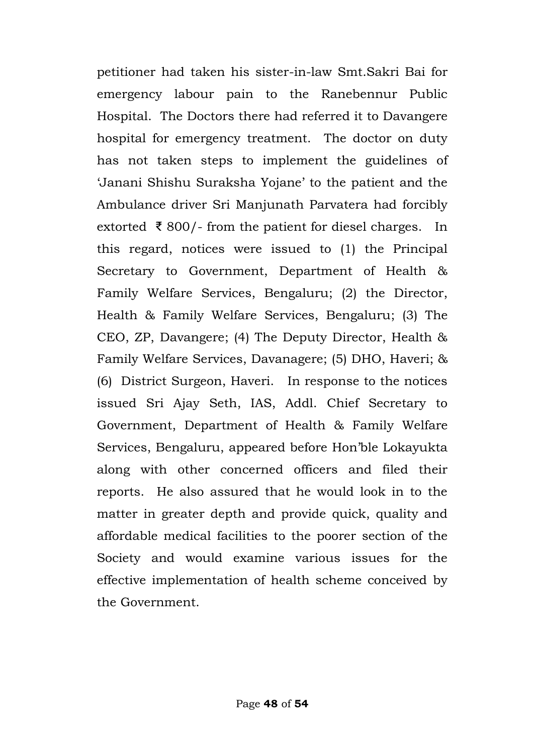petitioner had taken his sister-in-law Smt.Sakri Bai for emergency labour pain to the Ranebennur Public Hospital. The Doctors there had referred it to Davangere hospital for emergency treatment. The doctor on duty has not taken steps to implement the guidelines of 'Janani Shishu Suraksha Yojane' to the patient and the Ambulance driver Sri Manjunath Parvatera had forcibly extorted ₹ 800/- from the patient for diesel charges. In this regard, notices were issued to (1) the Principal Secretary to Government, Department of Health & Family Welfare Services, Bengaluru; (2) the Director, Health & Family Welfare Services, Bengaluru; (3) The CEO, ZP, Davangere; (4) The Deputy Director, Health & Family Welfare Services, Davanagere; (5) DHO, Haveri; & (6) District Surgeon, Haveri. In response to the notices issued Sri Ajay Seth, IAS, Addl. Chief Secretary to Government, Department of Health & Family Welfare Services, Bengaluru, appeared before Hon'ble Lokayukta along with other concerned officers and filed their reports. He also assured that he would look in to the matter in greater depth and provide quick, quality and affordable medical facilities to the poorer section of the Society and would examine various issues for the effective implementation of health scheme conceived by the Government.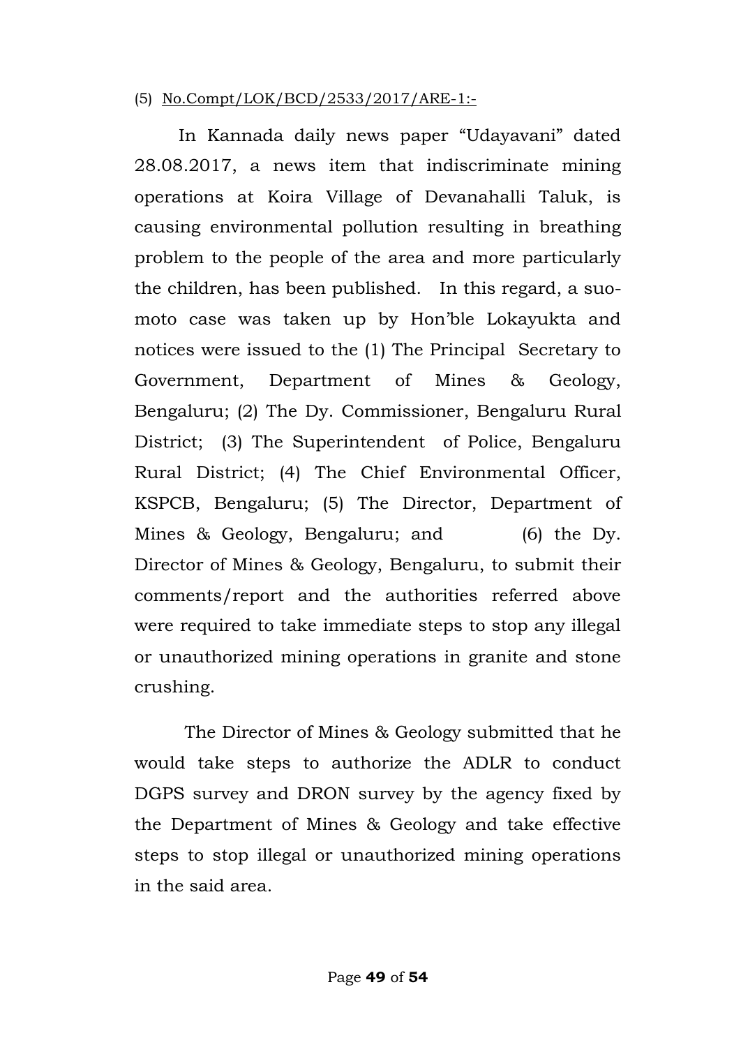(5) No.Compt/LOK/BCD/2533/2017/ARE-1:-

In Kannada daily news paper "Udayavani" dated 28.08.2017, a news item that indiscriminate mining operations at Koira Village of Devanahalli Taluk, is causing environmental pollution resulting in breathing problem to the people of the area and more particularly the children, has been published. In this regard, a suo-moto case was taken up by Hon'ble Lokayukta and notices were issued to the (1) The Principal Secretary to Government, Department of Mines & Geology, Bengaluru; (2) The Dy. Commissioner, Bengaluru Rural District; (3) The Superintendent of Police, Bengaluru Rural District; (4) The Chief Environmental Officer, KSPCB, Bengaluru; (5) The Director, Department of Mines & Geology, Bengaluru; and (6) the Dy. Director of Mines & Geology, Bengaluru, to submit their comments/report and the authorities referred above were required to take immediate steps to stop any illegal or unauthorized mining operations in granite and stone crushing.

The Director of Mines & Geology submitted that he would take steps to authorize the ADLR to conduct DGPS survey and DRON survey by the agency fixed by the Department of Mines & Geology and take effective steps to stop illegal or unauthorized mining operations in the said area.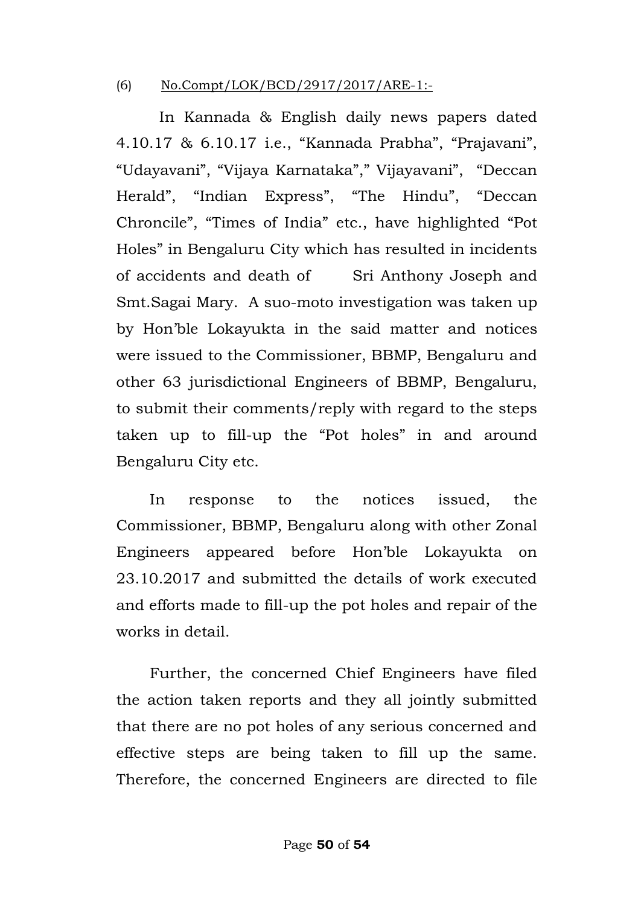(6) No.Compt/LOK/BCD/2917/2017/ARE-1:-

In Kannada & English daily news papers dated 4.10.17 & 6.10.17 i.e., "Kannada Prabha", "Prajavani", "Udayavani", "Vijaya Karnataka"," Vijayavani", "Deccan Herald", "Indian Express", "The Hindu", "Deccan Chroncile", "Times of India" etc., have highlighted "Pot Holes" in Bengaluru City which has resulted in incidents of accidents and death of Sri Anthony Joseph and Smt.Sagai Mary. A suo-moto investigation was taken up by Hon'ble Lokayukta in the said matter and notices were issued to the Commissioner, BBMP, Bengaluru and other 63 jurisdictional Engineers of BBMP, Bengaluru, to submit their comments/reply with regard to the steps taken up to fill-up the "Pot holes" in and around Bengaluru City etc.

In response to the notices issued, the Commissioner, BBMP, Bengaluru along with other Zonal Engineers appeared before Hon'ble Lokayukta on 23.10.2017 and submitted the details of work executed and efforts made to fill-up the pot holes and repair of the works in detail.

Further, the concerned Chief Engineers have filed the action taken reports and they all jointly submitted that there are no pot holes of any serious concerned and effective steps are being taken to fill up the same. Therefore, the concerned Engineers are directed to file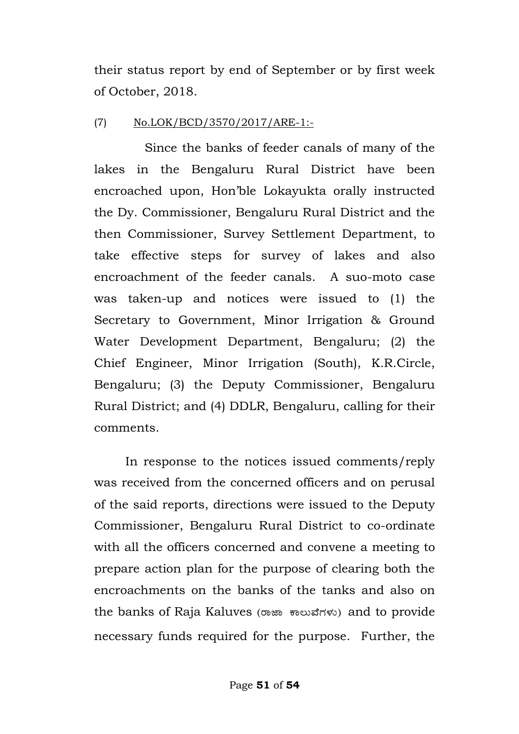their status report by end of September or by first week of October, 2018.

(7) <u>No.LOK/BCD/3570/2017/ARE-1:-</u>

Since the banks of feeder canals of many of the lakes in the Bengaluru Rural District have been encroached upon, Hon'ble Lokayukta orally instructed the Dy. Commissioner, Bengaluru Rural District and the then Commissioner, Survey Settlement Department, to take effective steps for survey of lakes and also encroachment of the feeder canals. A suo-moto case was taken-up and notices were issued to (1) the Secretary to Government, Minor Irrigation & Ground Water Development Department, Bengaluru; (2) the Chief Engineer, Minor Irrigation (South), K.R.Circle, Bengaluru; (3) the Deputy Commissioner, Bengaluru Rural District; and (4) DDLR, Bengaluru, calling for their comments.

In response to the notices issued comments/reply was received from the concerned officers and on perusal of the said reports, directions were issued to the Deputy Commissioner, Bengaluru Rural District to co-ordinate with all the officers concerned and convene a meeting to prepare action plan for the purpose of clearing both the encroachments on the banks of the tanks and also on the banks of Raja Kaluves (ರಾಜಾ ಕಾಲುವೆಗಳು) and to provide necessary funds required for the purpose. Further, the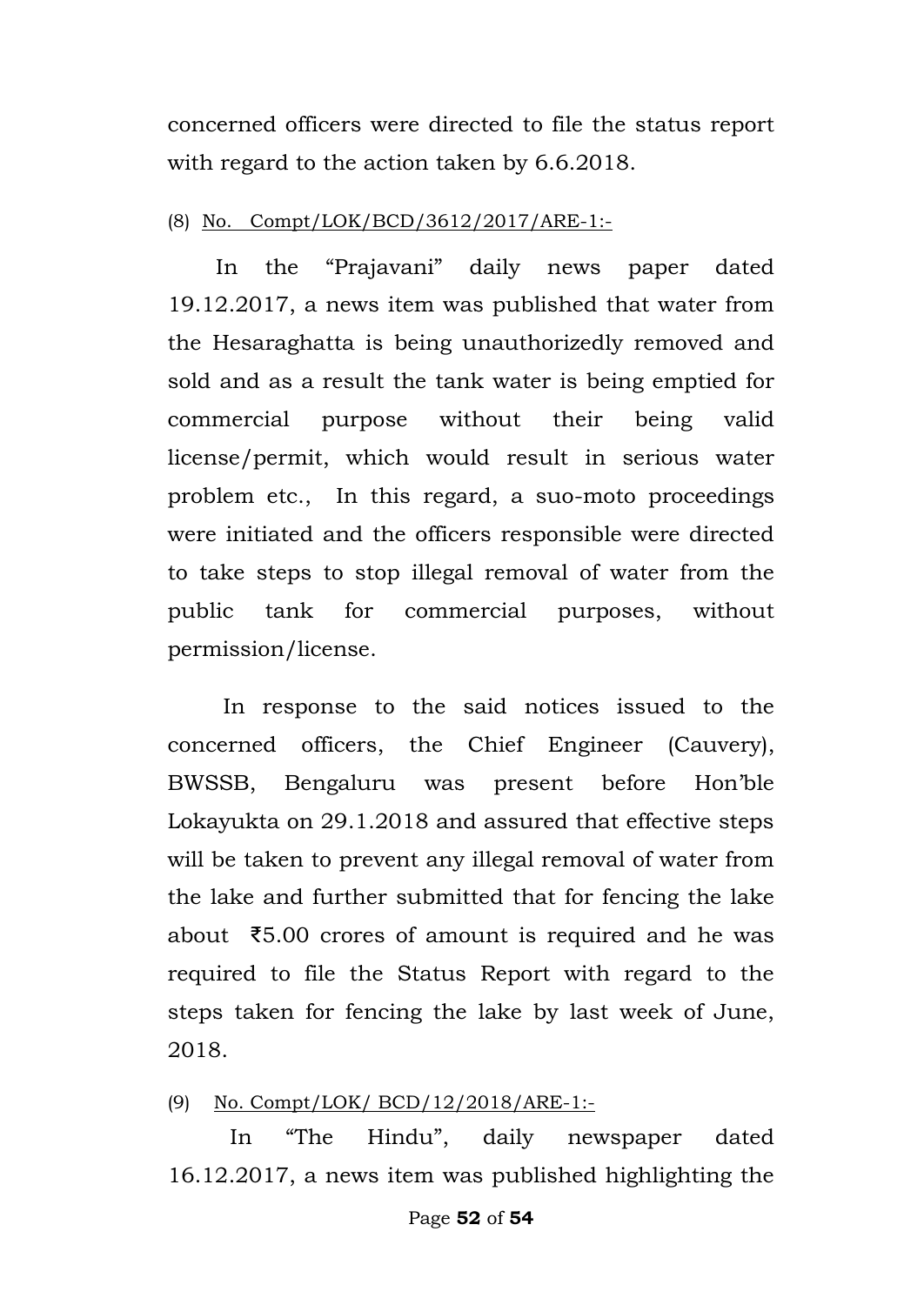concerned officers were directed to file the status report with regard to the action taken by 6.6.2018.

(8) <u>No. Compt/LOK/BCD/3612/2017/ARE-1:-</u>

In the "Prajavani" daily news paper dated 19.12.2017, a news item was published that water from the Hesaraghatta is being unauthorizedly removed and sold and as a result the tank water is being emptied for commercial purpose without their being valid license/permit, which would result in serious water problem etc., In this regard, a suo-moto proceedings were initiated and the officers responsible were directed to take steps to stop illegal removal of water from the public tank for commercial purposes, without permission/license.

In response to the said notices issued to the concerned officers, the Chief Engineer (Cauvery), BWSSB, Bengaluru was present before Hon'ble Lokayukta on 29.1.2018 and assured that effective steps will be taken to prevent any illegal removal of water from the lake and further submitted that for fencing the lake about ₹5.00 crores of amount is required and he was required to file the Status Report with regard to the steps taken for fencing the lake by last week of June, 2018.

(9) <u>No. Compt/LOK/ BCD/12/2018/ARE-1:-</u>

In "The Hindu", daily newspaper dated 16.12.2017, a news item was published highlighting the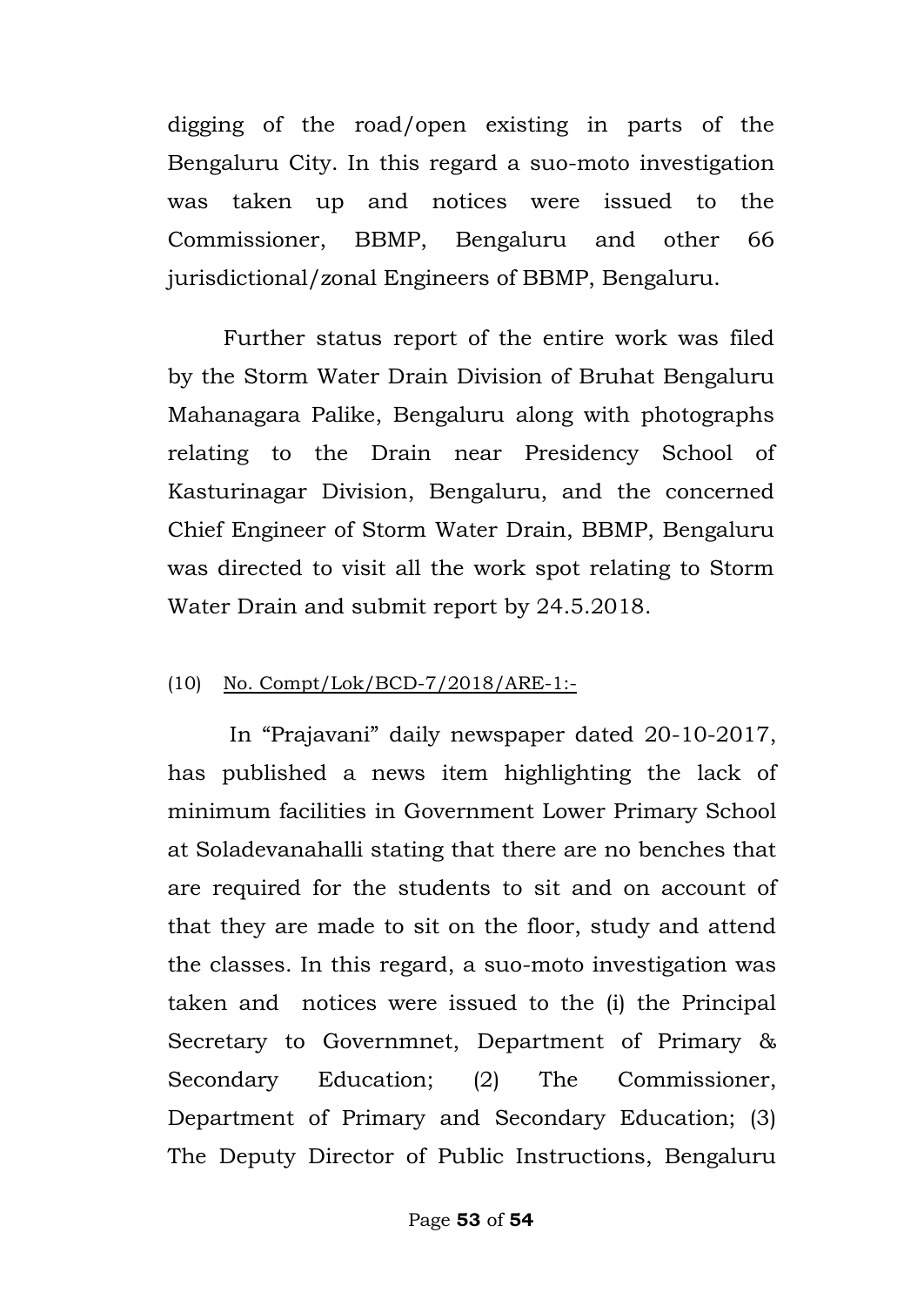digging of the road/open existing in parts of the Bengaluru City. In this regard a suo-moto investigation was taken up and notices were issued to the Commissioner, BBMP, Bengaluru and other 66 jurisdictional/zonal Engineers of BBMP, Bengaluru.

Further status report of the entire work was filed by the Storm Water Drain Division of Bruhat Bengaluru Mahanagara Palike, Bengaluru along with photographs relating to the Drain near Presidency School of Kasturinagar Division, Bengaluru, and the concerned Chief Engineer of Storm Water Drain, BBMP, Bengaluru was directed to visit all the work spot relating to Storm Water Drain and submit report by 24.5.2018.

(10) <u>No. Compt/Lok/BCD-7/2018/ARE-1:-</u>

In "Prajavani" daily newspaper dated 20-10-2017, has published a news item highlighting the lack of minimum facilities in Government Lower Primary School at Soladevanahalli stating that there are no benches that are required for the students to sit and on account of that they are made to sit on the floor, study and attend the classes. In this regard, a suo-moto investigation was taken and notices were issued to the (i) the Principal Secretary to Governmnet, Department of Primary & Secondary Education; (2) The Commissioner, Department of Primary and Secondary Education; (3) The Deputy Director of Public Instructions, Bengaluru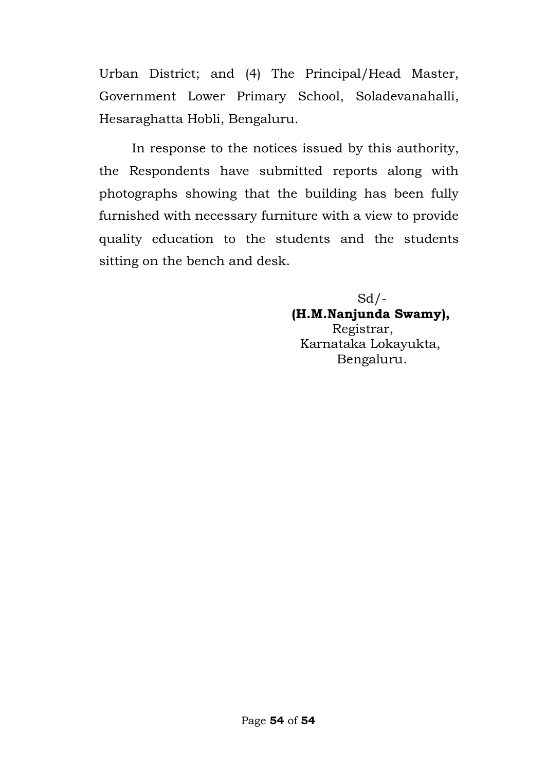Urban District; and (4) The Principal/Head Master, Government Lower Primary School, Soladevanahalli, Hesaraghatta Hobli, Bengaluru.

In response to the notices issued by this authority, the Respondents have submitted reports along with photographs showing that the building has been fully furnished with necessary furniture with a view to provide quality education to the students and the students sitting on the bench and desk.

Sd/-
**(H.M.Nanjunda Swamy),**
Registrar,
Karnataka Lokayukta,
Bengaluru.